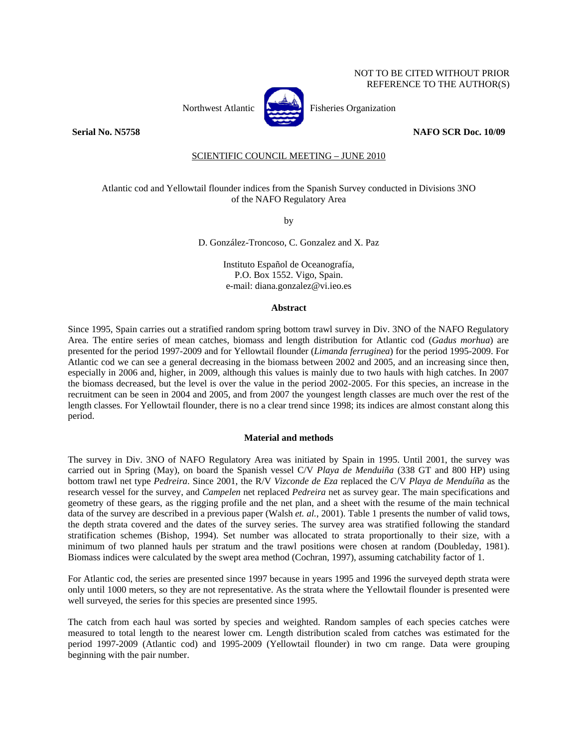NOT TO BE CITED WITHOUT PRIOR REFERENCE TO THE AUTHOR(S)

Northwest Atlantic Fisheries Organization

**Serial No. N5758** **NAFO SCR Doc. 10/09**

SCIENTIFIC COUNCIL MEETING – JUNE 2010

# Atlantic cod and Yellowtail flounder indices from the Spanish Survey conducted in Divisions 3NO of the NAFO Regulatory Area

by

D. González-Troncoso, C. Gonzalez and X. Paz

Instituto Español de Oceanografía,
P.O. Box 1552. Vigo, Spain.
e-mail: diana.gonzalez@vi.ieo.es

## Abstract

Since 1995, Spain carries out a stratified random spring bottom trawl survey in Div. 3NO of the NAFO Regulatory Area. The entire series of mean catches, biomass and length distribution for Atlantic cod (*Gadus morhua*) are presented for the period 1997-2009 and for Yellowtail flounder (*Limanda ferruginea*) for the period 1995-2009. For Atlantic cod we can see a general decreasing in the biomass between 2002 and 2005, and an increasing since then, especially in 2006 and, higher, in 2009, although this values is mainly due to two hauls with high catches. In 2007 the biomass decreased, but the level is over the value in the period 2002-2005. For this species, an increase in the recruitment can be seen in 2004 and 2005, and from 2007 the youngest length classes are much over the rest of the length classes. For Yellowtail flounder, there is no a clear trend since 1998; its indices are almost constant along this period.

## Material and methods

The survey in Div. 3NO of NAFO Regulatory Area was initiated by Spain in 1995. Until 2001, the survey was carried out in Spring (May), on board the Spanish vessel C/V *Playa de Menduiña* (338 GT and 800 HP) using bottom trawl net type *Pedreira*. Since 2001, the R/V *Vizconde de Eza* replaced the C/V *Playa de Menduíña* as the research vessel for the survey, and *Campelen* net replaced *Pedreira* net as survey gear. The main specifications and geometry of these gears, as the rigging profile and the net plan, and a sheet with the resume of the main technical data of the survey are described in a previous paper (Walsh *et. al.*, 2001). Table 1 presents the number of valid tows, the depth strata covered and the dates of the survey series. The survey area was stratified following the standard stratification schemes (Bishop, 1994). Set number was allocated to strata proportionally to their size, with a minimum of two planned hauls per stratum and the trawl positions were chosen at random (Doubleday, 1981). Biomass indices were calculated by the swept area method (Cochran, 1997), assuming catchability factor of 1.

For Atlantic cod, the series are presented since 1997 because in years 1995 and 1996 the surveyed depth strata were only until 1000 meters, so they are not representative. As the strata where the Yellowtail flounder is presented were well surveyed, the series for this species are presented since 1995.

The catch from each haul was sorted by species and weighted. Random samples of each species catches were measured to total length to the nearest lower cm. Length distribution scaled from catches was estimated for the period 1997-2009 (Atlantic cod) and 1995-2009 (Yellowtail flounder) in two cm range. Data were grouping beginning with the pair number.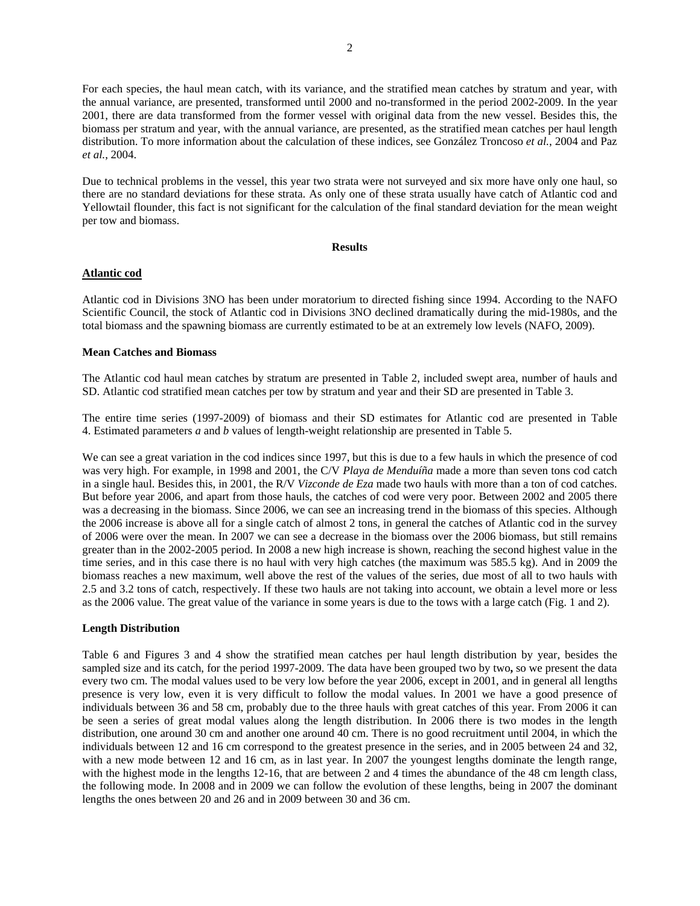For each species, the haul mean catch, with its variance, and the stratified mean catches by stratum and year, with the annual variance, are presented, transformed until 2000 and no-transformed in the period 2002-2009. In the year 2001, there are data transformed from the former vessel with original data from the new vessel. Besides this, the biomass per stratum and year, with the annual variance, are presented, as the stratified mean catches per haul length distribution. To more information about the calculation of these indices, see González Troncoso *et al.*, 2004 and Paz *et al.*, 2004.

Due to technical problems in the vessel, this year two strata were not surveyed and six more have only one haul, so there are no standard deviations for these strata. As only one of these strata usually have catch of Atlantic cod and Yellowtail flounder, this fact is not significant for the calculation of the final standard deviation for the mean weight per tow and biomass.

## Results

### Atlantic cod

Atlantic cod in Divisions 3NO has been under moratorium to directed fishing since 1994. According to the NAFO Scientific Council, the stock of Atlantic cod in Divisions 3NO declined dramatically during the mid-1980s, and the total biomass and the spawning biomass are currently estimated to be at an extremely low levels (NAFO, 2009).

#### Mean Catches and Biomass

The Atlantic cod haul mean catches by stratum are presented in Table 2, included swept area, number of hauls and SD. Atlantic cod stratified mean catches per tow by stratum and year and their SD are presented in Table 3.

The entire time series (1997-2009) of biomass and their SD estimates for Atlantic cod are presented in Table 4. Estimated parameters *a* and *b* values of length-weight relationship are presented in Table 5.

We can see a great variation in the cod indices since 1997, but this is due to a few hauls in which the presence of cod was very high. For example, in 1998 and 2001, the C/V *Playa de Menduíña* made a more than seven tons cod catch in a single haul. Besides this, in 2001, the R/V *Vizconde de Eza* made two hauls with more than a ton of cod catches. But before year 2006, and apart from those hauls, the catches of cod were very poor. Between 2002 and 2005 there was a decreasing in the biomass. Since 2006, we can see an increasing trend in the biomass of this species. Although the 2006 increase is above all for a single catch of almost 2 tons, in general the catches of Atlantic cod in the survey of 2006 were over the mean. In 2007 we can see a decrease in the biomass over the 2006 biomass, but still remains greater than in the 2002-2005 period. In 2008 a new high increase is shown, reaching the second highest value in the time series, and in this case there is no haul with very high catches (the maximum was 585.5 kg). And in 2009 the biomass reaches a new maximum, well above the rest of the values of the series, due most of all to two hauls with 2.5 and 3.2 tons of catch, respectively. If these two hauls are not taking into account, we obtain a level more or less as the 2006 value. The great value of the variance in some years is due to the tows with a large catch (Fig. 1 and 2).

#### Length Distribution

Table 6 and Figures 3 and 4 show the stratified mean catches per haul length distribution by year, besides the sampled size and its catch, for the period 1997-2009. The data have been grouped two by two**,** so we present the data every two cm. The modal values used to be very low before the year 2006, except in 2001, and in general all lengths presence is very low, even it is very difficult to follow the modal values. In 2001 we have a good presence of individuals between 36 and 58 cm, probably due to the three hauls with great catches of this year. From 2006 it can be seen a series of great modal values along the length distribution. In 2006 there is two modes in the length distribution, one around 30 cm and another one around 40 cm. There is no good recruitment until 2004, in which the individuals between 12 and 16 cm correspond to the greatest presence in the series, and in 2005 between 24 and 32, with a new mode between 12 and 16 cm, as in last year. In 2007 the youngest lengths dominate the length range, with the highest mode in the lengths 12-16, that are between 2 and 4 times the abundance of the 48 cm length class, the following mode. In 2008 and in 2009 we can follow the evolution of these lengths, being in 2007 the dominant lengths the ones between 20 and 26 and in 2009 between 30 and 36 cm.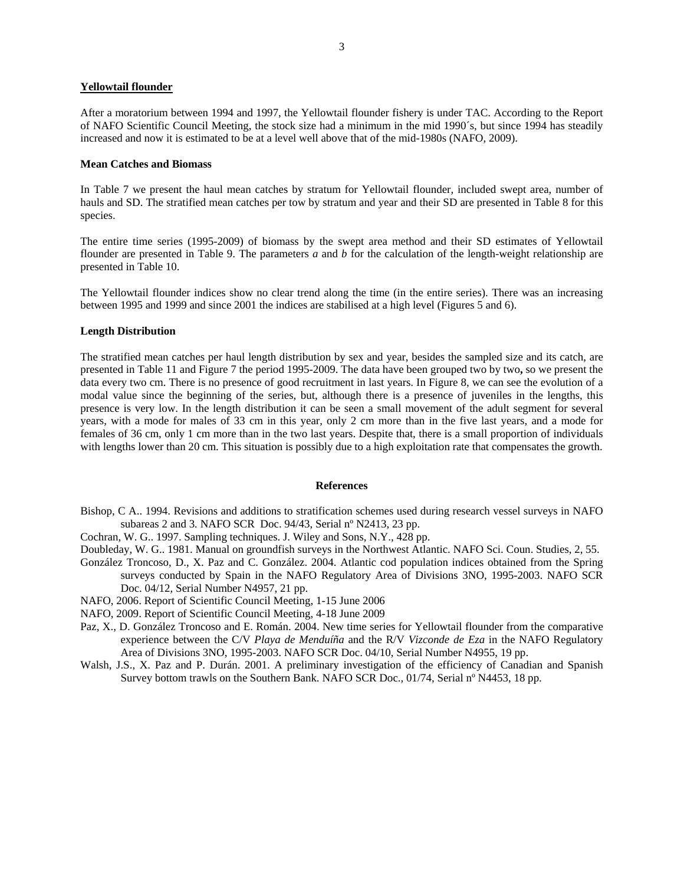## Yellowtail flounder

After a moratorium between 1994 and 1997, the Yellowtail flounder fishery is under TAC. According to the Report of NAFO Scientific Council Meeting, the stock size had a minimum in the mid 1990´s, but since 1994 has steadily increased and now it is estimated to be at a level well above that of the mid-1980s (NAFO, 2009).

### Mean Catches and Biomass

In Table 7 we present the haul mean catches by stratum for Yellowtail flounder, included swept area, number of hauls and SD. The stratified mean catches per tow by stratum and year and their SD are presented in Table 8 for this species.

The entire time series (1995-2009) of biomass by the swept area method and their SD estimates of Yellowtail flounder are presented in Table 9. The parameters *a* and *b* for the calculation of the length-weight relationship are presented in Table 10.

The Yellowtail flounder indices show no clear trend along the time (in the entire series). There was an increasing between 1995 and 1999 and since 2001 the indices are stabilised at a high level (Figures 5 and 6).

### Length Distribution

The stratified mean catches per haul length distribution by sex and year, besides the sampled size and its catch, are presented in Table 11 and Figure 7 the period 1995-2009. The data have been grouped two by two**,** so we present the data every two cm. There is no presence of good recruitment in last years. In Figure 8, we can see the evolution of a modal value since the beginning of the series, but, although there is a presence of juveniles in the lengths, this presence is very low. In the length distribution it can be seen a small movement of the adult segment for several years, with a mode for males of 33 cm in this year, only 2 cm more than in the five last years, and a mode for females of 36 cm, only 1 cm more than in the two last years. Despite that, there is a small proportion of individuals with lengths lower than 20 cm. This situation is possibly due to a high exploitation rate that compensates the growth.

## References

Bishop, C A.. 1994. Revisions and additions to stratification schemes used during research vessel surveys in NAFO subareas 2 and 3. NAFO SCR Doc. 94/43, Serial nº N2413, 23 pp.

Cochran, W. G.. 1997. Sampling techniques. J. Wiley and Sons, N.Y., 428 pp.

Doubleday, W. G.. 1981. Manual on groundfish surveys in the Northwest Atlantic. NAFO Sci. Coun. Studies, 2, 55.

González Troncoso, D., X. Paz and C. González. 2004. Atlantic cod population indices obtained from the Spring surveys conducted by Spain in the NAFO Regulatory Area of Divisions 3NO, 1995-2003. NAFO SCR Doc. 04/12, Serial Number N4957, 21 pp.

NAFO, 2006. Report of Scientific Council Meeting, 1-15 June 2006

NAFO, 2009. Report of Scientific Council Meeting, 4-18 June 2009

Paz, X., D. González Troncoso and E. Román. 2004. New time series for Yellowtail flounder from the comparative experience between the C/V *Playa de Menduíña* and the R/V *Vizconde de Eza* in the NAFO Regulatory Area of Divisions 3NO, 1995-2003. NAFO SCR Doc. 04/10, Serial Number N4955, 19 pp.

Walsh, J.S., X. Paz and P. Durán. 2001. A preliminary investigation of the efficiency of Canadian and Spanish Survey bottom trawls on the Southern Bank. NAFO SCR Doc., 01/74, Serial nº N4453, 18 pp.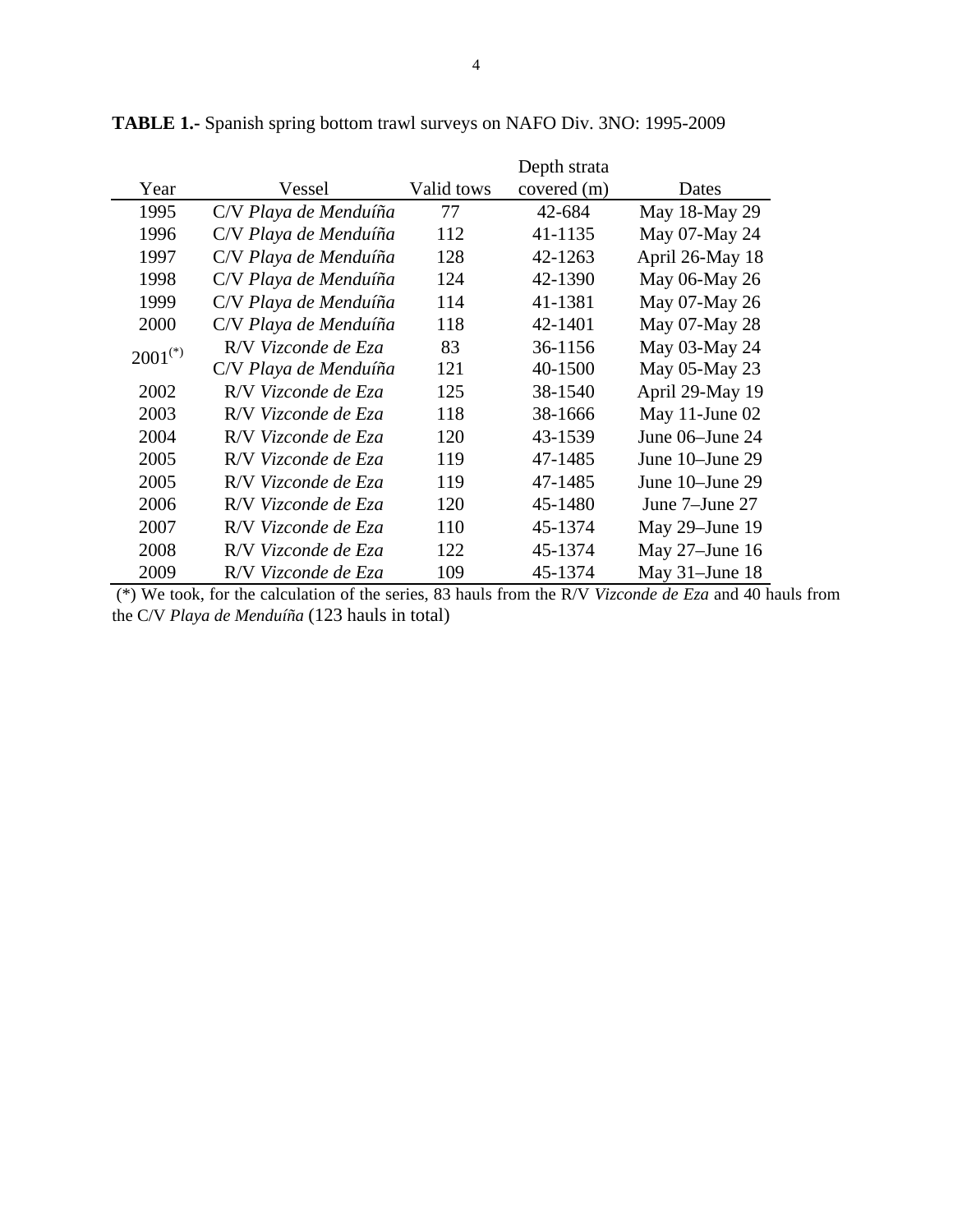**TABLE 1.-** Spanish spring bottom trawl surveys on NAFO Div. 3NO: 1995-2009

| Year | Vessel | Valid tows | Depth strata covered (m) | Dates |
|---|---|---|---|---|
| 1995 | C/V *Playa de Menduíña* | 77 | 42-684 | May 18-May 29 |
| 1996 | C/V *Playa de Menduíña* | 112 | 41-1135 | May 07-May 24 |
| 1997 | C/V *Playa de Menduíña* | 128 | 42-1263 | April 26-May 18 |
| 1998 | C/V *Playa de Menduíña* | 124 | 42-1390 | May 06-May 26 |
| 1999 | C/V *Playa de Menduíña* | 114 | 41-1381 | May 07-May 26 |
| 2000 | C/V *Playa de Menduíña* | 118 | 42-1401 | May 07-May 28 |
| 2001(*) | R/V *Vizconde de Eza* | 83 | 36-1156 | May 03-May 24 |
| | C/V *Playa de Menduíña* | 121 | 40-1500 | May 05-May 23 |
| 2002 | R/V *Vizconde de Eza* | 125 | 38-1540 | April 29-May 19 |
| 2003 | R/V *Vizconde de Eza* | 118 | 38-1666 | May 11-June 02 |
| 2004 | R/V *Vizconde de Eza* | 120 | 43-1539 | June 06–June 24 |
| 2005 | R/V *Vizconde de Eza* | 119 | 47-1485 | June 10–June 29 |
| 2005 | R/V *Vizconde de Eza* | 119 | 47-1485 | June 10–June 29 |
| 2006 | R/V *Vizconde de Eza* | 120 | 45-1480 | June 7–June 27 |
| 2007 | R/V *Vizconde de Eza* | 110 | 45-1374 | May 29–June 19 |
| 2008 | R/V *Vizconde de Eza* | 122 | 45-1374 | May 27–June 16 |
| 2009 | R/V *Vizconde de Eza* | 109 | 45-1374 | May 31–June 18 |

(*) We took, for the calculation of the series, 83 hauls from the R/V *Vizconde de Eza* and 40 hauls from the C/V *Playa de Menduíña* (123 hauls in total)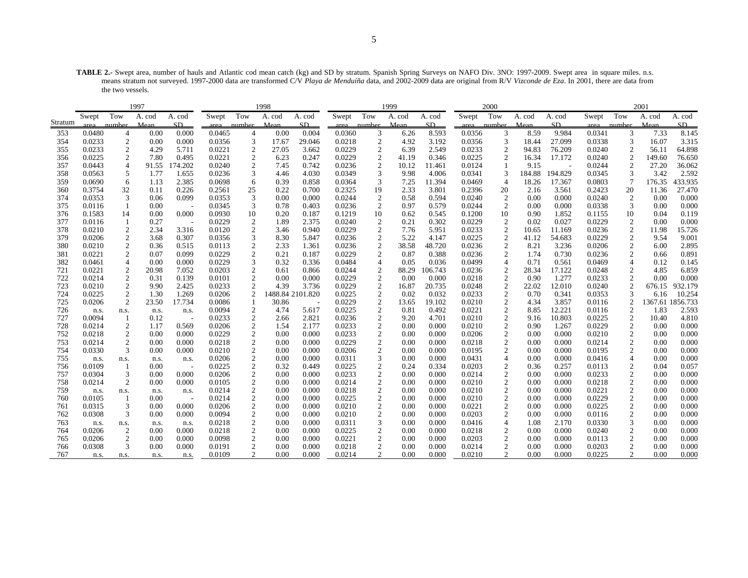**TABLE 2.-** Swept area, number of hauls and Atlantic cod mean catch (kg) and SD by stratum. Spanish Spring Surveys on NAFO Div. 3NO: 1997-2009. Swept area in square miles. n.s. means stratum not surveyed. 1997-2000 data are transformed C/V *Playa de Menduíña* data, and 2002-2009 data are original from R/V *Vizconde de Eza*. In 2001, there are data from the two vessels.

| | 1997 | | | | 1998 | | | | 1999 | | | | 2000 | | | | 2001 | | | |
|---|---|---|---|---|---|---|---|---|---|---|---|---|---|---|---|---|---|---|---|---|
| Stratum | Swept area | Tow number | A. cod Mean | A. cod SD | Swept area | Tow number | A. cod Mean | A. cod SD | Swept area | Tow number | A. cod Mean | A. cod SD | Swept area | Tow number | A. cod Mean | A. cod SD | Swept area | Tow number | A. cod Mean | A. cod SD |
| 353 | 0.0480 | 4 | 0.00 | 0.000 | 0.0465 | 4 | 0.00 | 0.004 | 0.0360 | 3 | 6.26 | 8.593 | 0.0356 | 3 | 8.59 | 9.984 | 0.0341 | 3 | 7.33 | 8.145 |
| 354 | 0.0233 | 2 | 0.00 | 0.000 | 0.0356 | 3 | 17.67 | 29.046 | 0.0218 | 2 | 4.92 | 3.192 | 0.0356 | 3 | 18.44 | 27.099 | 0.0338 | 3 | 16.07 | 3.315 |
| 355 | 0.0233 | 2 | 4.29 | 5.711 | 0.0221 | 2 | 27.05 | 3.662 | 0.0229 | 2 | 6.39 | 2.549 | 0.0233 | 2 | 94.83 | 76.209 | 0.0240 | 2 | 56.11 | 64.898 |
| 356 | 0.0225 | 2 | 7.80 | 0.495 | 0.0221 | 2 | 6.23 | 0.247 | 0.0229 | 2 | 41.19 | 0.346 | 0.0225 | 2 | 16.34 | 17.172 | 0.0240 | 2 | 149.60 | 76.650 |
| 357 | 0.0443 | 4 | 91.55 | 174.202 | 0.0240 | 2 | 7.45 | 0.742 | 0.0236 | 2 | 10.12 | 11.461 | 0.0124 | 1 | 9.15 | - | 0.0244 | 2 | 27.20 | 36.062 |
| 358 | 0.0563 | 5 | 1.77 | 1.655 | 0.0236 | 3 | 4.46 | 4.030 | 0.0349 | 3 | 9.98 | 4.006 | 0.0341 | 3 | 184.88 | 194.829 | 0.0345 | 3 | 3.42 | 2.592 |
| 359 | 0.0690 | 6 | 1.13 | 2.385 | 0.0698 | 6 | 0.39 | 0.858 | 0.0364 | 3 | 7.25 | 11.394 | 0.0469 | 4 | 18.26 | 17.367 | 0.0803 | 7 | 176.35 | 433.935 |
| 360 | 0.3754 | 32 | 0.11 | 0.226 | 0.2561 | 25 | 0.22 | 0.700 | 0.2325 | 19 | 2.33 | 3.801 | 0.2396 | 20 | 2.16 | 3.561 | 0.2423 | 20 | 11.36 | 27.470 |
| 374 | 0.0353 | 3 | 0.06 | 0.099 | 0.0353 | 3 | 0.00 | 0.000 | 0.0244 | 2 | 0.58 | 0.594 | 0.0240 | 2 | 0.00 | 0.000 | 0.0240 | 2 | 0.00 | 0.000 |
| 375 | 0.0116 | 1 | 0.00 | - | 0.0345 | 3 | 0.78 | 0.403 | 0.0236 | 2 | 0.97 | 0.579 | 0.0244 | 2 | 0.00 | 0.000 | 0.0338 | 3 | 0.00 | 0.000 |
| 376 | 0.1583 | 14 | 0.00 | 0.000 | 0.0930 | 10 | 0.20 | 0.187 | 0.1219 | 10 | 0.62 | 0.545 | 0.1200 | 10 | 0.90 | 1.852 | 0.1155 | 10 | 0.04 | 0.119 |
| 377 | 0.0116 | 1 | 0.27 | - | 0.0229 | 2 | 1.89 | 2.375 | 0.0240 | 2 | 0.21 | 0.302 | 0.0229 | 2 | 0.02 | 0.027 | 0.0229 | 2 | 0.00 | 0.000 |
| 378 | 0.0210 | 2 | 2.34 | 3.316 | 0.0120 | 2 | 3.46 | 0.940 | 0.0229 | 2 | 7.76 | 5.951 | 0.0233 | 2 | 10.65 | 11.169 | 0.0236 | 2 | 11.98 | 15.726 |
| 379 | 0.0206 | 2 | 3.68 | 0.307 | 0.0356 | 3 | 8.30 | 5.847 | 0.0236 | 2 | 5.22 | 4.147 | 0.0225 | 2 | 41.12 | 54.683 | 0.0229 | 2 | 9.54 | 9.001 |
| 380 | 0.0210 | 2 | 0.36 | 0.515 | 0.0113 | 2 | 2.33 | 1.361 | 0.0236 | 2 | 38.58 | 48.720 | 0.0236 | 2 | 8.21 | 3.236 | 0.0206 | 2 | 6.00 | 2.895 |
| 381 | 0.0221 | 2 | 0.07 | 0.099 | 0.0229 | 2 | 0.21 | 0.187 | 0.0229 | 2 | 0.87 | 0.388 | 0.0236 | 2 | 1.74 | 0.730 | 0.0236 | 2 | 0.66 | 0.891 |
| 382 | 0.0461 | 4 | 0.00 | 0.000 | 0.0229 | 3 | 0.32 | 0.336 | 0.0484 | 4 | 0.05 | 0.036 | 0.0499 | 4 | 0.71 | 0.561 | 0.0469 | 4 | 0.12 | 0.145 |
| 721 | 0.0221 | 2 | 20.98 | 7.052 | 0.0203 | 2 | 0.61 | 0.866 | 0.0244 | 2 | 88.29 | 106.743 | 0.0236 | 2 | 28.34 | 17.122 | 0.0248 | 2 | 4.85 | 6.859 |
| 722 | 0.0214 | 2 | 0.31 | 0.139 | 0.0101 | 2 | 0.00 | 0.000 | 0.0229 | 2 | 0.00 | 0.000 | 0.0218 | 2 | 0.90 | 1.277 | 0.0233 | 2 | 0.00 | 0.000 |
| 723 | 0.0210 | 2 | 9.90 | 2.425 | 0.0233 | 2 | 4.39 | 3.736 | 0.0229 | 2 | 16.87 | 20.735 | 0.0248 | 2 | 22.02 | 12.010 | 0.0240 | 2 | 676.15 | 932.179 |
| 724 | 0.0225 | 2 | 1.30 | 1.269 | 0.0206 | 2 | 1488.84 | 2101.820 | 0.0225 | 2 | 0.02 | 0.032 | 0.0233 | 2 | 0.70 | 0.341 | 0.0353 | 3 | 6.16 | 10.254 |
| 725 | 0.0206 | 2 | 23.50 | 17.734 | 0.0086 | 1 | 30.86 | - | 0.0229 | 2 | 13.65 | 19.102 | 0.0210 | 2 | 4.34 | 3.857 | 0.0116 | 2 | 1367.61 | 1856.733 |
| 726 | n.s. | n.s. | n.s. | n.s. | 0.0094 | 2 | 4.74 | 5.617 | 0.0225 | 2 | 0.81 | 0.492 | 0.0221 | 2 | 8.85 | 12.221 | 0.0116 | 2 | 1.83 | 2.593 |
| 727 | 0.0094 | 1 | 0.12 | - | 0.0233 | 2 | 2.66 | 2.821 | 0.0236 | 2 | 9.20 | 4.701 | 0.0210 | 2 | 9.16 | 10.803 | 0.0225 | 2 | 10.40 | 4.810 |
| 728 | 0.0214 | 2 | 1.17 | 0.569 | 0.0206 | 2 | 1.54 | 2.177 | 0.0233 | 2 | 0.00 | 0.000 | 0.0210 | 2 | 0.90 | 1.267 | 0.0229 | 2 | 0.00 | 0.000 |
| 752 | 0.0218 | 2 | 0.00 | 0.000 | 0.0229 | 2 | 0.00 | 0.000 | 0.0233 | 2 | 0.00 | 0.000 | 0.0206 | 2 | 0.00 | 0.000 | 0.0210 | 2 | 0.00 | 0.000 |
| 753 | 0.0214 | 2 | 0.00 | 0.000 | 0.0218 | 2 | 0.00 | 0.000 | 0.0229 | 2 | 0.00 | 0.000 | 0.0218 | 2 | 0.00 | 0.000 | 0.0214 | 2 | 0.00 | 0.000 |
| 754 | 0.0330 | 3 | 0.00 | 0.000 | 0.0210 | 2 | 0.00 | 0.000 | 0.0206 | 2 | 0.00 | 0.000 | 0.0195 | 2 | 0.00 | 0.000 | 0.0195 | 2 | 0.00 | 0.000 |
| 755 | n.s. | n.s. | n.s. | n.s. | 0.0206 | 2 | 0.00 | 0.000 | 0.0311 | 3 | 0.00 | 0.000 | 0.0431 | 4 | 0.00 | 0.000 | 0.0416 | 4 | 0.00 | 0.000 |
| 756 | 0.0109 | 1 | 0.00 | - | 0.0225 | 2 | 0.32 | 0.449 | 0.0225 | 2 | 0.24 | 0.334 | 0.0203 | 2 | 0.36 | 0.257 | 0.0113 | 2 | 0.04 | 0.057 |
| 757 | 0.0304 | 3 | 0.00 | 0.000 | 0.0206 | 2 | 0.00 | 0.000 | 0.0233 | 2 | 0.00 | 0.000 | 0.0214 | 2 | 0.00 | 0.000 | 0.0233 | 2 | 0.00 | 0.000 |
| 758 | 0.0214 | 2 | 0.00 | 0.000 | 0.0105 | 2 | 0.00 | 0.000 | 0.0214 | 2 | 0.00 | 0.000 | 0.0210 | 2 | 0.00 | 0.000 | 0.0218 | 2 | 0.00 | 0.000 |
| 759 | n.s. | n.s. | n.s. | n.s. | 0.0214 | 2 | 0.00 | 0.000 | 0.0218 | 2 | 0.00 | 0.000 | 0.0210 | 2 | 0.00 | 0.000 | 0.0221 | 2 | 0.00 | 0.000 |
| 760 | 0.0105 | 1 | 0.00 | - | 0.0214 | 2 | 0.00 | 0.000 | 0.0225 | 2 | 0.00 | 0.000 | 0.0210 | 2 | 0.00 | 0.000 | 0.0229 | 2 | 0.00 | 0.000 |
| 761 | 0.0315 | 3 | 0.00 | 0.000 | 0.0206 | 2 | 0.00 | 0.000 | 0.0210 | 2 | 0.00 | 0.000 | 0.0221 | 2 | 0.00 | 0.000 | 0.0225 | 2 | 0.00 | 0.000 |
| 762 | 0.0308 | 3 | 0.00 | 0.000 | 0.0094 | 2 | 0.00 | 0.000 | 0.0210 | 2 | 0.00 | 0.000 | 0.0203 | 2 | 0.00 | 0.000 | 0.0116 | 2 | 0.00 | 0.000 |
| 763 | n.s. | n.s. | n.s. | n.s. | 0.0218 | 2 | 0.00 | 0.000 | 0.0311 | 3 | 0.00 | 0.000 | 0.0416 | 4 | 1.08 | 2.170 | 0.0330 | 3 | 0.00 | 0.000 |
| 764 | 0.0206 | 2 | 0.00 | 0.000 | 0.0218 | 2 | 0.00 | 0.000 | 0.0225 | 2 | 0.00 | 0.000 | 0.0218 | 2 | 0.00 | 0.000 | 0.0240 | 2 | 0.00 | 0.000 |
| 765 | 0.0206 | 2 | 0.00 | 0.000 | 0.0098 | 2 | 0.00 | 0.000 | 0.0221 | 2 | 0.00 | 0.000 | 0.0203 | 2 | 0.00 | 0.000 | 0.0113 | 2 | 0.00 | 0.000 |
| 766 | 0.0308 | 3 | 0.00 | 0.000 | 0.0191 | 2 | 0.00 | 0.000 | 0.0218 | 2 | 0.00 | 0.000 | 0.0214 | 2 | 0.00 | 0.000 | 0.0203 | 2 | 0.00 | 0.000 |
| 767 | n.s. | n.s. | n.s. | n.s. | 0.0109 | 2 | 0.00 | 0.000 | 0.0214 | 2 | 0.00 | 0.000 | 0.0210 | 2 | 0.00 | 0.000 | 0.0225 | 2 | 0.00 | 0.000 |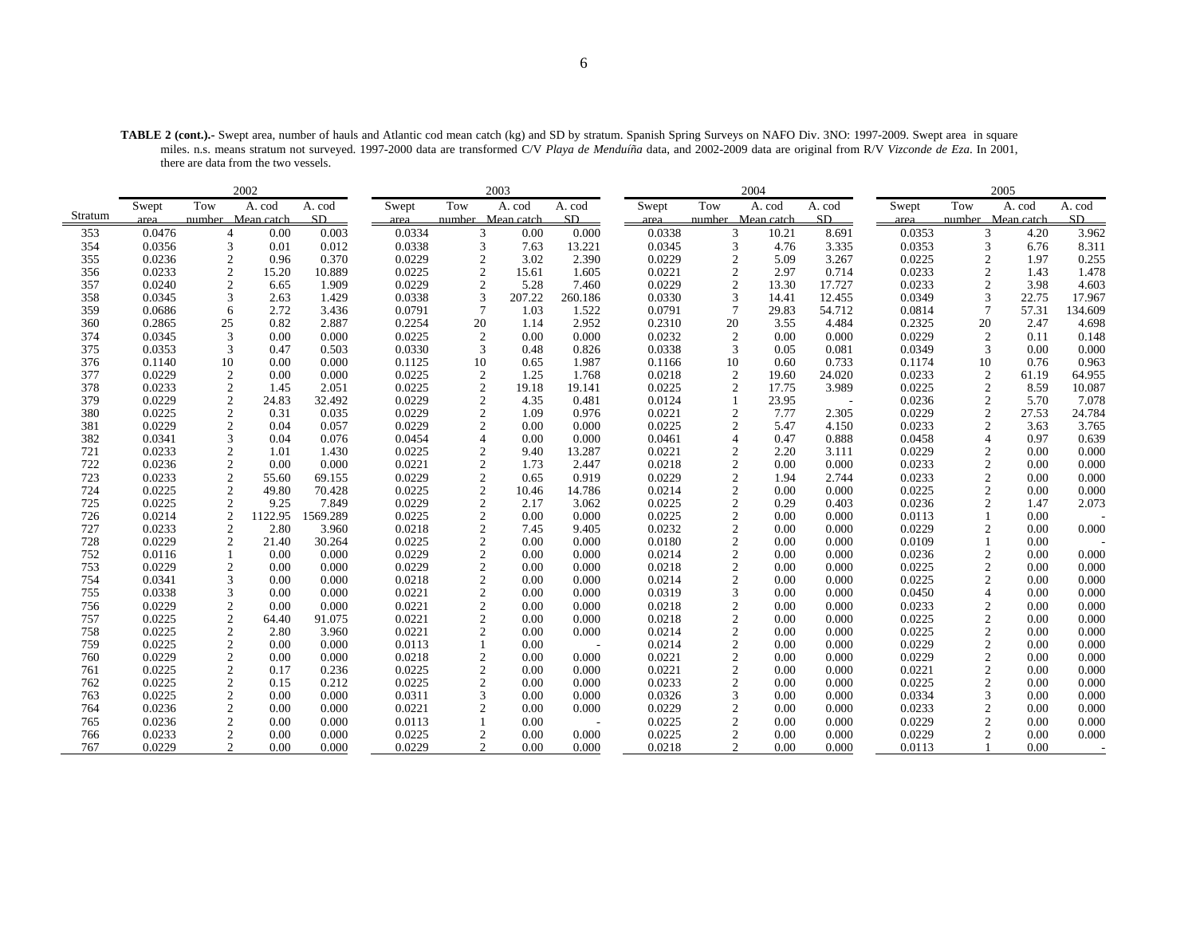**TABLE 2 (cont.).-** Swept area, number of hauls and Atlantic cod mean catch (kg) and SD by stratum. Spanish Spring Surveys on NAFO Div. 3NO: 1997-2009. Swept area in square miles. n.s. means stratum not surveyed. 1997-2000 data are transformed C/V *Playa de Menduíña* data, and 2002-2009 data are original from R/V *Vizconde de Eza*. In 2001, there are data from the two vessels.

| | 2002 | | | | 2003 | | | | 2004 | | | | 2005 | | | |
|---|---|---|---|---|---|---|---|---|---|---|---|---|---|---|---|---|
| Stratum | Swept area | Tow number | A. cod Mean catch | A. cod SD | Swept area | Tow number | A. cod Mean catch | A. cod SD | Swept area | Tow number | A. cod Mean catch | A. cod SD | Swept area | Tow number | A. cod Mean catch | A. cod SD |
| 353 | 0.0476 | 4 | 0.00 | 0.003 | 0.0334 | 3 | 0.00 | 0.000 | 0.0338 | 3 | 10.21 | 8.691 | 0.0353 | 3 | 4.20 | 3.962 |
| 354 | 0.0356 | 3 | 0.01 | 0.012 | 0.0338 | 3 | 7.63 | 13.221 | 0.0345 | 3 | 4.76 | 3.335 | 0.0353 | 3 | 6.76 | 8.311 |
| 355 | 0.0236 | 2 | 0.96 | 0.370 | 0.0229 | 2 | 3.02 | 2.390 | 0.0229 | 2 | 5.09 | 3.267 | 0.0225 | 2 | 1.97 | 0.255 |
| 356 | 0.0233 | 2 | 15.20 | 10.889 | 0.0225 | 2 | 15.61 | 1.605 | 0.0221 | 2 | 2.97 | 0.714 | 0.0233 | 2 | 1.43 | 1.478 |
| 357 | 0.0240 | 2 | 6.65 | 1.909 | 0.0229 | 2 | 5.28 | 7.460 | 0.0229 | 2 | 13.30 | 17.727 | 0.0233 | 2 | 3.98 | 4.603 |
| 358 | 0.0345 | 3 | 2.63 | 1.429 | 0.0338 | 3 | 207.22 | 260.186 | 0.0330 | 3 | 14.41 | 12.455 | 0.0349 | 3 | 22.75 | 17.967 |
| 359 | 0.0686 | 6 | 2.72 | 3.436 | 0.0791 | 7 | 1.03 | 1.522 | 0.0791 | 7 | 29.83 | 54.712 | 0.0814 | 7 | 57.31 | 134.609 |
| 360 | 0.2865 | 25 | 0.82 | 2.887 | 0.2254 | 20 | 1.14 | 2.952 | 0.2310 | 20 | 3.55 | 4.484 | 0.2325 | 20 | 2.47 | 4.698 |
| 374 | 0.0345 | 3 | 0.00 | 0.000 | 0.0225 | 2 | 0.00 | 0.000 | 0.0232 | 2 | 0.00 | 0.000 | 0.0229 | 2 | 0.11 | 0.148 |
| 375 | 0.0353 | 3 | 0.47 | 0.503 | 0.0330 | 3 | 0.48 | 0.826 | 0.0338 | 3 | 0.05 | 0.081 | 0.0349 | 3 | 0.00 | 0.000 |
| 376 | 0.1140 | 10 | 0.00 | 0.000 | 0.1125 | 10 | 0.65 | 1.987 | 0.1166 | 10 | 0.60 | 0.733 | 0.1174 | 10 | 0.76 | 0.963 |
| 377 | 0.0229 | 2 | 0.00 | 0.000 | 0.0225 | 2 | 1.25 | 1.768 | 0.0218 | 2 | 19.60 | 24.020 | 0.0233 | 2 | 61.19 | 64.955 |
| 378 | 0.0233 | 2 | 1.45 | 2.051 | 0.0225 | 2 | 19.18 | 19.141 | 0.0225 | 2 | 17.75 | 3.989 | 0.0225 | 2 | 8.59 | 10.087 |
| 379 | 0.0229 | 2 | 24.83 | 32.492 | 0.0229 | 2 | 4.35 | 0.481 | 0.0124 | 1 | 23.95 | - | 0.0236 | 2 | 5.70 | 7.078 |
| 380 | 0.0225 | 2 | 0.31 | 0.035 | 0.0229 | 2 | 1.09 | 0.976 | 0.0221 | 2 | 7.77 | 2.305 | 0.0229 | 2 | 27.53 | 24.784 |
| 381 | 0.0229 | 2 | 0.04 | 0.057 | 0.0229 | 2 | 0.00 | 0.000 | 0.0225 | 2 | 5.47 | 4.150 | 0.0233 | 2 | 3.63 | 3.765 |
| 382 | 0.0341 | 3 | 0.04 | 0.076 | 0.0454 | 4 | 0.00 | 0.000 | 0.0461 | 4 | 0.47 | 0.888 | 0.0458 | 4 | 0.97 | 0.639 |
| 721 | 0.0233 | 2 | 1.01 | 1.430 | 0.0225 | 2 | 9.40 | 13.287 | 0.0221 | 2 | 2.20 | 3.111 | 0.0229 | 2 | 0.00 | 0.000 |
| 722 | 0.0236 | 2 | 0.00 | 0.000 | 0.0221 | 2 | 1.73 | 2.447 | 0.0218 | 2 | 0.00 | 0.000 | 0.0233 | 2 | 0.00 | 0.000 |
| 723 | 0.0233 | 2 | 55.60 | 69.155 | 0.0229 | 2 | 0.65 | 0.919 | 0.0229 | 2 | 1.94 | 2.744 | 0.0233 | 2 | 0.00 | 0.000 |
| 724 | 0.0225 | 2 | 49.80 | 70.428 | 0.0225 | 2 | 10.46 | 14.786 | 0.0214 | 2 | 0.00 | 0.000 | 0.0225 | 2 | 0.00 | 0.000 |
| 725 | 0.0225 | 2 | 9.25 | 7.849 | 0.0229 | 2 | 2.17 | 3.062 | 0.0225 | 2 | 0.29 | 0.403 | 0.0236 | 2 | 1.47 | 2.073 |
| 726 | 0.0214 | 2 | 1122.95 | 1569.289 | 0.0225 | 2 | 0.00 | 0.000 | 0.0225 | 2 | 0.00 | 0.000 | 0.0113 | 1 | 0.00 | - |
| 727 | 0.0233 | 2 | 2.80 | 3.960 | 0.0218 | 2 | 7.45 | 9.405 | 0.0232 | 2 | 0.00 | 0.000 | 0.0229 | 2 | 0.00 | 0.000 |
| 728 | 0.0229 | 2 | 21.40 | 30.264 | 0.0225 | 2 | 0.00 | 0.000 | 0.0180 | 2 | 0.00 | 0.000 | 0.0109 | 1 | 0.00 | - |
| 752 | 0.0116 | 1 | 0.00 | 0.000 | 0.0229 | 2 | 0.00 | 0.000 | 0.0214 | 2 | 0.00 | 0.000 | 0.0236 | 2 | 0.00 | 0.000 |
| 753 | 0.0229 | 2 | 0.00 | 0.000 | 0.0229 | 2 | 0.00 | 0.000 | 0.0218 | 2 | 0.00 | 0.000 | 0.0225 | 2 | 0.00 | 0.000 |
| 754 | 0.0341 | 3 | 0.00 | 0.000 | 0.0218 | 2 | 0.00 | 0.000 | 0.0214 | 2 | 0.00 | 0.000 | 0.0225 | 2 | 0.00 | 0.000 |
| 755 | 0.0338 | 3 | 0.00 | 0.000 | 0.0221 | 2 | 0.00 | 0.000 | 0.0319 | 3 | 0.00 | 0.000 | 0.0450 | 4 | 0.00 | 0.000 |
| 756 | 0.0229 | 2 | 0.00 | 0.000 | 0.0221 | 2 | 0.00 | 0.000 | 0.0218 | 2 | 0.00 | 0.000 | 0.0233 | 2 | 0.00 | 0.000 |
| 757 | 0.0225 | 2 | 64.40 | 91.075 | 0.0221 | 2 | 0.00 | 0.000 | 0.0218 | 2 | 0.00 | 0.000 | 0.0225 | 2 | 0.00 | 0.000 |
| 758 | 0.0225 | 2 | 2.80 | 3.960 | 0.0221 | 2 | 0.00 | 0.000 | 0.0214 | 2 | 0.00 | 0.000 | 0.0225 | 2 | 0.00 | 0.000 |
| 759 | 0.0225 | 2 | 0.00 | 0.000 | 0.0113 | 1 | 0.00 | - | 0.0214 | 2 | 0.00 | 0.000 | 0.0229 | 2 | 0.00 | 0.000 |
| 760 | 0.0229 | 2 | 0.00 | 0.000 | 0.0218 | 2 | 0.00 | 0.000 | 0.0221 | 2 | 0.00 | 0.000 | 0.0229 | 2 | 0.00 | 0.000 |
| 761 | 0.0225 | 2 | 0.17 | 0.236 | 0.0225 | 2 | 0.00 | 0.000 | 0.0221 | 2 | 0.00 | 0.000 | 0.0221 | 2 | 0.00 | 0.000 |
| 762 | 0.0225 | 2 | 0.15 | 0.212 | 0.0225 | 2 | 0.00 | 0.000 | 0.0233 | 2 | 0.00 | 0.000 | 0.0225 | 2 | 0.00 | 0.000 |
| 763 | 0.0225 | 2 | 0.00 | 0.000 | 0.0311 | 3 | 0.00 | 0.000 | 0.0326 | 3 | 0.00 | 0.000 | 0.0334 | 3 | 0.00 | 0.000 |
| 764 | 0.0236 | 2 | 0.00 | 0.000 | 0.0221 | 2 | 0.00 | 0.000 | 0.0229 | 2 | 0.00 | 0.000 | 0.0233 | 2 | 0.00 | 0.000 |
| 765 | 0.0236 | 2 | 0.00 | 0.000 | 0.0113 | 1 | 0.00 | - | 0.0225 | 2 | 0.00 | 0.000 | 0.0229 | 2 | 0.00 | 0.000 |
| 766 | 0.0233 | 2 | 0.00 | 0.000 | 0.0225 | 2 | 0.00 | 0.000 | 0.0225 | 2 | 0.00 | 0.000 | 0.0229 | 2 | 0.00 | 0.000 |
| 767 | 0.0229 | 2 | 0.00 | 0.000 | 0.0229 | 2 | 0.00 | 0.000 | 0.0218 | 2 | 0.00 | 0.000 | 0.0113 | 1 | 0.00 | - |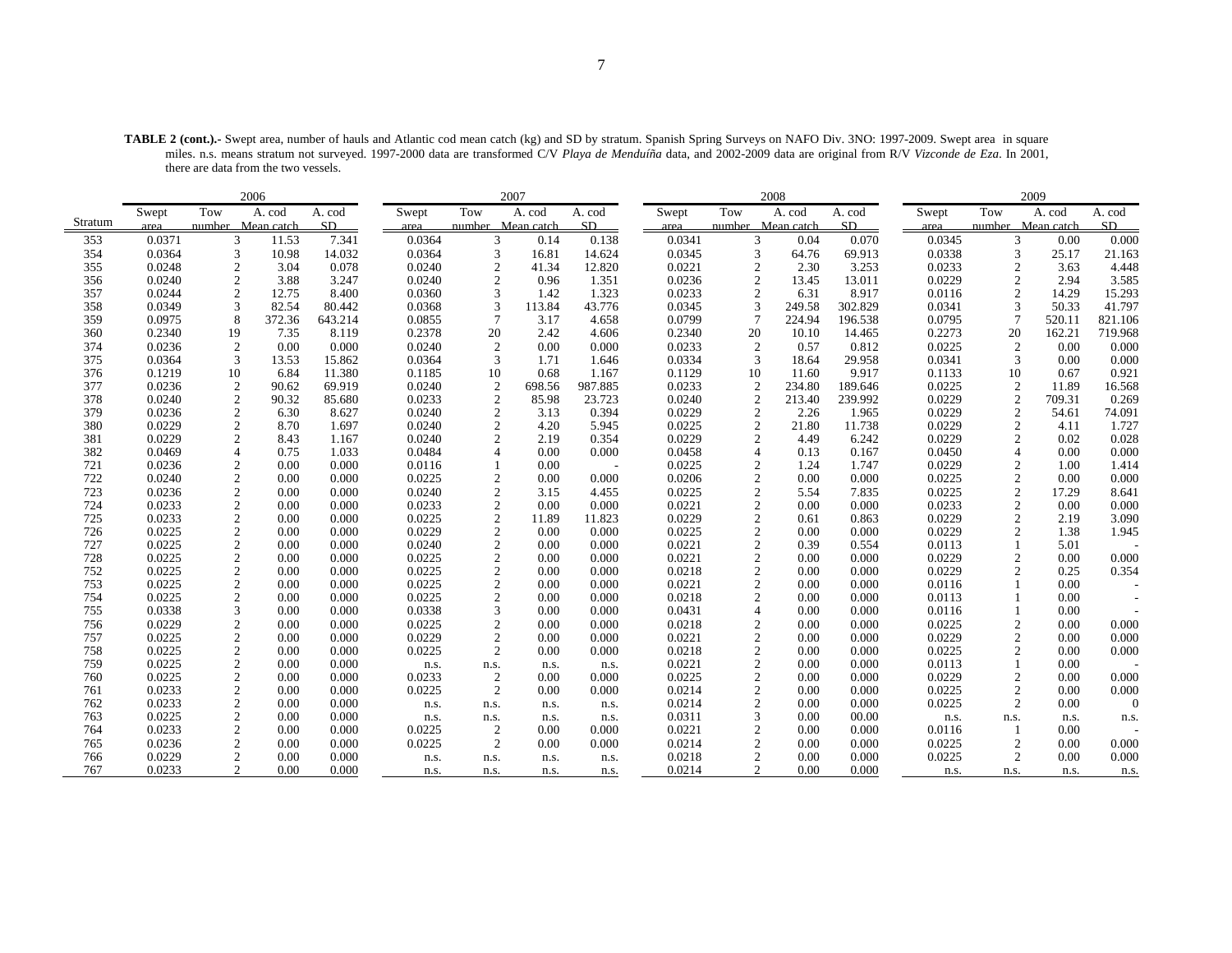**TABLE 2 (cont.).-** Swept area, number of hauls and Atlantic cod mean catch (kg) and SD by stratum. Spanish Spring Surveys on NAFO Div. 3NO: 1997-2009. Swept area in square miles. n.s. means stratum not surveyed. 1997-2000 data are transformed C/V *Playa de Menduíña* data, and 2002-2009 data are original from R/V *Vizconde de Eza*. In 2001, there are data from the two vessels.

| | 2006 | | | | 2007 | | | | 2008 | | | | 2009 | | | |
|---|---|---|---|---|---|---|---|---|---|---|---|---|---|---|---|---|
| Stratum | Swept area | Tow number | A. cod Mean catch | A. cod SD | Swept area | Tow number | A. cod Mean catch | A. cod SD | Swept area | Tow number | A. cod Mean catch | A. cod SD | Swept area | Tow number | A. cod Mean catch | A. cod SD |
| 353 | 0.0371 | 3 | 11.53 | 7.341 | 0.0364 | 3 | 0.14 | 0.138 | 0.0341 | 3 | 0.04 | 0.070 | 0.0345 | 3 | 0.00 | 0.000 |
| 354 | 0.0364 | 3 | 10.98 | 14.032 | 0.0364 | 3 | 16.81 | 14.624 | 0.0345 | 3 | 64.76 | 69.913 | 0.0338 | 3 | 25.17 | 21.163 |
| 355 | 0.0248 | 2 | 3.04 | 0.078 | 0.0240 | 2 | 41.34 | 12.820 | 0.0221 | 2 | 2.30 | 3.253 | 0.0233 | 2 | 3.63 | 4.448 |
| 356 | 0.0240 | 2 | 3.88 | 3.247 | 0.0240 | 2 | 0.96 | 1.351 | 0.0236 | 2 | 13.45 | 13.011 | 0.0229 | 2 | 2.94 | 3.585 |
| 357 | 0.0244 | 2 | 12.75 | 8.400 | 0.0360 | 3 | 1.42 | 1.323 | 0.0233 | 2 | 6.31 | 8.917 | 0.0116 | 2 | 14.29 | 15.293 |
| 358 | 0.0349 | 3 | 82.54 | 80.442 | 0.0368 | 3 | 113.84 | 43.776 | 0.0345 | 3 | 249.58 | 302.829 | 0.0341 | 3 | 50.33 | 41.797 |
| 359 | 0.0975 | 8 | 372.36 | 643.214 | 0.0855 | 7 | 3.17 | 4.658 | 0.0799 | 7 | 224.94 | 196.538 | 0.0795 | 7 | 520.11 | 821.106 |
| 360 | 0.2340 | 19 | 7.35 | 8.119 | 0.2378 | 20 | 2.42 | 4.606 | 0.2340 | 20 | 10.10 | 14.465 | 0.2273 | 20 | 162.21 | 719.968 |
| 374 | 0.0236 | 2 | 0.00 | 0.000 | 0.0240 | 2 | 0.00 | 0.000 | 0.0233 | 2 | 0.57 | 0.812 | 0.0225 | 2 | 0.00 | 0.000 |
| 375 | 0.0364 | 3 | 13.53 | 15.862 | 0.0364 | 3 | 1.71 | 1.646 | 0.0334 | 3 | 18.64 | 29.958 | 0.0341 | 3 | 0.00 | 0.000 |
| 376 | 0.1219 | 10 | 6.84 | 11.380 | 0.1185 | 10 | 0.68 | 1.167 | 0.1129 | 10 | 11.60 | 9.917 | 0.1133 | 10 | 0.67 | 0.921 |
| 377 | 0.0236 | 2 | 90.62 | 69.919 | 0.0240 | 2 | 698.56 | 987.885 | 0.0233 | 2 | 234.80 | 189.646 | 0.0225 | 2 | 11.89 | 16.568 |
| 378 | 0.0240 | 2 | 90.32 | 85.680 | 0.0233 | 2 | 85.98 | 23.723 | 0.0240 | 2 | 213.40 | 239.992 | 0.0229 | 2 | 709.31 | 0.269 |
| 379 | 0.0236 | 2 | 6.30 | 8.627 | 0.0240 | 2 | 3.13 | 0.394 | 0.0229 | 2 | 2.26 | 1.965 | 0.0229 | 2 | 54.61 | 74.091 |
| 380 | 0.0229 | 2 | 8.70 | 1.697 | 0.0240 | 2 | 4.20 | 5.945 | 0.0225 | 2 | 21.80 | 11.738 | 0.0229 | 2 | 4.11 | 1.727 |
| 381 | 0.0229 | 2 | 8.43 | 1.167 | 0.0240 | 2 | 2.19 | 0.354 | 0.0229 | 2 | 4.49 | 6.242 | 0.0229 | 2 | 0.02 | 0.028 |
| 382 | 0.0469 | 4 | 0.75 | 1.033 | 0.0484 | 4 | 0.00 | 0.000 | 0.0458 | 4 | 0.13 | 0.167 | 0.0450 | 4 | 0.00 | 0.000 |
| 721 | 0.0236 | 2 | 0.00 | 0.000 | 0.0116 | 1 | 0.00 | - | 0.0225 | 2 | 1.24 | 1.747 | 0.0229 | 2 | 1.00 | 1.414 |
| 722 | 0.0240 | 2 | 0.00 | 0.000 | 0.0225 | 2 | 0.00 | 0.000 | 0.0206 | 2 | 0.00 | 0.000 | 0.0225 | 2 | 0.00 | 0.000 |
| 723 | 0.0236 | 2 | 0.00 | 0.000 | 0.0240 | 2 | 3.15 | 4.455 | 0.0225 | 2 | 5.54 | 7.835 | 0.0225 | 2 | 17.29 | 8.641 |
| 724 | 0.0233 | 2 | 0.00 | 0.000 | 0.0233 | 2 | 0.00 | 0.000 | 0.0221 | 2 | 0.00 | 0.000 | 0.0233 | 2 | 0.00 | 0.000 |
| 725 | 0.0233 | 2 | 0.00 | 0.000 | 0.0225 | 2 | 11.89 | 11.823 | 0.0229 | 2 | 0.61 | 0.863 | 0.0229 | 2 | 2.19 | 3.090 |
| 726 | 0.0225 | 2 | 0.00 | 0.000 | 0.0229 | 2 | 0.00 | 0.000 | 0.0225 | 2 | 0.00 | 0.000 | 0.0229 | 2 | 1.38 | 1.945 |
| 727 | 0.0225 | 2 | 0.00 | 0.000 | 0.0240 | 2 | 0.00 | 0.000 | 0.0221 | 2 | 0.39 | 0.554 | 0.0113 | 1 | 5.01 | - |
| 728 | 0.0225 | 2 | 0.00 | 0.000 | 0.0225 | 2 | 0.00 | 0.000 | 0.0221 | 2 | 0.00 | 0.000 | 0.0229 | 2 | 0.00 | 0.000 |
| 752 | 0.0225 | 2 | 0.00 | 0.000 | 0.0225 | 2 | 0.00 | 0.000 | 0.0218 | 2 | 0.00 | 0.000 | 0.0229 | 2 | 0.25 | 0.354 |
| 753 | 0.0225 | 2 | 0.00 | 0.000 | 0.0225 | 2 | 0.00 | 0.000 | 0.0221 | 2 | 0.00 | 0.000 | 0.0116 | 1 | 0.00 | - |
| 754 | 0.0225 | 2 | 0.00 | 0.000 | 0.0225 | 2 | 0.00 | 0.000 | 0.0218 | 2 | 0.00 | 0.000 | 0.0113 | 1 | 0.00 | - |
| 755 | 0.0338 | 3 | 0.00 | 0.000 | 0.0338 | 3 | 0.00 | 0.000 | 0.0431 | 4 | 0.00 | 0.000 | 0.0116 | 1 | 0.00 | - |
| 756 | 0.0229 | 2 | 0.00 | 0.000 | 0.0225 | 2 | 0.00 | 0.000 | 0.0218 | 2 | 0.00 | 0.000 | 0.0225 | 2 | 0.00 | 0.000 |
| 757 | 0.0225 | 2 | 0.00 | 0.000 | 0.0229 | 2 | 0.00 | 0.000 | 0.0221 | 2 | 0.00 | 0.000 | 0.0229 | 2 | 0.00 | 0.000 |
| 758 | 0.0225 | 2 | 0.00 | 0.000 | 0.0225 | 2 | 0.00 | 0.000 | 0.0218 | 2 | 0.00 | 0.000 | 0.0225 | 2 | 0.00 | 0.000 |
| 759 | 0.0225 | 2 | 0.00 | 0.000 | n.s. | n.s. | n.s. | n.s. | 0.0221 | 2 | 0.00 | 0.000 | 0.0113 | 1 | 0.00 | - |
| 760 | 0.0225 | 2 | 0.00 | 0.000 | 0.0233 | 2 | 0.00 | 0.000 | 0.0225 | 2 | 0.00 | 0.000 | 0.0229 | 2 | 0.00 | 0.000 |
| 761 | 0.0233 | 2 | 0.00 | 0.000 | 0.0225 | 2 | 0.00 | 0.000 | 0.0214 | 2 | 0.00 | 0.000 | 0.0225 | 2 | 0.00 | 0.000 |
| 762 | 0.0233 | 2 | 0.00 | 0.000 | n.s. | n.s. | n.s. | n.s. | 0.0214 | 2 | 0.00 | 0.000 | 0.0225 | 2 | 0.00 | 0 |
| 763 | 0.0225 | 2 | 0.00 | 0.000 | n.s. | n.s. | n.s. | n.s. | 0.0311 | 3 | 0.00 | 00.00 | n.s. | n.s. | n.s. | n.s. |
| 764 | 0.0233 | 2 | 0.00 | 0.000 | 0.0225 | 2 | 0.00 | 0.000 | 0.0221 | 2 | 0.00 | 0.000 | 0.0116 | 1 | 0.00 | - |
| 765 | 0.0236 | 2 | 0.00 | 0.000 | 0.0225 | 2 | 0.00 | 0.000 | 0.0214 | 2 | 0.00 | 0.000 | 0.0225 | 2 | 0.00 | 0.000 |
| 766 | 0.0229 | 2 | 0.00 | 0.000 | n.s. | n.s. | n.s. | n.s. | 0.0218 | 2 | 0.00 | 0.000 | 0.0225 | 2 | 0.00 | 0.000 |
| 767 | 0.0233 | 2 | 0.00 | 0.000 | n.s. | n.s. | n.s. | n.s. | 0.0214 | 2 | 0.00 | 0.000 | n.s. | n.s. | n.s. | n.s. |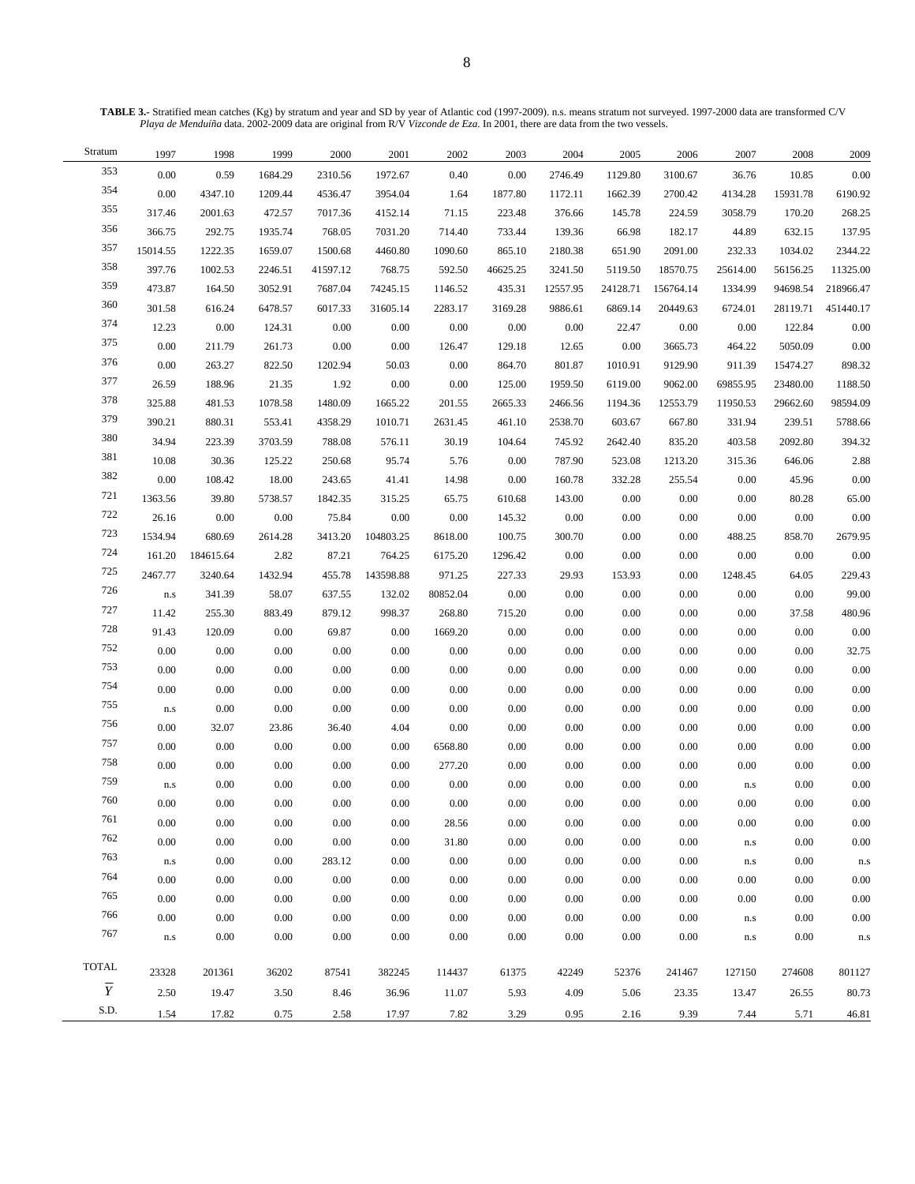**TABLE 3.-** Stratified mean catches (Kg) by stratum and year and SD by year of Atlantic cod (1997-2009). n.s. means stratum not surveyed. 1997-2000 data are transformed C/V *Playa de Menduíña* data. 2002-2009 data are original from R/V *Vizconde de Eza*. In 2001, there are data from the two vessels.

| Stratum | 1997 | 1998 | 1999 | 2000 | 2001 | 2002 | 2003 | 2004 | 2005 | 2006 | 2007 | 2008 | 2009 |
|---|---|---|---|---|---|---|---|---|---|---|---|---|---|
| 353 | 0.00 | 0.59 | 1684.29 | 2310.56 | 1972.67 | 0.40 | 0.00 | 2746.49 | 1129.80 | 3100.67 | 36.76 | 10.85 | 0.00 |
| 354 | 0.00 | 4347.10 | 1209.44 | 4536.47 | 3954.04 | 1.64 | 1877.80 | 1172.11 | 1662.39 | 2700.42 | 4134.28 | 15931.78 | 6190.92 |
| 355 | 317.46 | 2001.63 | 472.57 | 7017.36 | 4152.14 | 71.15 | 223.48 | 376.66 | 145.78 | 224.59 | 3058.79 | 170.20 | 268.25 |
| 356 | 366.75 | 292.75 | 1935.74 | 768.05 | 7031.20 | 714.40 | 733.44 | 139.36 | 66.98 | 182.17 | 44.89 | 632.15 | 137.95 |
| 357 | 15014.55 | 1222.35 | 1659.07 | 1500.68 | 4460.80 | 1090.60 | 865.10 | 2180.38 | 651.90 | 2091.00 | 232.33 | 1034.02 | 2344.22 |
| 358 | 397.76 | 1002.53 | 2246.51 | 41597.12 | 768.75 | 592.50 | 46625.25 | 3241.50 | 5119.50 | 18570.75 | 25614.00 | 56156.25 | 11325.00 |
| 359 | 473.87 | 164.50 | 3052.91 | 7687.04 | 74245.15 | 1146.52 | 435.31 | 12557.95 | 24128.71 | 156764.14 | 1334.99 | 94698.54 | 218966.47 |
| 360 | 301.58 | 616.24 | 6478.57 | 6017.33 | 31605.14 | 2283.17 | 3169.28 | 9886.61 | 6869.14 | 20449.63 | 6724.01 | 28119.71 | 451440.17 |
| 374 | 12.23 | 0.00 | 124.31 | 0.00 | 0.00 | 0.00 | 0.00 | 0.00 | 22.47 | 0.00 | 0.00 | 122.84 | 0.00 |
| 375 | 0.00 | 211.79 | 261.73 | 0.00 | 0.00 | 126.47 | 129.18 | 12.65 | 0.00 | 3665.73 | 464.22 | 5050.09 | 0.00 |
| 376 | 0.00 | 263.27 | 822.50 | 1202.94 | 50.03 | 0.00 | 864.70 | 801.87 | 1010.91 | 9129.90 | 911.39 | 15474.27 | 898.32 |
| 377 | 26.59 | 188.96 | 21.35 | 1.92 | 0.00 | 0.00 | 125.00 | 1959.50 | 6119.00 | 9062.00 | 69855.95 | 23480.00 | 1188.50 |
| 378 | 325.88 | 481.53 | 1078.58 | 1480.09 | 1665.22 | 201.55 | 2665.33 | 2466.56 | 1194.36 | 12553.79 | 11950.53 | 29662.60 | 98594.09 |
| 379 | 390.21 | 880.31 | 553.41 | 4358.29 | 1010.71 | 2631.45 | 461.10 | 2538.70 | 603.67 | 667.80 | 331.94 | 239.51 | 5788.66 |
| 380 | 34.94 | 223.39 | 3703.59 | 788.08 | 576.11 | 30.19 | 104.64 | 745.92 | 2642.40 | 835.20 | 403.58 | 2092.80 | 394.32 |
| 381 | 10.08 | 30.36 | 125.22 | 250.68 | 95.74 | 5.76 | 0.00 | 787.90 | 523.08 | 1213.20 | 315.36 | 646.06 | 2.88 |
| 382 | 0.00 | 108.42 | 18.00 | 243.65 | 41.41 | 14.98 | 0.00 | 160.78 | 332.28 | 255.54 | 0.00 | 45.96 | 0.00 |
| 721 | 1363.56 | 39.80 | 5738.57 | 1842.35 | 315.25 | 65.75 | 610.68 | 143.00 | 0.00 | 0.00 | 0.00 | 80.28 | 65.00 |
| 722 | 26.16 | 0.00 | 0.00 | 75.84 | 0.00 | 0.00 | 145.32 | 0.00 | 0.00 | 0.00 | 0.00 | 0.00 | 0.00 |
| 723 | 1534.94 | 680.69 | 2614.28 | 3413.20 | 104803.25 | 8618.00 | 100.75 | 300.70 | 0.00 | 0.00 | 488.25 | 858.70 | 2679.95 |
| 724 | 161.20 | 184615.64 | 2.82 | 87.21 | 764.25 | 6175.20 | 1296.42 | 0.00 | 0.00 | 0.00 | 0.00 | 0.00 | 0.00 |
| 725 | 2467.77 | 3240.64 | 1432.94 | 455.78 | 143598.88 | 971.25 | 227.33 | 29.93 | 153.93 | 0.00 | 1248.45 | 64.05 | 229.43 |
| 726 | n.s | 341.39 | 58.07 | 637.55 | 132.02 | 80852.04 | 0.00 | 0.00 | 0.00 | 0.00 | 0.00 | 0.00 | 99.00 |
| 727 | 11.42 | 255.30 | 883.49 | 879.12 | 998.37 | 268.80 | 715.20 | 0.00 | 0.00 | 0.00 | 0.00 | 37.58 | 480.96 |
| 728 | 91.43 | 120.09 | 0.00 | 69.87 | 0.00 | 1669.20 | 0.00 | 0.00 | 0.00 | 0.00 | 0.00 | 0.00 | 0.00 |
| 752 | 0.00 | 0.00 | 0.00 | 0.00 | 0.00 | 0.00 | 0.00 | 0.00 | 0.00 | 0.00 | 0.00 | 0.00 | 32.75 |
| 753 | 0.00 | 0.00 | 0.00 | 0.00 | 0.00 | 0.00 | 0.00 | 0.00 | 0.00 | 0.00 | 0.00 | 0.00 | 0.00 |
| 754 | 0.00 | 0.00 | 0.00 | 0.00 | 0.00 | 0.00 | 0.00 | 0.00 | 0.00 | 0.00 | 0.00 | 0.00 | 0.00 |
| 755 | n.s | 0.00 | 0.00 | 0.00 | 0.00 | 0.00 | 0.00 | 0.00 | 0.00 | 0.00 | 0.00 | 0.00 | 0.00 |
| 756 | 0.00 | 32.07 | 23.86 | 36.40 | 4.04 | 0.00 | 0.00 | 0.00 | 0.00 | 0.00 | 0.00 | 0.00 | 0.00 |
| 757 | 0.00 | 0.00 | 0.00 | 0.00 | 0.00 | 6568.80 | 0.00 | 0.00 | 0.00 | 0.00 | 0.00 | 0.00 | 0.00 |
| 758 | 0.00 | 0.00 | 0.00 | 0.00 | 0.00 | 277.20 | 0.00 | 0.00 | 0.00 | 0.00 | 0.00 | 0.00 | 0.00 |
| 759 | n.s | 0.00 | 0.00 | 0.00 | 0.00 | 0.00 | 0.00 | 0.00 | 0.00 | 0.00 | n.s | 0.00 | 0.00 |
| 760 | 0.00 | 0.00 | 0.00 | 0.00 | 0.00 | 0.00 | 0.00 | 0.00 | 0.00 | 0.00 | 0.00 | 0.00 | 0.00 |
| 761 | 0.00 | 0.00 | 0.00 | 0.00 | 0.00 | 28.56 | 0.00 | 0.00 | 0.00 | 0.00 | 0.00 | 0.00 | 0.00 |
| 762 | 0.00 | 0.00 | 0.00 | 0.00 | 0.00 | 31.80 | 0.00 | 0.00 | 0.00 | 0.00 | n.s | 0.00 | 0.00 |
| 763 | n.s | 0.00 | 0.00 | 283.12 | 0.00 | 0.00 | 0.00 | 0.00 | 0.00 | 0.00 | n.s | 0.00 | n.s |
| 764 | 0.00 | 0.00 | 0.00 | 0.00 | 0.00 | 0.00 | 0.00 | 0.00 | 0.00 | 0.00 | 0.00 | 0.00 | 0.00 |
| 765 | 0.00 | 0.00 | 0.00 | 0.00 | 0.00 | 0.00 | 0.00 | 0.00 | 0.00 | 0.00 | 0.00 | 0.00 | 0.00 |
| 766 | 0.00 | 0.00 | 0.00 | 0.00 | 0.00 | 0.00 | 0.00 | 0.00 | 0.00 | 0.00 | n.s | 0.00 | 0.00 |
| 767 | n.s | 0.00 | 0.00 | 0.00 | 0.00 | 0.00 | 0.00 | 0.00 | 0.00 | 0.00 | n.s | 0.00 | n.s |
| TOTAL | 23328 | 201361 | 36202 | 87541 | 382245 | 114437 | 61375 | 42249 | 52376 | 241467 | 127150 | 274608 | 801127 |
| $\overline{Y}$ | 2.50 | 19.47 | 3.50 | 8.46 | 36.96 | 11.07 | 5.93 | 4.09 | 5.06 | 23.35 | 13.47 | 26.55 | 80.73 |
| S.D. | 1.54 | 17.82 | 0.75 | 2.58 | 17.97 | 7.82 | 3.29 | 0.95 | 2.16 | 9.39 | 7.44 | 5.71 | 46.81 |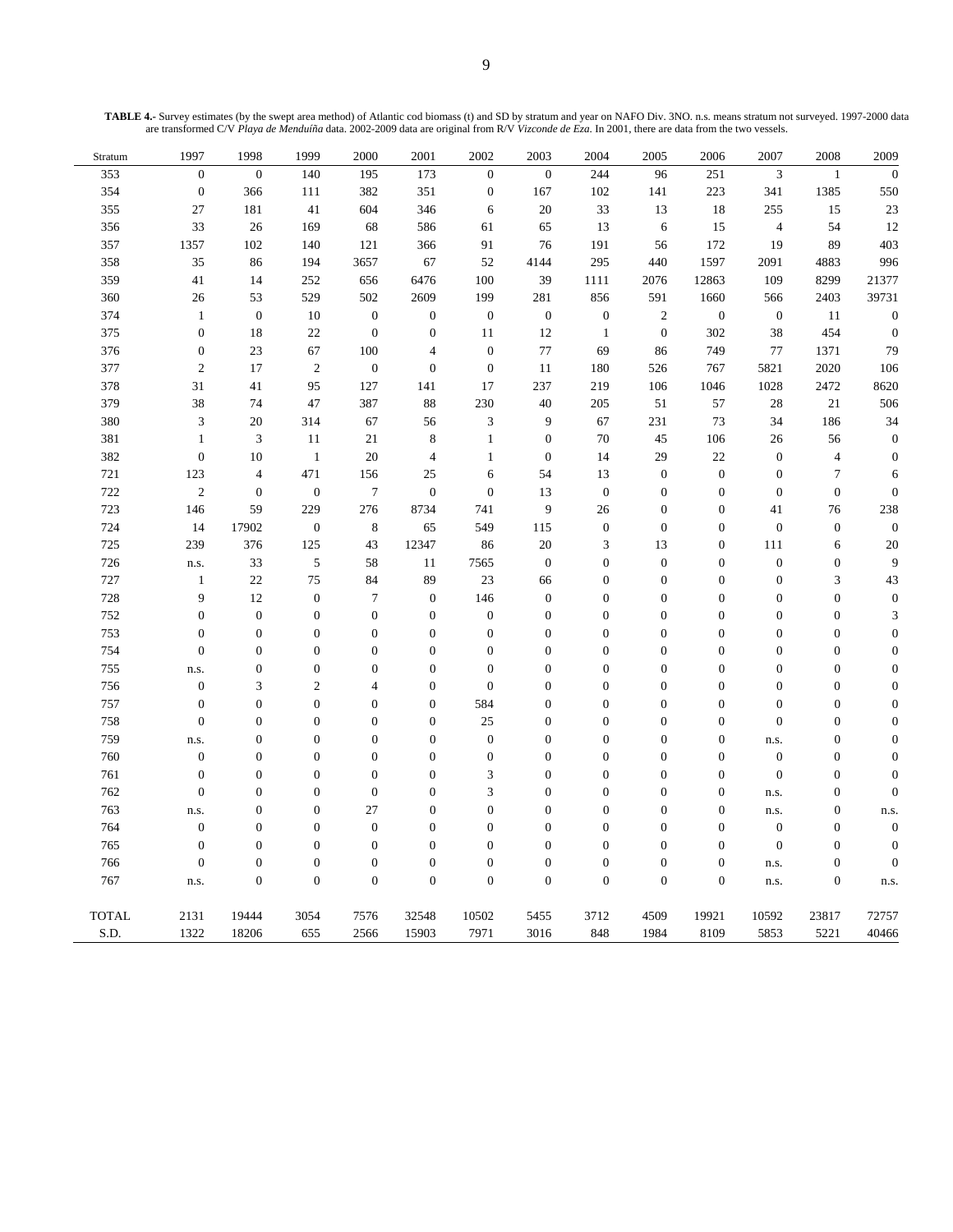**TABLE 4.-** Survey estimates (by the swept area method) of Atlantic cod biomass (t) and SD by stratum and year on NAFO Div. 3NO. n.s. means stratum not surveyed. 1997-2000 data are transformed C/V *Playa de Menduíña* data. 2002-2009 data are original from R/V *Vizconde de Eza*. In 2001, there are data from the two vessels.

| Stratum | 1997 | 1998 | 1999 | 2000 | 2001 | 2002 | 2003 | 2004 | 2005 | 2006 | 2007 | 2008 | 2009 |
|---|---|---|---|---|---|---|---|---|---|---|---|---|---|
| 353 | 0 | 0 | 140 | 195 | 173 | 0 | 0 | 244 | 96 | 251 | 3 | 1 | 0 |
| 354 | 0 | 366 | 111 | 382 | 351 | 0 | 167 | 102 | 141 | 223 | 341 | 1385 | 550 |
| 355 | 27 | 181 | 41 | 604 | 346 | 6 | 20 | 33 | 13 | 18 | 255 | 15 | 23 |
| 356 | 33 | 26 | 169 | 68 | 586 | 61 | 65 | 13 | 6 | 15 | 4 | 54 | 12 |
| 357 | 1357 | 102 | 140 | 121 | 366 | 91 | 76 | 191 | 56 | 172 | 19 | 89 | 403 |
| 358 | 35 | 86 | 194 | 3657 | 67 | 52 | 4144 | 295 | 440 | 1597 | 2091 | 4883 | 996 |
| 359 | 41 | 14 | 252 | 656 | 6476 | 100 | 39 | 1111 | 2076 | 12863 | 109 | 8299 | 21377 |
| 360 | 26 | 53 | 529 | 502 | 2609 | 199 | 281 | 856 | 591 | 1660 | 566 | 2403 | 39731 |
| 374 | 1 | 0 | 10 | 0 | 0 | 0 | 0 | 0 | 2 | 0 | 0 | 11 | 0 |
| 375 | 0 | 18 | 22 | 0 | 0 | 11 | 12 | 1 | 0 | 302 | 38 | 454 | 0 |
| 376 | 0 | 23 | 67 | 100 | 4 | 0 | 77 | 69 | 86 | 749 | 77 | 1371 | 79 |
| 377 | 2 | 17 | 2 | 0 | 0 | 0 | 11 | 180 | 526 | 767 | 5821 | 2020 | 106 |
| 378 | 31 | 41 | 95 | 127 | 141 | 17 | 237 | 219 | 106 | 1046 | 1028 | 2472 | 8620 |
| 379 | 38 | 74 | 47 | 387 | 88 | 230 | 40 | 205 | 51 | 57 | 28 | 21 | 506 |
| 380 | 3 | 20 | 314 | 67 | 56 | 3 | 9 | 67 | 231 | 73 | 34 | 186 | 34 |
| 381 | 1 | 3 | 11 | 21 | 8 | 1 | 0 | 70 | 45 | 106 | 26 | 56 | 0 |
| 382 | 0 | 10 | 1 | 20 | 4 | 1 | 0 | 14 | 29 | 22 | 0 | 4 | 0 |
| 721 | 123 | 4 | 471 | 156 | 25 | 6 | 54 | 13 | 0 | 0 | 0 | 7 | 6 |
| 722 | 2 | 0 | 0 | 7 | 0 | 0 | 13 | 0 | 0 | 0 | 0 | 0 | 0 |
| 723 | 146 | 59 | 229 | 276 | 8734 | 741 | 9 | 26 | 0 | 0 | 41 | 76 | 238 |
| 724 | 14 | 17902 | 0 | 8 | 65 | 549 | 115 | 0 | 0 | 0 | 0 | 0 | 0 |
| 725 | 239 | 376 | 125 | 43 | 12347 | 86 | 20 | 3 | 13 | 0 | 111 | 6 | 20 |
| 726 | n.s. | 33 | 5 | 58 | 11 | 7565 | 0 | 0 | 0 | 0 | 0 | 0 | 9 |
| 727 | 1 | 22 | 75 | 84 | 89 | 23 | 66 | 0 | 0 | 0 | 0 | 3 | 43 |
| 728 | 9 | 12 | 0 | 7 | 0 | 146 | 0 | 0 | 0 | 0 | 0 | 0 | 0 |
| 752 | 0 | 0 | 0 | 0 | 0 | 0 | 0 | 0 | 0 | 0 | 0 | 0 | 3 |
| 753 | 0 | 0 | 0 | 0 | 0 | 0 | 0 | 0 | 0 | 0 | 0 | 0 | 0 |
| 754 | 0 | 0 | 0 | 0 | 0 | 0 | 0 | 0 | 0 | 0 | 0 | 0 | 0 |
| 755 | n.s. | 0 | 0 | 0 | 0 | 0 | 0 | 0 | 0 | 0 | 0 | 0 | 0 |
| 756 | 0 | 3 | 2 | 4 | 0 | 0 | 0 | 0 | 0 | 0 | 0 | 0 | 0 |
| 757 | 0 | 0 | 0 | 0 | 0 | 584 | 0 | 0 | 0 | 0 | 0 | 0 | 0 |
| 758 | 0 | 0 | 0 | 0 | 0 | 25 | 0 | 0 | 0 | 0 | 0 | 0 | 0 |
| 759 | n.s. | 0 | 0 | 0 | 0 | 0 | 0 | 0 | 0 | 0 | n.s. | 0 | 0 |
| 760 | 0 | 0 | 0 | 0 | 0 | 0 | 0 | 0 | 0 | 0 | 0 | 0 | 0 |
| 761 | 0 | 0 | 0 | 0 | 0 | 3 | 0 | 0 | 0 | 0 | 0 | 0 | 0 |
| 762 | 0 | 0 | 0 | 0 | 0 | 3 | 0 | 0 | 0 | 0 | n.s. | 0 | 0 |
| 763 | n.s. | 0 | 0 | 27 | 0 | 0 | 0 | 0 | 0 | 0 | n.s. | 0 | n.s. |
| 764 | 0 | 0 | 0 | 0 | 0 | 0 | 0 | 0 | 0 | 0 | 0 | 0 | 0 |
| 765 | 0 | 0 | 0 | 0 | 0 | 0 | 0 | 0 | 0 | 0 | 0 | 0 | 0 |
| 766 | 0 | 0 | 0 | 0 | 0 | 0 | 0 | 0 | 0 | 0 | n.s. | 0 | 0 |
| 767 | n.s. | 0 | 0 | 0 | 0 | 0 | 0 | 0 | 0 | 0 | n.s. | 0 | n.s. |
| TOTAL | 2131 | 19444 | 3054 | 7576 | 32548 | 10502 | 5455 | 3712 | 4509 | 19921 | 10592 | 23817 | 72757 |
| S.D. | 1322 | 18206 | 655 | 2566 | 15903 | 7971 | 3016 | 848 | 1984 | 8109 | 5853 | 5221 | 40466 |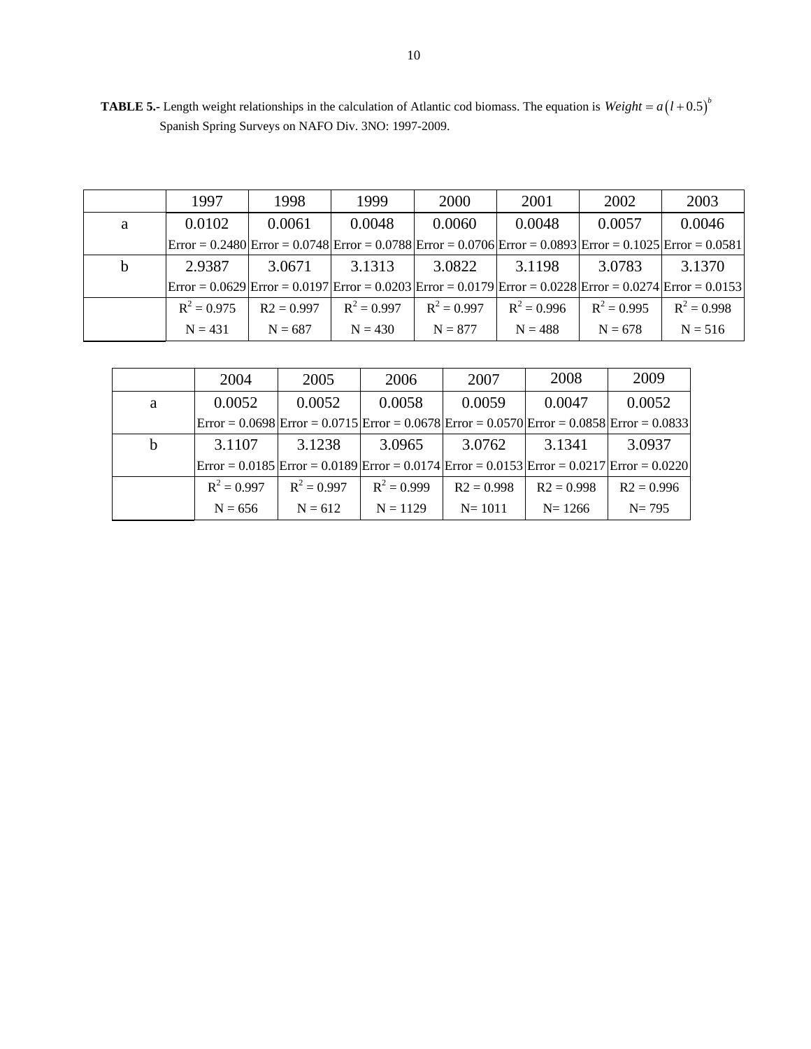**TABLE 5.-** Length weight relationships in the calculation of Atlantic cod biomass. The equation is $Weight = a\left(l + 0.5\right)^{b}$ Spanish Spring Surveys on NAFO Div. 3NO: 1997-2009.

| | 1997 | 1998 | 1999 | 2000 | 2001 | 2002 | 2003 |
|---|---|---|---|---|---|---|---|
| a | 0.0102 | 0.0061 | 0.0048 | 0.0060 | 0.0048 | 0.0057 | 0.0046 |
| | Error = 0.2480 | Error = 0.0748 | Error = 0.0788 | Error = 0.0706 | Error = 0.0893 | Error = 0.1025 | Error = 0.0581 |
| b | 2.9387 | 3.0671 | 3.1313 | 3.0822 | 3.1198 | 3.0783 | 3.1370 |
| | Error = 0.0629 | Error = 0.0197 | Error = 0.0203 | Error = 0.0179 | Error = 0.0228 | Error = 0.0274 | Error = 0.0153 |
| | $R^2$ = 0.975 | R2 = 0.997 | $R^2$ = 0.997 | $R^2$ = 0.997 | $R^2$ = 0.996 | $R^2$ = 0.995 | $R^2$ = 0.998 |
| | N = 431 | N = 687 | N = 430 | N = 877 | N = 488 | N = 678 | N = 516 |

| | 2004 | 2005 | 2006 | 2007 | 2008 | 2009 |
|---|---|---|---|---|---|---|
| a | 0.0052 | 0.0052 | 0.0058 | 0.0059 | 0.0047 | 0.0052 |
| | Error = 0.0698 | Error = 0.0715 | Error = 0.0678 | Error = 0.0570 | Error = 0.0858 | Error = 0.0833 |
| b | 3.1107 | 3.1238 | 3.0965 | 3.0762 | 3.1341 | 3.0937 |
| | Error = 0.0185 | Error = 0.0189 | Error = 0.0174 | Error = 0.0153 | Error = 0.0217 | Error = 0.0220 |
| | $R^2$ = 0.997 | $R^2$ = 0.997 | $R^2$ = 0.999 | R2 = 0.998 | R2 = 0.998 | R2 = 0.996 |
| | N = 656 | N = 612 | N = 1129 | N= 1011 | N= 1266 | N= 795 |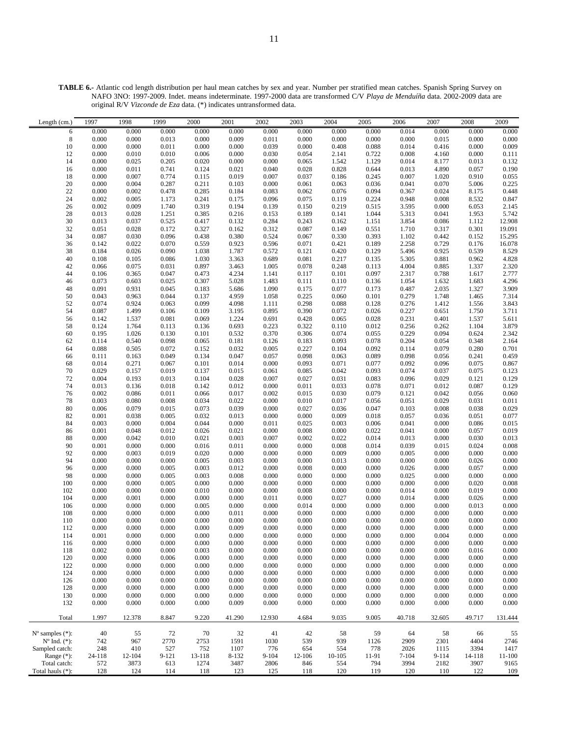**TABLE 6.-** Atlantic cod length distribution per haul mean catches by sex and year. Number per stratified mean catches. Spanish Spring Survey on NAFO 3NO: 1997-2009. Indet. means indeterminate. 1997-2000 data are transformed C/V *Playa de Menduíña* data. 2002-2009 data are original R/V *Vizconde de Eza* data. (*) indicates untransformed data.

| Length (cm.) | 1997 | 1998 | 1999 | 2000 | 2001 | 2002 | 2003 | 2004 | 2005 | 2006 | 2007 | 2008 | 2009 |
|---|---|---|---|---|---|---|---|---|---|---|---|---|---|
| 6 | 0.000 | 0.000 | 0.000 | 0.000 | 0.000 | 0.000 | 0.000 | 0.000 | 0.000 | 0.014 | 0.000 | 0.000 | 0.000 |
| 8 | 0.000 | 0.000 | 0.013 | 0.000 | 0.009 | 0.011 | 0.000 | 0.000 | 0.000 | 0.000 | 0.015 | 0.000 | 0.000 |
| 10 | 0.000 | 0.000 | 0.011 | 0.000 | 0.000 | 0.039 | 0.000 | 0.408 | 0.088 | 0.014 | 0.416 | 0.000 | 0.009 |
| 12 | 0.000 | 0.010 | 0.010 | 0.006 | 0.000 | 0.030 | 0.054 | 2.141 | 0.722 | 0.008 | 4.160 | 0.000 | 0.111 |
| 14 | 0.000 | 0.025 | 0.205 | 0.020 | 0.000 | 0.000 | 0.065 | 1.542 | 1.129 | 0.014 | 8.177 | 0.013 | 0.132 |
| 16 | 0.000 | 0.011 | 0.741 | 0.124 | 0.021 | 0.040 | 0.028 | 0.828 | 0.644 | 0.013 | 4.890 | 0.057 | 0.190 |
| 18 | 0.000 | 0.007 | 0.774 | 0.115 | 0.019 | 0.007 | 0.037 | 0.186 | 0.245 | 0.007 | 1.020 | 0.910 | 0.055 |
| 20 | 0.000 | 0.004 | 0.287 | 0.211 | 0.103 | 0.000 | 0.061 | 0.063 | 0.036 | 0.041 | 0.070 | 5.006 | 0.225 |
| 22 | 0.000 | 0.002 | 0.478 | 0.285 | 0.184 | 0.083 | 0.062 | 0.076 | 0.094 | 0.367 | 0.024 | 8.175 | 0.448 |
| 24 | 0.002 | 0.005 | 1.173 | 0.241 | 0.175 | 0.096 | 0.075 | 0.119 | 0.224 | 0.948 | 0.008 | 8.532 | 0.847 |
| 26 | 0.002 | 0.009 | 1.740 | 0.319 | 0.194 | 0.139 | 0.150 | 0.219 | 0.515 | 3.595 | 0.000 | 6.053 | 2.145 |
| 28 | 0.013 | 0.028 | 1.251 | 0.385 | 0.216 | 0.153 | 0.189 | 0.141 | 1.044 | 5.313 | 0.041 | 1.953 | 5.742 |
| 30 | 0.013 | 0.037 | 0.525 | 0.417 | 0.132 | 0.284 | 0.243 | 0.162 | 1.151 | 3.854 | 0.086 | 1.112 | 12.908 |
| 32 | 0.051 | 0.028 | 0.172 | 0.327 | 0.162 | 0.312 | 0.087 | 0.149 | 0.551 | 1.710 | 0.317 | 0.301 | 19.091 |
| 34 | 0.087 | 0.030 | 0.096 | 0.438 | 0.380 | 0.524 | 0.067 | 0.330 | 0.393 | 1.102 | 0.442 | 0.152 | 15.295 |
| 36 | 0.142 | 0.022 | 0.070 | 0.559 | 0.923 | 0.596 | 0.071 | 0.421 | 0.189 | 2.258 | 0.729 | 0.176 | 16.078 |
| 38 | 0.184 | 0.026 | 0.090 | 1.038 | 1.787 | 0.572 | 0.121 | 0.420 | 0.129 | 5.496 | 0.925 | 0.539 | 8.529 |
| 40 | 0.108 | 0.105 | 0.086 | 1.030 | 3.363 | 0.689 | 0.081 | 0.217 | 0.135 | 5.305 | 0.881 | 0.962 | 4.828 |
| 42 | 0.066 | 0.075 | 0.031 | 0.897 | 3.463 | 1.005 | 0.078 | 0.248 | 0.113 | 4.004 | 0.885 | 1.337 | 2.320 |
| 44 | 0.106 | 0.365 | 0.047 | 0.473 | 4.234 | 1.141 | 0.117 | 0.101 | 0.097 | 2.317 | 0.788 | 1.617 | 2.777 |
| 46 | 0.073 | 0.603 | 0.025 | 0.307 | 5.028 | 1.483 | 0.111 | 0.110 | 0.136 | 1.054 | 1.632 | 1.683 | 4.296 |
| 48 | 0.091 | 0.931 | 0.045 | 0.183 | 5.686 | 1.090 | 0.175 | 0.077 | 0.173 | 0.487 | 2.035 | 1.327 | 3.909 |
| 50 | 0.043 | 0.963 | 0.044 | 0.137 | 4.959 | 1.058 | 0.225 | 0.060 | 0.101 | 0.279 | 1.748 | 1.465 | 7.314 |
| 52 | 0.074 | 0.924 | 0.063 | 0.099 | 4.098 | 1.111 | 0.298 | 0.088 | 0.128 | 0.276 | 1.412 | 1.556 | 3.843 |
| 54 | 0.087 | 1.499 | 0.106 | 0.109 | 3.195 | 0.895 | 0.390 | 0.072 | 0.026 | 0.227 | 0.651 | 1.750 | 3.711 |
| 56 | 0.142 | 1.537 | 0.081 | 0.069 | 1.224 | 0.691 | 0.428 | 0.065 | 0.028 | 0.231 | 0.401 | 1.537 | 5.611 |
| 58 | 0.124 | 1.764 | 0.113 | 0.136 | 0.693 | 0.223 | 0.322 | 0.110 | 0.012 | 0.256 | 0.262 | 1.104 | 3.879 |
| 60 | 0.195 | 1.026 | 0.130 | 0.101 | 0.532 | 0.370 | 0.306 | 0.074 | 0.055 | 0.229 | 0.094 | 0.624 | 2.342 |
| 62 | 0.114 | 0.540 | 0.098 | 0.065 | 0.181 | 0.126 | 0.183 | 0.093 | 0.078 | 0.204 | 0.054 | 0.348 | 2.164 |
| 64 | 0.088 | 0.505 | 0.072 | 0.152 | 0.032 | 0.005 | 0.227 | 0.104 | 0.092 | 0.114 | 0.079 | 0.280 | 0.701 |
| 66 | 0.111 | 0.163 | 0.049 | 0.134 | 0.047 | 0.057 | 0.098 | 0.063 | 0.089 | 0.098 | 0.056 | 0.241 | 0.459 |
| 68 | 0.014 | 0.271 | 0.067 | 0.101 | 0.014 | 0.000 | 0.093 | 0.071 | 0.077 | 0.092 | 0.096 | 0.075 | 0.867 |
| 70 | 0.029 | 0.157 | 0.019 | 0.137 | 0.015 | 0.061 | 0.085 | 0.042 | 0.093 | 0.074 | 0.037 | 0.075 | 0.123 |
| 72 | 0.004 | 0.193 | 0.013 | 0.104 | 0.028 | 0.007 | 0.027 | 0.031 | 0.083 | 0.096 | 0.029 | 0.121 | 0.129 |
| 74 | 0.013 | 0.136 | 0.018 | 0.142 | 0.012 | 0.000 | 0.011 | 0.033 | 0.078 | 0.071 | 0.012 | 0.087 | 0.129 |
| 76 | 0.002 | 0.086 | 0.011 | 0.066 | 0.017 | 0.002 | 0.015 | 0.030 | 0.079 | 0.121 | 0.042 | 0.056 | 0.060 |
| 78 | 0.003 | 0.080 | 0.008 | 0.034 | 0.022 | 0.000 | 0.010 | 0.017 | 0.056 | 0.051 | 0.029 | 0.031 | 0.011 |
| 80 | 0.006 | 0.079 | 0.015 | 0.073 | 0.039 | 0.000 | 0.027 | 0.036 | 0.047 | 0.103 | 0.008 | 0.038 | 0.029 |
| 82 | 0.001 | 0.038 | 0.005 | 0.032 | 0.013 | 0.000 | 0.000 | 0.009 | 0.018 | 0.057 | 0.036 | 0.051 | 0.077 |
| 84 | 0.003 | 0.000 | 0.004 | 0.044 | 0.000 | 0.011 | 0.025 | 0.003 | 0.006 | 0.041 | 0.000 | 0.086 | 0.015 |
| 86 | 0.001 | 0.048 | 0.012 | 0.026 | 0.021 | 0.000 | 0.008 | 0.000 | 0.022 | 0.041 | 0.000 | 0.057 | 0.019 |
| 88 | 0.000 | 0.042 | 0.010 | 0.021 | 0.003 | 0.007 | 0.002 | 0.022 | 0.014 | 0.013 | 0.000 | 0.030 | 0.013 |
| 90 | 0.001 | 0.000 | 0.000 | 0.016 | 0.011 | 0.000 | 0.000 | 0.008 | 0.014 | 0.039 | 0.015 | 0.024 | 0.008 |
| 92 | 0.000 | 0.003 | 0.019 | 0.020 | 0.000 | 0.000 | 0.000 | 0.009 | 0.000 | 0.005 | 0.000 | 0.000 | 0.000 |
| 94 | 0.000 | 0.000 | 0.000 | 0.005 | 0.003 | 0.000 | 0.000 | 0.013 | 0.000 | 0.000 | 0.000 | 0.026 | 0.000 |
| 96 | 0.000 | 0.000 | 0.005 | 0.003 | 0.012 | 0.000 | 0.008 | 0.000 | 0.000 | 0.026 | 0.000 | 0.057 | 0.000 |
| 98 | 0.000 | 0.000 | 0.005 | 0.003 | 0.008 | 0.000 | 0.000 | 0.000 | 0.000 | 0.025 | 0.000 | 0.000 | 0.000 |
| 100 | 0.000 | 0.000 | 0.005 | 0.000 | 0.000 | 0.000 | 0.000 | 0.000 | 0.000 | 0.000 | 0.000 | 0.020 | 0.008 |
| 102 | 0.000 | 0.000 | 0.000 | 0.010 | 0.000 | 0.000 | 0.008 | 0.000 | 0.000 | 0.014 | 0.000 | 0.019 | 0.000 |
| 104 | 0.000 | 0.001 | 0.000 | 0.000 | 0.000 | 0.011 | 0.000 | 0.027 | 0.000 | 0.014 | 0.000 | 0.026 | 0.000 |
| 106 | 0.000 | 0.000 | 0.000 | 0.005 | 0.000 | 0.000 | 0.014 | 0.000 | 0.000 | 0.000 | 0.000 | 0.013 | 0.000 |
| 108 | 0.000 | 0.000 | 0.000 | 0.000 | 0.011 | 0.000 | 0.000 | 0.000 | 0.000 | 0.000 | 0.000 | 0.000 | 0.000 |
| 110 | 0.000 | 0.000 | 0.000 | 0.000 | 0.000 | 0.000 | 0.000 | 0.000 | 0.000 | 0.000 | 0.000 | 0.000 | 0.000 |
| 112 | 0.000 | 0.000 | 0.000 | 0.000 | 0.009 | 0.000 | 0.000 | 0.000 | 0.000 | 0.000 | 0.000 | 0.000 | 0.000 |
| 114 | 0.001 | 0.000 | 0.000 | 0.000 | 0.000 | 0.000 | 0.000 | 0.000 | 0.000 | 0.000 | 0.004 | 0.000 | 0.000 |
| 116 | 0.000 | 0.000 | 0.000 | 0.000 | 0.000 | 0.000 | 0.000 | 0.000 | 0.000 | 0.000 | 0.000 | 0.000 | 0.000 |
| 118 | 0.002 | 0.000 | 0.000 | 0.003 | 0.000 | 0.000 | 0.000 | 0.000 | 0.000 | 0.000 | 0.000 | 0.016 | 0.000 |
| 120 | 0.000 | 0.000 | 0.006 | 0.000 | 0.000 | 0.000 | 0.000 | 0.000 | 0.000 | 0.000 | 0.000 | 0.000 | 0.000 |
| 122 | 0.000 | 0.000 | 0.000 | 0.000 | 0.000 | 0.000 | 0.000 | 0.000 | 0.000 | 0.000 | 0.000 | 0.000 | 0.000 |
| 124 | 0.000 | 0.000 | 0.000 | 0.000 | 0.000 | 0.000 | 0.000 | 0.000 | 0.000 | 0.000 | 0.000 | 0.000 | 0.000 |
| 126 | 0.000 | 0.000 | 0.000 | 0.000 | 0.000 | 0.000 | 0.000 | 0.000 | 0.000 | 0.000 | 0.000 | 0.000 | 0.000 |
| 128 | 0.000 | 0.000 | 0.000 | 0.000 | 0.000 | 0.000 | 0.000 | 0.000 | 0.000 | 0.000 | 0.000 | 0.000 | 0.000 |
| 130 | 0.000 | 0.000 | 0.000 | 0.000 | 0.000 | 0.000 | 0.000 | 0.000 | 0.000 | 0.000 | 0.000 | 0.000 | 0.000 |
| 132 | 0.000 | 0.000 | 0.000 | 0.000 | 0.009 | 0.000 | 0.000 | 0.000 | 0.000 | 0.000 | 0.000 | 0.000 | 0.000 |
| Total | 1.997 | 12.378 | 8.847 | 9.220 | 41.290 | 12.930 | 4.684 | 9.035 | 9.005 | 40.718 | 32.605 | 49.717 | 131.444 |
| Nº samples (*): | 40 | 55 | 72 | 70 | 32 | 41 | 42 | 58 | 59 | 64 | 58 | 66 | 55 |
| Nº Ind. (*): | 742 | 967 | 2770 | 2753 | 1591 | 1030 | 539 | 939 | 1126 | 2909 | 2301 | 4404 | 2746 |
| Sampled catch: | 248 | 410 | 527 | 752 | 1107 | 776 | 654 | 554 | 778 | 2026 | 1115 | 3394 | 1417 |
| Range (*): | 24-118 | 12-104 | 9-121 | 13-118 | 8-132 | 9-104 | 12-106 | 10-105 | 11-91 | 7-104 | 9-114 | 14-118 | 11-100 |
| Total catch: | 572 | 3873 | 613 | 1274 | 3487 | 2806 | 846 | 554 | 794 | 3994 | 2182 | 3907 | 9165 |
| Total hauls (*): | 128 | 124 | 114 | 118 | 123 | 125 | 118 | 120 | 119 | 120 | 110 | 122 | 109 |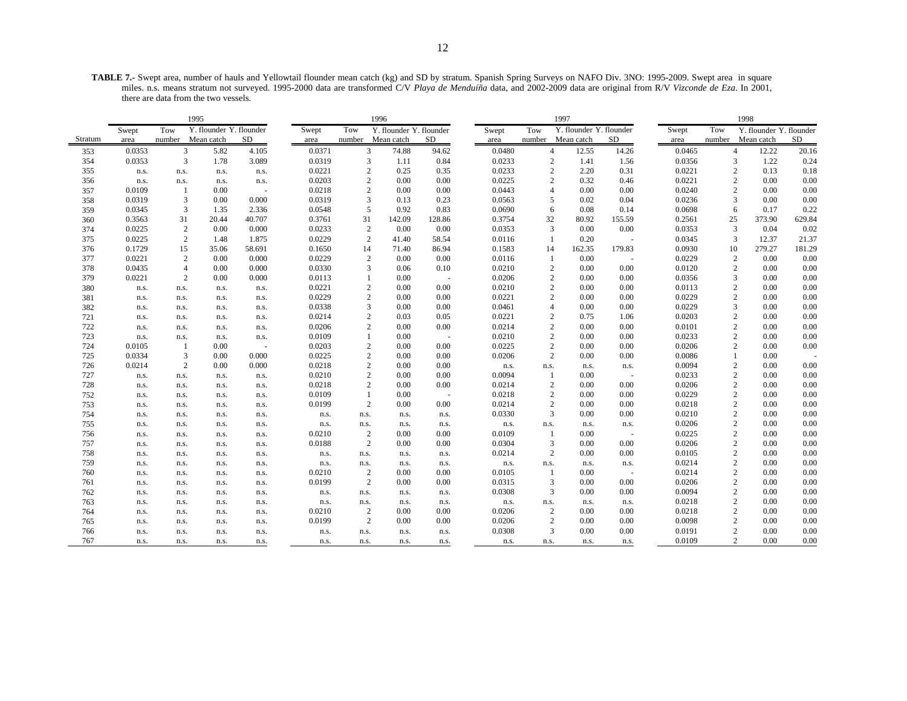**TABLE 7.-** Swept area, number of hauls and Yellowtail flounder mean catch (kg) and SD by stratum. Spanish Spring Surveys on NAFO Div. 3NO: 1995-2009. Swept area in square miles. n.s. means stratum not surveyed. 1995-2000 data are transformed C/V *Playa de Menduíña* data, and 2002-2009 data are original from R/V *Vizconde de Eza*. In 2001, there are data from the two vessels.

| | 1995 | | | | 1996 | | | | 1997 | | | | 1998 | | | |
|---|---|---|---|---|---|---|---|---|---|---|---|---|---|---|---|---|
| Stratum | Swept area | Tow number | Y. flounder Mean catch | Y. flounder SD | Swept area | Tow number | Y. flounder Mean catch | Y. flounder SD | Swept area | Tow number | Y. flounder Mean catch | Y. flounder SD | Swept area | Tow number | Y. flounder Mean catch | Y. flounder SD |
| 353 | 0.0353 | 3 | 5.82 | 4.105 | 0.0371 | 3 | 74.88 | 94.62 | 0.0480 | 4 | 12.55 | 14.26 | 0.0465 | 4 | 12.22 | 20.16 |
| 354 | 0.0353 | 3 | 1.78 | 3.089 | 0.0319 | 3 | 1.11 | 0.84 | 0.0233 | 2 | 1.41 | 1.56 | 0.0356 | 3 | 1.22 | 0.24 |
| 355 | n.s. | n.s. | n.s. | n.s. | 0.0221 | 2 | 0.25 | 0.35 | 0.0233 | 2 | 2.20 | 0.31 | 0.0221 | 2 | 0.13 | 0.18 |
| 356 | n.s. | n.s. | n.s. | n.s. | 0.0203 | 2 | 0.00 | 0.00 | 0.0225 | 2 | 0.32 | 0.46 | 0.0221 | 2 | 0.00 | 0.00 |
| 357 | 0.0109 | 1 | 0.00 | - | 0.0218 | 2 | 0.00 | 0.00 | 0.0443 | 4 | 0.00 | 0.00 | 0.0240 | 2 | 0.00 | 0.00 |
| 358 | 0.0319 | 3 | 0.00 | 0.000 | 0.0319 | 3 | 0.13 | 0.23 | 0.0563 | 5 | 0.02 | 0.04 | 0.0236 | 3 | 0.00 | 0.00 |
| 359 | 0.0345 | 3 | 1.35 | 2.336 | 0.0548 | 5 | 0.92 | 0.83 | 0.0690 | 6 | 0.08 | 0.14 | 0.0698 | 6 | 0.17 | 0.22 |
| 360 | 0.3563 | 31 | 20.44 | 40.707 | 0.3761 | 31 | 142.09 | 128.86 | 0.3754 | 32 | 80.92 | 155.59 | 0.2561 | 25 | 373.90 | 629.84 |
| 374 | 0.0225 | 2 | 0.00 | 0.000 | 0.0233 | 2 | 0.00 | 0.00 | 0.0353 | 3 | 0.00 | 0.00 | 0.0353 | 3 | 0.04 | 0.02 |
| 375 | 0.0225 | 2 | 1.48 | 1.875 | 0.0229 | 2 | 41.40 | 58.54 | 0.0116 | 1 | 0.20 | - | 0.0345 | 3 | 12.37 | 21.37 |
| 376 | 0.1729 | 15 | 35.06 | 58.691 | 0.1650 | 14 | 71.40 | 86.94 | 0.1583 | 14 | 162.35 | 179.83 | 0.0930 | 10 | 279.27 | 181.29 |
| 377 | 0.0221 | 2 | 0.00 | 0.000 | 0.0229 | 2 | 0.00 | 0.00 | 0.0116 | 1 | 0.00 | - | 0.0229 | 2 | 0.00 | 0.00 |
| 378 | 0.0435 | 4 | 0.00 | 0.000 | 0.0330 | 3 | 0.06 | 0.10 | 0.0210 | 2 | 0.00 | 0.00 | 0.0120 | 2 | 0.00 | 0.00 |
| 379 | 0.0221 | 2 | 0.00 | 0.000 | 0.0113 | 1 | 0.00 | - | 0.0206 | 2 | 0.00 | 0.00 | 0.0356 | 3 | 0.00 | 0.00 |
| 380 | n.s. | n.s. | n.s. | n.s. | 0.0221 | 2 | 0.00 | 0.00 | 0.0210 | 2 | 0.00 | 0.00 | 0.0113 | 2 | 0.00 | 0.00 |
| 381 | n.s. | n.s. | n.s. | n.s. | 0.0229 | 2 | 0.00 | 0.00 | 0.0221 | 2 | 0.00 | 0.00 | 0.0229 | 2 | 0.00 | 0.00 |
| 382 | n.s. | n.s. | n.s. | n.s. | 0.0338 | 3 | 0.00 | 0.00 | 0.0461 | 4 | 0.00 | 0.00 | 0.0229 | 3 | 0.00 | 0.00 |
| 721 | n.s. | n.s. | n.s. | n.s. | 0.0214 | 2 | 0.03 | 0.05 | 0.0221 | 2 | 0.75 | 1.06 | 0.0203 | 2 | 0.00 | 0.00 |
| 722 | n.s. | n.s. | n.s. | n.s. | 0.0206 | 2 | 0.00 | 0.00 | 0.0214 | 2 | 0.00 | 0.00 | 0.0101 | 2 | 0.00 | 0.00 |
| 723 | n.s. | n.s. | n.s. | n.s. | 0.0109 | 1 | 0.00 | - | 0.0210 | 2 | 0.00 | 0.00 | 0.0233 | 2 | 0.00 | 0.00 |
| 724 | 0.0105 | 1 | 0.00 | - | 0.0203 | 2 | 0.00 | 0.00 | 0.0225 | 2 | 0.00 | 0.00 | 0.0206 | 2 | 0.00 | 0.00 |
| 725 | 0.0334 | 3 | 0.00 | 0.000 | 0.0225 | 2 | 0.00 | 0.00 | 0.0206 | 2 | 0.00 | 0.00 | 0.0086 | 1 | 0.00 | - |
| 726 | 0.0214 | 2 | 0.00 | 0.000 | 0.0218 | 2 | 0.00 | 0.00 | n.s. | n.s. | n.s. | n.s. | 0.0094 | 2 | 0.00 | 0.00 |
| 727 | n.s. | n.s. | n.s. | n.s. | 0.0210 | 2 | 0.00 | 0.00 | 0.0094 | 1 | 0.00 | - | 0.0233 | 2 | 0.00 | 0.00 |
| 728 | n.s. | n.s. | n.s. | n.s. | 0.0218 | 2 | 0.00 | 0.00 | 0.0214 | 2 | 0.00 | 0.00 | 0.0206 | 2 | 0.00 | 0.00 |
| 752 | n.s. | n.s. | n.s. | n.s. | 0.0109 | 1 | 0.00 | - | 0.0218 | 2 | 0.00 | 0.00 | 0.0229 | 2 | 0.00 | 0.00 |
| 753 | n.s. | n.s. | n.s. | n.s. | 0.0199 | 2 | 0.00 | 0.00 | 0.0214 | 2 | 0.00 | 0.00 | 0.0218 | 2 | 0.00 | 0.00 |
| 754 | n.s. | n.s. | n.s. | n.s. | n.s. | n.s. | n.s. | n.s. | 0.0330 | 3 | 0.00 | 0.00 | 0.0210 | 2 | 0.00 | 0.00 |
| 755 | n.s. | n.s. | n.s. | n.s. | n.s. | n.s. | n.s. | n.s. | n.s. | n.s. | n.s. | n.s. | 0.0206 | 2 | 0.00 | 0.00 |
| 756 | n.s. | n.s. | n.s. | n.s. | 0.0210 | 2 | 0.00 | 0.00 | 0.0109 | 1 | 0.00 | - | 0.0225 | 2 | 0.00 | 0.00 |
| 757 | n.s. | n.s. | n.s. | n.s. | 0.0188 | 2 | 0.00 | 0.00 | 0.0304 | 3 | 0.00 | 0.00 | 0.0206 | 2 | 0.00 | 0.00 |
| 758 | n.s. | n.s. | n.s. | n.s. | n.s. | n.s. | n.s. | n.s. | 0.0214 | 2 | 0.00 | 0.00 | 0.0105 | 2 | 0.00 | 0.00 |
| 759 | n.s. | n.s. | n.s. | n.s. | n.s. | n.s. | n.s. | n.s. | n.s. | n.s. | n.s. | n.s. | 0.0214 | 2 | 0.00 | 0.00 |
| 760 | n.s. | n.s. | n.s. | n.s. | 0.0210 | 2 | 0.00 | 0.00 | 0.0105 | 1 | 0.00 | - | 0.0214 | 2 | 0.00 | 0.00 |
| 761 | n.s. | n.s. | n.s. | n.s. | 0.0199 | 2 | 0.00 | 0.00 | 0.0315 | 3 | 0.00 | 0.00 | 0.0206 | 2 | 0.00 | 0.00 |
| 762 | n.s. | n.s. | n.s. | n.s. | n.s. | n.s. | n.s. | n.s. | 0.0308 | 3 | 0.00 | 0.00 | 0.0094 | 2 | 0.00 | 0.00 |
| 763 | n.s. | n.s. | n.s. | n.s. | n.s. | n.s. | n.s. | n.s. | n.s. | n.s. | n.s. | n.s. | 0.0218 | 2 | 0.00 | 0.00 |
| 764 | n.s. | n.s. | n.s. | n.s. | 0.0210 | 2 | 0.00 | 0.00 | 0.0206 | 2 | 0.00 | 0.00 | 0.0218 | 2 | 0.00 | 0.00 |
| 765 | n.s. | n.s. | n.s. | n.s. | 0.0199 | 2 | 0.00 | 0.00 | 0.0206 | 2 | 0.00 | 0.00 | 0.0098 | 2 | 0.00 | 0.00 |
| 766 | n.s. | n.s. | n.s. | n.s. | n.s. | n.s. | n.s. | n.s. | 0.0308 | 3 | 0.00 | 0.00 | 0.0191 | 2 | 0.00 | 0.00 |
| 767 | n.s. | n.s. | n.s. | n.s. | n.s. | n.s. | n.s. | n.s. | n.s. | n.s. | n.s. | n.s. | 0.0109 | 2 | 0.00 | 0.00 |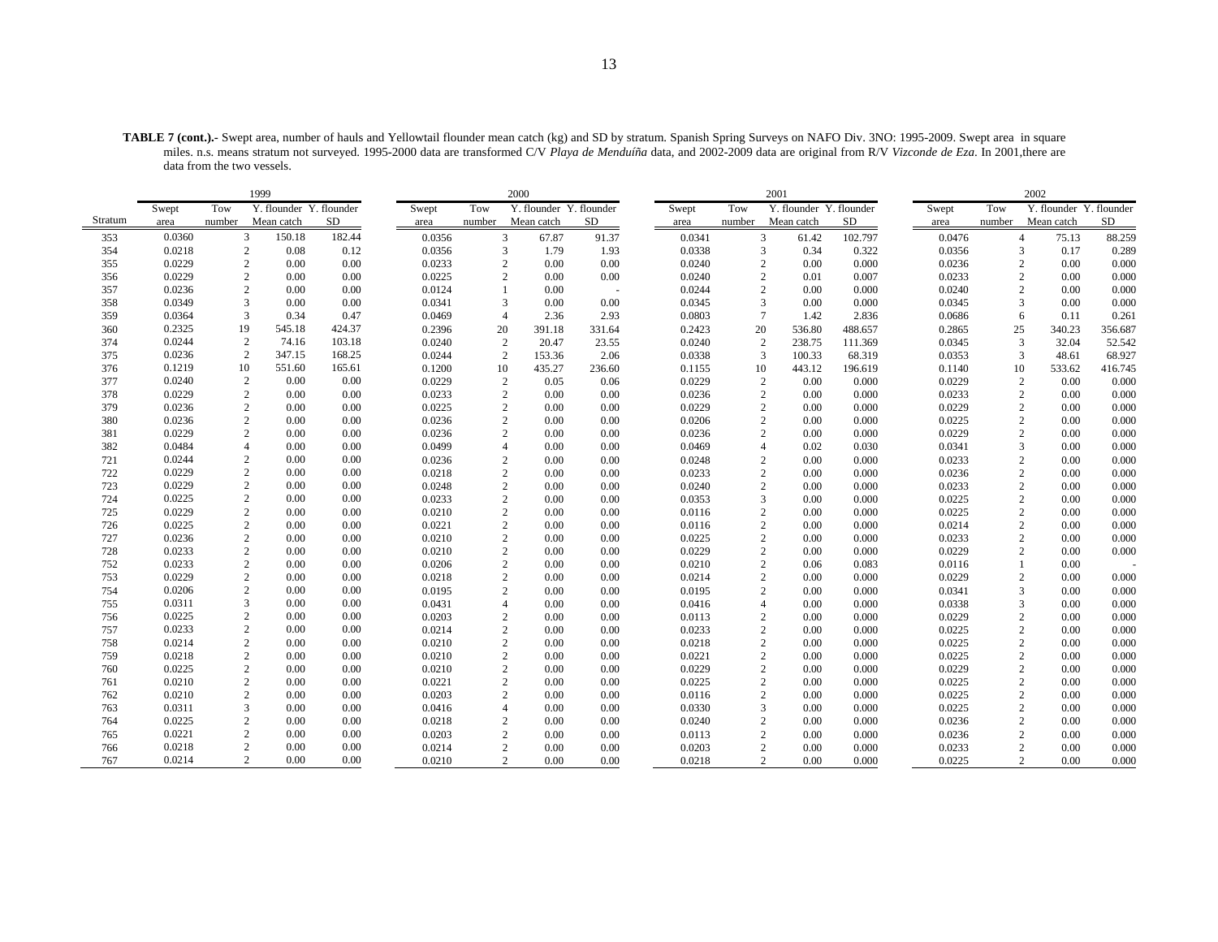**TABLE 7 (cont.).-** Swept area, number of hauls and Yellowtail flounder mean catch (kg) and SD by stratum. Spanish Spring Surveys on NAFO Div. 3NO: 1995-2009. Swept area in square miles. n.s. means stratum not surveyed. 1995-2000 data are transformed C/V *Playa de Menduíña* data, and 2002-2009 data are original from R/V *Vizconde de Eza*. In 2001,there are data from the two vessels.

| | 1999 | | | | 2000 | | | | 2001 | | | | 2002 | | | |
|---|---|---|---|---|---|---|---|---|---|---|---|---|---|---|---|---|
| Stratum | Swept area | Tow number | Y. flounder Mean catch | Y. flounder SD | Swept area | Tow number | Y. flounder Mean catch | Y. flounder SD | Swept area | Tow number | Y. flounder Mean catch | Y. flounder SD | Swept area | Tow number | Y. flounder Mean catch | Y. flounder SD |
| 353 | 0.0360 | 3 | 150.18 | 182.44 | 0.0356 | 3 | 67.87 | 91.37 | 0.0341 | 3 | 61.42 | 102.797 | 0.0476 | 4 | 75.13 | 88.259 |
| 354 | 0.0218 | 2 | 0.08 | 0.12 | 0.0356 | 3 | 1.79 | 1.93 | 0.0338 | 3 | 0.34 | 0.322 | 0.0356 | 3 | 0.17 | 0.289 |
| 355 | 0.0229 | 2 | 0.00 | 0.00 | 0.0233 | 2 | 0.00 | 0.00 | 0.0240 | 2 | 0.00 | 0.000 | 0.0236 | 2 | 0.00 | 0.000 |
| 356 | 0.0229 | 2 | 0.00 | 0.00 | 0.0225 | 2 | 0.00 | 0.00 | 0.0240 | 2 | 0.01 | 0.007 | 0.0233 | 2 | 0.00 | 0.000 |
| 357 | 0.0236 | 2 | 0.00 | 0.00 | 0.0124 | 1 | 0.00 | - | 0.0244 | 2 | 0.00 | 0.000 | 0.0240 | 2 | 0.00 | 0.000 |
| 358 | 0.0349 | 3 | 0.00 | 0.00 | 0.0341 | 3 | 0.00 | 0.00 | 0.0345 | 3 | 0.00 | 0.000 | 0.0345 | 3 | 0.00 | 0.000 |
| 359 | 0.0364 | 3 | 0.34 | 0.47 | 0.0469 | 4 | 2.36 | 2.93 | 0.0803 | 7 | 1.42 | 2.836 | 0.0686 | 6 | 0.11 | 0.261 |
| 360 | 0.2325 | 19 | 545.18 | 424.37 | 0.2396 | 20 | 391.18 | 331.64 | 0.2423 | 20 | 536.80 | 488.657 | 0.2865 | 25 | 340.23 | 356.687 |
| 374 | 0.0244 | 2 | 74.16 | 103.18 | 0.0240 | 2 | 20.47 | 23.55 | 0.0240 | 2 | 238.75 | 111.369 | 0.0345 | 3 | 32.04 | 52.542 |
| 375 | 0.0236 | 2 | 347.15 | 168.25 | 0.0244 | 2 | 153.36 | 2.06 | 0.0338 | 3 | 100.33 | 68.319 | 0.0353 | 3 | 48.61 | 68.927 |
| 376 | 0.1219 | 10 | 551.60 | 165.61 | 0.1200 | 10 | 435.27 | 236.60 | 0.1155 | 10 | 443.12 | 196.619 | 0.1140 | 10 | 533.62 | 416.745 |
| 377 | 0.0240 | 2 | 0.00 | 0.00 | 0.0229 | 2 | 0.05 | 0.06 | 0.0229 | 2 | 0.00 | 0.000 | 0.0229 | 2 | 0.00 | 0.000 |
| 378 | 0.0229 | 2 | 0.00 | 0.00 | 0.0233 | 2 | 0.00 | 0.00 | 0.0236 | 2 | 0.00 | 0.000 | 0.0233 | 2 | 0.00 | 0.000 |
| 379 | 0.0236 | 2 | 0.00 | 0.00 | 0.0225 | 2 | 0.00 | 0.00 | 0.0229 | 2 | 0.00 | 0.000 | 0.0229 | 2 | 0.00 | 0.000 |
| 380 | 0.0236 | 2 | 0.00 | 0.00 | 0.0236 | 2 | 0.00 | 0.00 | 0.0206 | 2 | 0.00 | 0.000 | 0.0225 | 2 | 0.00 | 0.000 |
| 381 | 0.0229 | 2 | 0.00 | 0.00 | 0.0236 | 2 | 0.00 | 0.00 | 0.0236 | 2 | 0.00 | 0.000 | 0.0229 | 2 | 0.00 | 0.000 |
| 382 | 0.0484 | 4 | 0.00 | 0.00 | 0.0499 | 4 | 0.00 | 0.00 | 0.0469 | 4 | 0.02 | 0.030 | 0.0341 | 3 | 0.00 | 0.000 |
| 721 | 0.0244 | 2 | 0.00 | 0.00 | 0.0236 | 2 | 0.00 | 0.00 | 0.0248 | 2 | 0.00 | 0.000 | 0.0233 | 2 | 0.00 | 0.000 |
| 722 | 0.0229 | 2 | 0.00 | 0.00 | 0.0218 | 2 | 0.00 | 0.00 | 0.0233 | 2 | 0.00 | 0.000 | 0.0236 | 2 | 0.00 | 0.000 |
| 723 | 0.0229 | 2 | 0.00 | 0.00 | 0.0248 | 2 | 0.00 | 0.00 | 0.0240 | 2 | 0.00 | 0.000 | 0.0233 | 2 | 0.00 | 0.000 |
| 724 | 0.0225 | 2 | 0.00 | 0.00 | 0.0233 | 2 | 0.00 | 0.00 | 0.0353 | 3 | 0.00 | 0.000 | 0.0225 | 2 | 0.00 | 0.000 |
| 725 | 0.0229 | 2 | 0.00 | 0.00 | 0.0210 | 2 | 0.00 | 0.00 | 0.0116 | 2 | 0.00 | 0.000 | 0.0225 | 2 | 0.00 | 0.000 |
| 726 | 0.0225 | 2 | 0.00 | 0.00 | 0.0221 | 2 | 0.00 | 0.00 | 0.0116 | 2 | 0.00 | 0.000 | 0.0214 | 2 | 0.00 | 0.000 |
| 727 | 0.0236 | 2 | 0.00 | 0.00 | 0.0210 | 2 | 0.00 | 0.00 | 0.0225 | 2 | 0.00 | 0.000 | 0.0233 | 2 | 0.00 | 0.000 |
| 728 | 0.0233 | 2 | 0.00 | 0.00 | 0.0210 | 2 | 0.00 | 0.00 | 0.0229 | 2 | 0.00 | 0.000 | 0.0229 | 2 | 0.00 | 0.000 |
| 752 | 0.0233 | 2 | 0.00 | 0.00 | 0.0206 | 2 | 0.00 | 0.00 | 0.0210 | 2 | 0.06 | 0.083 | 0.0116 | 1 | 0.00 | - |
| 753 | 0.0229 | 2 | 0.00 | 0.00 | 0.0218 | 2 | 0.00 | 0.00 | 0.0214 | 2 | 0.00 | 0.000 | 0.0229 | 2 | 0.00 | 0.000 |
| 754 | 0.0206 | 2 | 0.00 | 0.00 | 0.0195 | 2 | 0.00 | 0.00 | 0.0195 | 2 | 0.00 | 0.000 | 0.0341 | 3 | 0.00 | 0.000 |
| 755 | 0.0311 | 3 | 0.00 | 0.00 | 0.0431 | 4 | 0.00 | 0.00 | 0.0416 | 4 | 0.00 | 0.000 | 0.0338 | 3 | 0.00 | 0.000 |
| 756 | 0.0225 | 2 | 0.00 | 0.00 | 0.0203 | 2 | 0.00 | 0.00 | 0.0113 | 2 | 0.00 | 0.000 | 0.0229 | 2 | 0.00 | 0.000 |
| 757 | 0.0233 | 2 | 0.00 | 0.00 | 0.0214 | 2 | 0.00 | 0.00 | 0.0233 | 2 | 0.00 | 0.000 | 0.0225 | 2 | 0.00 | 0.000 |
| 758 | 0.0214 | 2 | 0.00 | 0.00 | 0.0210 | 2 | 0.00 | 0.00 | 0.0218 | 2 | 0.00 | 0.000 | 0.0225 | 2 | 0.00 | 0.000 |
| 759 | 0.0218 | 2 | 0.00 | 0.00 | 0.0210 | 2 | 0.00 | 0.00 | 0.0221 | 2 | 0.00 | 0.000 | 0.0225 | 2 | 0.00 | 0.000 |
| 760 | 0.0225 | 2 | 0.00 | 0.00 | 0.0210 | 2 | 0.00 | 0.00 | 0.0229 | 2 | 0.00 | 0.000 | 0.0229 | 2 | 0.00 | 0.000 |
| 761 | 0.0210 | 2 | 0.00 | 0.00 | 0.0221 | 2 | 0.00 | 0.00 | 0.0225 | 2 | 0.00 | 0.000 | 0.0225 | 2 | 0.00 | 0.000 |
| 762 | 0.0210 | 2 | 0.00 | 0.00 | 0.0203 | 2 | 0.00 | 0.00 | 0.0116 | 2 | 0.00 | 0.000 | 0.0225 | 2 | 0.00 | 0.000 |
| 763 | 0.0311 | 3 | 0.00 | 0.00 | 0.0416 | 4 | 0.00 | 0.00 | 0.0330 | 3 | 0.00 | 0.000 | 0.0225 | 2 | 0.00 | 0.000 |
| 764 | 0.0225 | 2 | 0.00 | 0.00 | 0.0218 | 2 | 0.00 | 0.00 | 0.0240 | 2 | 0.00 | 0.000 | 0.0236 | 2 | 0.00 | 0.000 |
| 765 | 0.0221 | 2 | 0.00 | 0.00 | 0.0203 | 2 | 0.00 | 0.00 | 0.0113 | 2 | 0.00 | 0.000 | 0.0236 | 2 | 0.00 | 0.000 |
| 766 | 0.0218 | 2 | 0.00 | 0.00 | 0.0214 | 2 | 0.00 | 0.00 | 0.0203 | 2 | 0.00 | 0.000 | 0.0233 | 2 | 0.00 | 0.000 |
| 767 | 0.0214 | 2 | 0.00 | 0.00 | 0.0210 | 2 | 0.00 | 0.00 | 0.0218 | 2 | 0.00 | 0.000 | 0.0225 | 2 | 0.00 | 0.000 |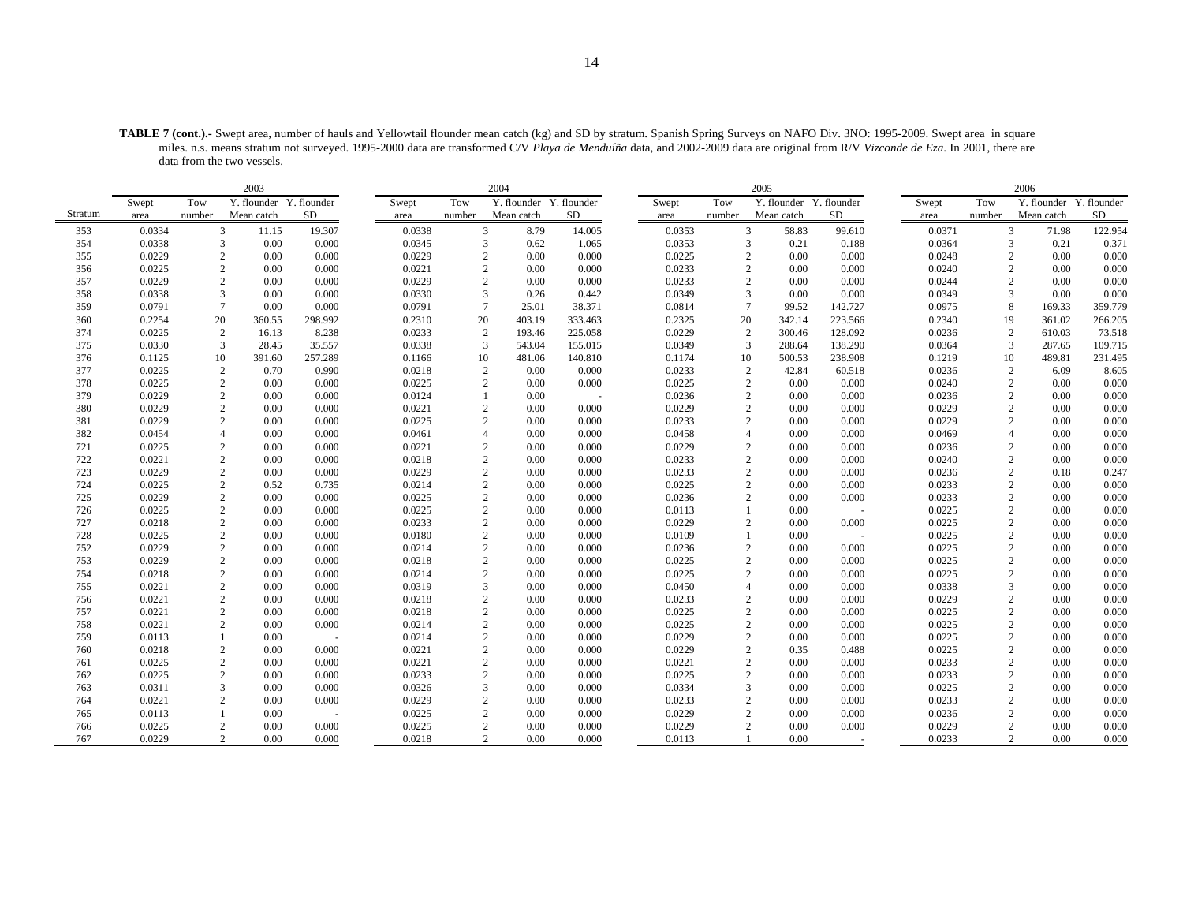**TABLE 7 (cont.).-** Swept area, number of hauls and Yellowtail flounder mean catch (kg) and SD by stratum. Spanish Spring Surveys on NAFO Div. 3NO: 1995-2009. Swept area in square miles. n.s. means stratum not surveyed. 1995-2000 data are transformed C/V *Playa de Menduíña* data, and 2002-2009 data are original from R/V *Vizconde de Eza*. In 2001, there are data from the two vessels.

| | 2003 | | | | 2004 | | | | 2005 | | | | 2006 | | | |
|---|---|---|---|---|---|---|---|---|---|---|---|---|---|---|---|---|
| Stratum | Swept area | Tow number | Y. flounder Mean catch | Y. flounder SD | Swept area | Tow number | Y. flounder Mean catch | Y. flounder SD | Swept area | Tow number | Y. flounder Mean catch | Y. flounder SD | Swept area | Tow number | Y. flounder Mean catch | Y. flounder SD |
| 353 | 0.0334 | 3 | 11.15 | 19.307 | 0.0338 | 3 | 8.79 | 14.005 | 0.0353 | 3 | 58.83 | 99.610 | 0.0371 | 3 | 71.98 | 122.954 |
| 354 | 0.0338 | 3 | 0.00 | 0.000 | 0.0345 | 3 | 0.62 | 1.065 | 0.0353 | 3 | 0.21 | 0.188 | 0.0364 | 3 | 0.21 | 0.371 |
| 355 | 0.0229 | 2 | 0.00 | 0.000 | 0.0229 | 2 | 0.00 | 0.000 | 0.0225 | 2 | 0.00 | 0.000 | 0.0248 | 2 | 0.00 | 0.000 |
| 356 | 0.0225 | 2 | 0.00 | 0.000 | 0.0221 | 2 | 0.00 | 0.000 | 0.0233 | 2 | 0.00 | 0.000 | 0.0240 | 2 | 0.00 | 0.000 |
| 357 | 0.0229 | 2 | 0.00 | 0.000 | 0.0229 | 2 | 0.00 | 0.000 | 0.0233 | 2 | 0.00 | 0.000 | 0.0244 | 2 | 0.00 | 0.000 |
| 358 | 0.0338 | 3 | 0.00 | 0.000 | 0.0330 | 3 | 0.26 | 0.442 | 0.0349 | 3 | 0.00 | 0.000 | 0.0349 | 3 | 0.00 | 0.000 |
| 359 | 0.0791 | 7 | 0.00 | 0.000 | 0.0791 | 7 | 25.01 | 38.371 | 0.0814 | 7 | 99.52 | 142.727 | 0.0975 | 8 | 169.33 | 359.779 |
| 360 | 0.2254 | 20 | 360.55 | 298.992 | 0.2310 | 20 | 403.19 | 333.463 | 0.2325 | 20 | 342.14 | 223.566 | 0.2340 | 19 | 361.02 | 266.205 |
| 374 | 0.0225 | 2 | 16.13 | 8.238 | 0.0233 | 2 | 193.46 | 225.058 | 0.0229 | 2 | 300.46 | 128.092 | 0.0236 | 2 | 610.03 | 73.518 |
| 375 | 0.0330 | 3 | 28.45 | 35.557 | 0.0338 | 3 | 543.04 | 155.015 | 0.0349 | 3 | 288.64 | 138.290 | 0.0364 | 3 | 287.65 | 109.715 |
| 376 | 0.1125 | 10 | 391.60 | 257.289 | 0.1166 | 10 | 481.06 | 140.810 | 0.1174 | 10 | 500.53 | 238.908 | 0.1219 | 10 | 489.81 | 231.495 |
| 377 | 0.0225 | 2 | 0.70 | 0.990 | 0.0218 | 2 | 0.00 | 0.000 | 0.0233 | 2 | 42.84 | 60.518 | 0.0236 | 2 | 6.09 | 8.605 |
| 378 | 0.0225 | 2 | 0.00 | 0.000 | 0.0225 | 2 | 0.00 | 0.000 | 0.0225 | 2 | 0.00 | 0.000 | 0.0240 | 2 | 0.00 | 0.000 |
| 379 | 0.0229 | 2 | 0.00 | 0.000 | 0.0124 | 1 | 0.00 | - | 0.0236 | 2 | 0.00 | 0.000 | 0.0236 | 2 | 0.00 | 0.000 |
| 380 | 0.0229 | 2 | 0.00 | 0.000 | 0.0221 | 2 | 0.00 | 0.000 | 0.0229 | 2 | 0.00 | 0.000 | 0.0229 | 2 | 0.00 | 0.000 |
| 381 | 0.0229 | 2 | 0.00 | 0.000 | 0.0225 | 2 | 0.00 | 0.000 | 0.0233 | 2 | 0.00 | 0.000 | 0.0229 | 2 | 0.00 | 0.000 |
| 382 | 0.0454 | 4 | 0.00 | 0.000 | 0.0461 | 4 | 0.00 | 0.000 | 0.0458 | 4 | 0.00 | 0.000 | 0.0469 | 4 | 0.00 | 0.000 |
| 721 | 0.0225 | 2 | 0.00 | 0.000 | 0.0221 | 2 | 0.00 | 0.000 | 0.0229 | 2 | 0.00 | 0.000 | 0.0236 | 2 | 0.00 | 0.000 |
| 722 | 0.0221 | 2 | 0.00 | 0.000 | 0.0218 | 2 | 0.00 | 0.000 | 0.0233 | 2 | 0.00 | 0.000 | 0.0240 | 2 | 0.00 | 0.000 |
| 723 | 0.0229 | 2 | 0.00 | 0.000 | 0.0229 | 2 | 0.00 | 0.000 | 0.0233 | 2 | 0.00 | 0.000 | 0.0236 | 2 | 0.18 | 0.247 |
| 724 | 0.0225 | 2 | 0.52 | 0.735 | 0.0214 | 2 | 0.00 | 0.000 | 0.0225 | 2 | 0.00 | 0.000 | 0.0233 | 2 | 0.00 | 0.000 |
| 725 | 0.0229 | 2 | 0.00 | 0.000 | 0.0225 | 2 | 0.00 | 0.000 | 0.0236 | 2 | 0.00 | 0.000 | 0.0233 | 2 | 0.00 | 0.000 |
| 726 | 0.0225 | 2 | 0.00 | 0.000 | 0.0225 | 2 | 0.00 | 0.000 | 0.0113 | 1 | 0.00 | - | 0.0225 | 2 | 0.00 | 0.000 |
| 727 | 0.0218 | 2 | 0.00 | 0.000 | 0.0233 | 2 | 0.00 | 0.000 | 0.0229 | 2 | 0.00 | 0.000 | 0.0225 | 2 | 0.00 | 0.000 |
| 728 | 0.0225 | 2 | 0.00 | 0.000 | 0.0180 | 2 | 0.00 | 0.000 | 0.0109 | 1 | 0.00 | - | 0.0225 | 2 | 0.00 | 0.000 |
| 752 | 0.0229 | 2 | 0.00 | 0.000 | 0.0214 | 2 | 0.00 | 0.000 | 0.0236 | 2 | 0.00 | 0.000 | 0.0225 | 2 | 0.00 | 0.000 |
| 753 | 0.0229 | 2 | 0.00 | 0.000 | 0.0218 | 2 | 0.00 | 0.000 | 0.0225 | 2 | 0.00 | 0.000 | 0.0225 | 2 | 0.00 | 0.000 |
| 754 | 0.0218 | 2 | 0.00 | 0.000 | 0.0214 | 2 | 0.00 | 0.000 | 0.0225 | 2 | 0.00 | 0.000 | 0.0225 | 2 | 0.00 | 0.000 |
| 755 | 0.0221 | 2 | 0.00 | 0.000 | 0.0319 | 3 | 0.00 | 0.000 | 0.0450 | 4 | 0.00 | 0.000 | 0.0338 | 3 | 0.00 | 0.000 |
| 756 | 0.0221 | 2 | 0.00 | 0.000 | 0.0218 | 2 | 0.00 | 0.000 | 0.0233 | 2 | 0.00 | 0.000 | 0.0229 | 2 | 0.00 | 0.000 |
| 757 | 0.0221 | 2 | 0.00 | 0.000 | 0.0218 | 2 | 0.00 | 0.000 | 0.0225 | 2 | 0.00 | 0.000 | 0.0225 | 2 | 0.00 | 0.000 |
| 758 | 0.0221 | 2 | 0.00 | 0.000 | 0.0214 | 2 | 0.00 | 0.000 | 0.0225 | 2 | 0.00 | 0.000 | 0.0225 | 2 | 0.00 | 0.000 |
| 759 | 0.0113 | 1 | 0.00 | - | 0.0214 | 2 | 0.00 | 0.000 | 0.0229 | 2 | 0.00 | 0.000 | 0.0225 | 2 | 0.00 | 0.000 |
| 760 | 0.0218 | 2 | 0.00 | 0.000 | 0.0221 | 2 | 0.00 | 0.000 | 0.0229 | 2 | 0.35 | 0.488 | 0.0225 | 2 | 0.00 | 0.000 |
| 761 | 0.0225 | 2 | 0.00 | 0.000 | 0.0221 | 2 | 0.00 | 0.000 | 0.0221 | 2 | 0.00 | 0.000 | 0.0233 | 2 | 0.00 | 0.000 |
| 762 | 0.0225 | 2 | 0.00 | 0.000 | 0.0233 | 2 | 0.00 | 0.000 | 0.0225 | 2 | 0.00 | 0.000 | 0.0233 | 2 | 0.00 | 0.000 |
| 763 | 0.0311 | 3 | 0.00 | 0.000 | 0.0326 | 3 | 0.00 | 0.000 | 0.0334 | 3 | 0.00 | 0.000 | 0.0225 | 2 | 0.00 | 0.000 |
| 764 | 0.0221 | 2 | 0.00 | 0.000 | 0.0229 | 2 | 0.00 | 0.000 | 0.0233 | 2 | 0.00 | 0.000 | 0.0233 | 2 | 0.00 | 0.000 |
| 765 | 0.0113 | 1 | 0.00 | - | 0.0225 | 2 | 0.00 | 0.000 | 0.0229 | 2 | 0.00 | 0.000 | 0.0236 | 2 | 0.00 | 0.000 |
| 766 | 0.0225 | 2 | 0.00 | 0.000 | 0.0225 | 2 | 0.00 | 0.000 | 0.0229 | 2 | 0.00 | 0.000 | 0.0229 | 2 | 0.00 | 0.000 |
| 767 | 0.0229 | 2 | 0.00 | 0.000 | 0.0218 | 2 | 0.00 | 0.000 | 0.0113 | 1 | 0.00 | - | 0.0233 | 2 | 0.00 | 0.000 |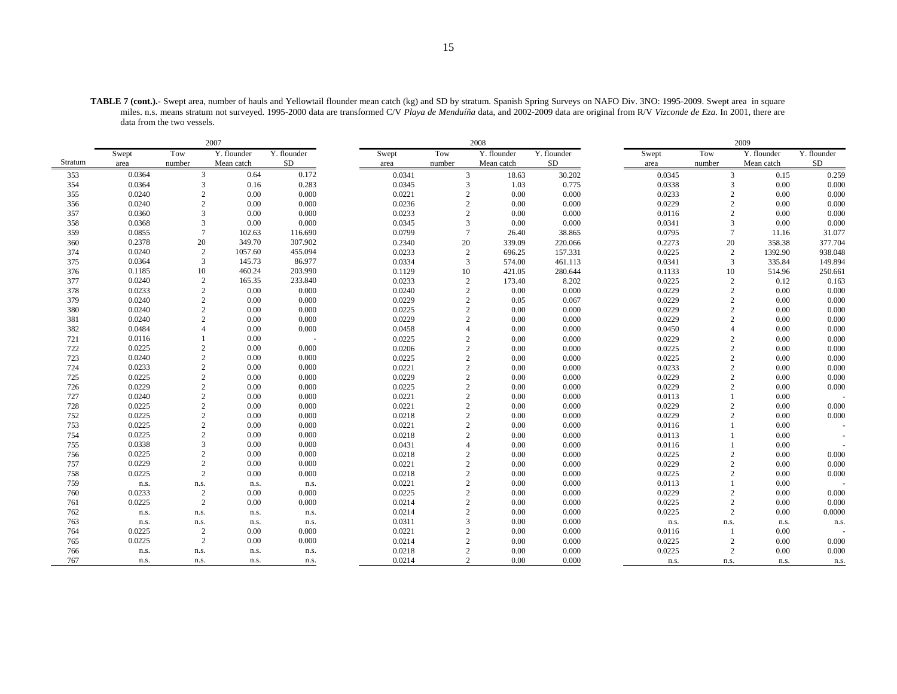**TABLE 7 (cont.).-** Swept area, number of hauls and Yellowtail flounder mean catch (kg) and SD by stratum. Spanish Spring Surveys on NAFO Div. 3NO: 1995-2009. Swept area in square miles. n.s. means stratum not surveyed. 1995-2000 data are transformed C/V *Playa de Menduíña* data, and 2002-2009 data are original from R/V *Vizconde de Eza*. In 2001, there are data from the two vessels.

| | 2007 | | | | 2008 | | | | 2009 | | | |
|---|---|---|---|---|---|---|---|---|---|---|---|---|
| Stratum | Swept area | Tow number | Y. flounder Mean catch | Y. flounder SD | Swept area | Tow number | Y. flounder Mean catch | Y. flounder SD | Swept area | Tow number | Y. flounder Mean catch | Y. flounder SD |
| 353 | 0.0364 | 3 | 0.64 | 0.172 | 0.0341 | 3 | 18.63 | 30.202 | 0.0345 | 3 | 0.15 | 0.259 |
| 354 | 0.0364 | 3 | 0.16 | 0.283 | 0.0345 | 3 | 1.03 | 0.775 | 0.0338 | 3 | 0.00 | 0.000 |
| 355 | 0.0240 | 2 | 0.00 | 0.000 | 0.0221 | 2 | 0.00 | 0.000 | 0.0233 | 2 | 0.00 | 0.000 |
| 356 | 0.0240 | 2 | 0.00 | 0.000 | 0.0236 | 2 | 0.00 | 0.000 | 0.0229 | 2 | 0.00 | 0.000 |
| 357 | 0.0360 | 3 | 0.00 | 0.000 | 0.0233 | 2 | 0.00 | 0.000 | 0.0116 | 2 | 0.00 | 0.000 |
| 358 | 0.0368 | 3 | 0.00 | 0.000 | 0.0345 | 3 | 0.00 | 0.000 | 0.0341 | 3 | 0.00 | 0.000 |
| 359 | 0.0855 | 7 | 102.63 | 116.690 | 0.0799 | 7 | 26.40 | 38.865 | 0.0795 | 7 | 11.16 | 31.077 |
| 360 | 0.2378 | 20 | 349.70 | 307.902 | 0.2340 | 20 | 339.09 | 220.066 | 0.2273 | 20 | 358.38 | 377.704 |
| 374 | 0.0240 | 2 | 1057.60 | 455.094 | 0.0233 | 2 | 696.25 | 157.331 | 0.0225 | 2 | 1392.90 | 938.048 |
| 375 | 0.0364 | 3 | 145.73 | 86.977 | 0.0334 | 3 | 574.00 | 461.113 | 0.0341 | 3 | 335.84 | 149.894 |
| 376 | 0.1185 | 10 | 460.24 | 203.990 | 0.1129 | 10 | 421.05 | 280.644 | 0.1133 | 10 | 514.96 | 250.661 |
| 377 | 0.0240 | 2 | 165.35 | 233.840 | 0.0233 | 2 | 173.40 | 8.202 | 0.0225 | 2 | 0.12 | 0.163 |
| 378 | 0.0233 | 2 | 0.00 | 0.000 | 0.0240 | 2 | 0.00 | 0.000 | 0.0229 | 2 | 0.00 | 0.000 |
| 379 | 0.0240 | 2 | 0.00 | 0.000 | 0.0229 | 2 | 0.05 | 0.067 | 0.0229 | 2 | 0.00 | 0.000 |
| 380 | 0.0240 | 2 | 0.00 | 0.000 | 0.0225 | 2 | 0.00 | 0.000 | 0.0229 | 2 | 0.00 | 0.000 |
| 381 | 0.0240 | 2 | 0.00 | 0.000 | 0.0229 | 2 | 0.00 | 0.000 | 0.0229 | 2 | 0.00 | 0.000 |
| 382 | 0.0484 | 4 | 0.00 | 0.000 | 0.0458 | 4 | 0.00 | 0.000 | 0.0450 | 4 | 0.00 | 0.000 |
| 721 | 0.0116 | 1 | 0.00 | - | 0.0225 | 2 | 0.00 | 0.000 | 0.0229 | 2 | 0.00 | 0.000 |
| 722 | 0.0225 | 2 | 0.00 | 0.000 | 0.0206 | 2 | 0.00 | 0.000 | 0.0225 | 2 | 0.00 | 0.000 |
| 723 | 0.0240 | 2 | 0.00 | 0.000 | 0.0225 | 2 | 0.00 | 0.000 | 0.0225 | 2 | 0.00 | 0.000 |
| 724 | 0.0233 | 2 | 0.00 | 0.000 | 0.0221 | 2 | 0.00 | 0.000 | 0.0233 | 2 | 0.00 | 0.000 |
| 725 | 0.0225 | 2 | 0.00 | 0.000 | 0.0229 | 2 | 0.00 | 0.000 | 0.0229 | 2 | 0.00 | 0.000 |
| 726 | 0.0229 | 2 | 0.00 | 0.000 | 0.0225 | 2 | 0.00 | 0.000 | 0.0229 | 2 | 0.00 | 0.000 |
| 727 | 0.0240 | 2 | 0.00 | 0.000 | 0.0221 | 2 | 0.00 | 0.000 | 0.0113 | 1 | 0.00 | - |
| 728 | 0.0225 | 2 | 0.00 | 0.000 | 0.0221 | 2 | 0.00 | 0.000 | 0.0229 | 2 | 0.00 | 0.000 |
| 752 | 0.0225 | 2 | 0.00 | 0.000 | 0.0218 | 2 | 0.00 | 0.000 | 0.0229 | 2 | 0.00 | 0.000 |
| 753 | 0.0225 | 2 | 0.00 | 0.000 | 0.0221 | 2 | 0.00 | 0.000 | 0.0116 | 1 | 0.00 | - |
| 754 | 0.0225 | 2 | 0.00 | 0.000 | 0.0218 | 2 | 0.00 | 0.000 | 0.0113 | 1 | 0.00 | - |
| 755 | 0.0338 | 3 | 0.00 | 0.000 | 0.0431 | 4 | 0.00 | 0.000 | 0.0116 | 1 | 0.00 | - |
| 756 | 0.0225 | 2 | 0.00 | 0.000 | 0.0218 | 2 | 0.00 | 0.000 | 0.0225 | 2 | 0.00 | 0.000 |
| 757 | 0.0229 | 2 | 0.00 | 0.000 | 0.0221 | 2 | 0.00 | 0.000 | 0.0229 | 2 | 0.00 | 0.000 |
| 758 | 0.0225 | 2 | 0.00 | 0.000 | 0.0218 | 2 | 0.00 | 0.000 | 0.0225 | 2 | 0.00 | 0.000 |
| 759 | n.s. | n.s. | n.s. | n.s. | 0.0221 | 2 | 0.00 | 0.000 | 0.0113 | 1 | 0.00 | - |
| 760 | 0.0233 | 2 | 0.00 | 0.000 | 0.0225 | 2 | 0.00 | 0.000 | 0.0229 | 2 | 0.00 | 0.000 |
| 761 | 0.0225 | 2 | 0.00 | 0.000 | 0.0214 | 2 | 0.00 | 0.000 | 0.0225 | 2 | 0.00 | 0.000 |
| 762 | n.s. | n.s. | n.s. | n.s. | 0.0214 | 2 | 0.00 | 0.000 | 0.0225 | 2 | 0.00 | 0.0000 |
| 763 | n.s. | n.s. | n.s. | n.s. | 0.0311 | 3 | 0.00 | 0.000 | n.s. | n.s. | n.s. | n.s. |
| 764 | 0.0225 | 2 | 0.00 | 0.000 | 0.0221 | 2 | 0.00 | 0.000 | 0.0116 | 1 | 0.00 | - |
| 765 | 0.0225 | 2 | 0.00 | 0.000 | 0.0214 | 2 | 0.00 | 0.000 | 0.0225 | 2 | 0.00 | 0.000 |
| 766 | n.s. | n.s. | n.s. | n.s. | 0.0218 | 2 | 0.00 | 0.000 | 0.0225 | 2 | 0.00 | 0.000 |
| 767 | n.s. | n.s. | n.s. | n.s. | 0.0214 | 2 | 0.00 | 0.000 | n.s. | n.s. | n.s. | n.s. |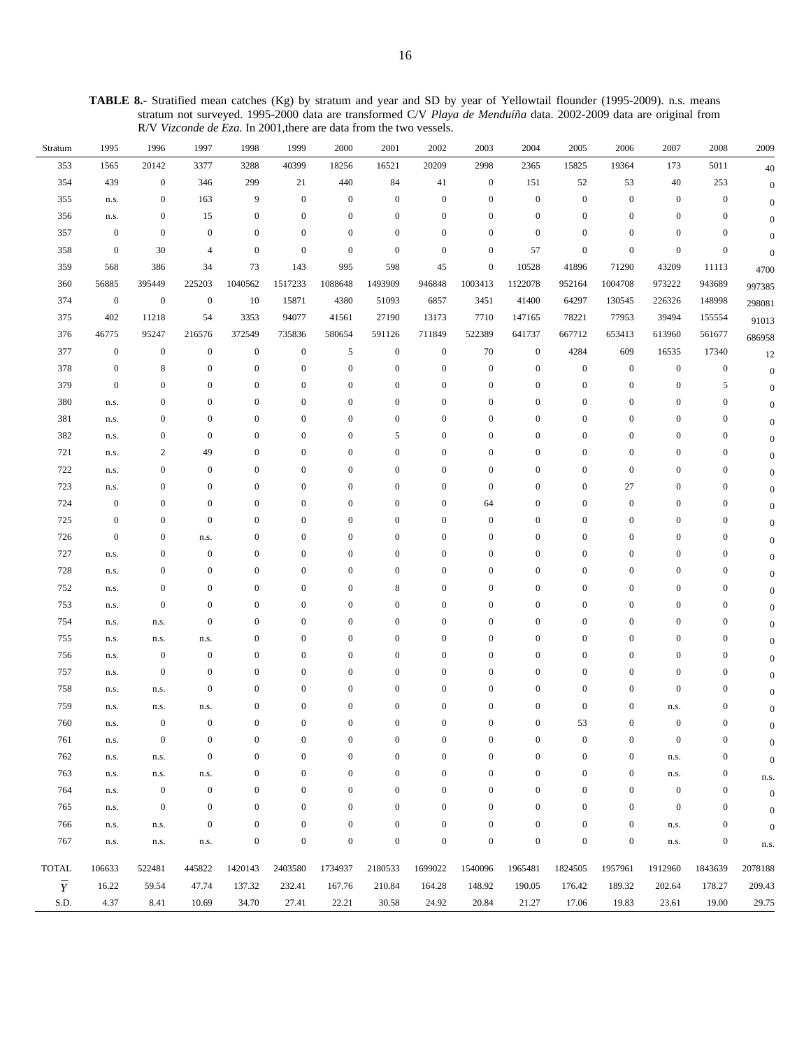**TABLE 8.-** Stratified mean catches (Kg) by stratum and year and SD by year of Yellowtail flounder (1995-2009). n.s. means stratum not surveyed. 1995-2000 data are transformed C/V *Playa de Menduíña* data. 2002-2009 data are original from R/V *Vizconde de Eza*. In 2001,there are data from the two vessels.

| Stratum | 1995 | 1996 | 1997 | 1998 | 1999 | 2000 | 2001 | 2002 | 2003 | 2004 | 2005 | 2006 | 2007 | 2008 | 2009 |
|---|---|---|---|---|---|---|---|---|---|---|---|---|---|---|---|
| 353 | 1565 | 20142 | 3377 | 3288 | 40399 | 18256 | 16521 | 20209 | 2998 | 2365 | 15825 | 19364 | 173 | 5011 | 40 |
| 354 | 439 | 0 | 346 | 299 | 21 | 440 | 84 | 41 | 0 | 151 | 52 | 53 | 40 | 253 | 0 |
| 355 | n.s. | 0 | 163 | 9 | 0 | 0 | 0 | 0 | 0 | 0 | 0 | 0 | 0 | 0 | 0 |
| 356 | n.s. | 0 | 15 | 0 | 0 | 0 | 0 | 0 | 0 | 0 | 0 | 0 | 0 | 0 | 0 |
| 357 | 0 | 0 | 0 | 0 | 0 | 0 | 0 | 0 | 0 | 0 | 0 | 0 | 0 | 0 | 0 |
| 358 | 0 | 30 | 4 | 0 | 0 | 0 | 0 | 0 | 0 | 57 | 0 | 0 | 0 | 0 | 0 |
| 359 | 568 | 386 | 34 | 73 | 143 | 995 | 598 | 45 | 0 | 10528 | 41896 | 71290 | 43209 | 11113 | 4700 |
| 360 | 56885 | 395449 | 225203 | 1040562 | 1517233 | 1088648 | 1493909 | 946848 | 1003413 | 1122078 | 952164 | 1004708 | 973222 | 943689 | 997385 |
| 374 | 0 | 0 | 0 | 10 | 15871 | 4380 | 51093 | 6857 | 3451 | 41400 | 64297 | 130545 | 226326 | 148998 | 298081 |
| 375 | 402 | 11218 | 54 | 3353 | 94077 | 41561 | 27190 | 13173 | 7710 | 147165 | 78221 | 77953 | 39494 | 155554 | 91013 |
| 376 | 46775 | 95247 | 216576 | 372549 | 735836 | 580654 | 591126 | 711849 | 522389 | 641737 | 667712 | 653413 | 613960 | 561677 | 686958 |
| 377 | 0 | 0 | 0 | 0 | 0 | 5 | 0 | 0 | 70 | 0 | 4284 | 609 | 16535 | 17340 | 12 |
| 378 | 0 | 8 | 0 | 0 | 0 | 0 | 0 | 0 | 0 | 0 | 0 | 0 | 0 | 0 | 0 |
| 379 | 0 | 0 | 0 | 0 | 0 | 0 | 0 | 0 | 0 | 0 | 0 | 0 | 0 | 5 | 0 |
| 380 | n.s. | 0 | 0 | 0 | 0 | 0 | 0 | 0 | 0 | 0 | 0 | 0 | 0 | 0 | 0 |
| 381 | n.s. | 0 | 0 | 0 | 0 | 0 | 0 | 0 | 0 | 0 | 0 | 0 | 0 | 0 | 0 |
| 382 | n.s. | 0 | 0 | 0 | 0 | 0 | 5 | 0 | 0 | 0 | 0 | 0 | 0 | 0 | 0 |
| 721 | n.s. | 2 | 49 | 0 | 0 | 0 | 0 | 0 | 0 | 0 | 0 | 0 | 0 | 0 | 0 |
| 722 | n.s. | 0 | 0 | 0 | 0 | 0 | 0 | 0 | 0 | 0 | 0 | 0 | 0 | 0 | 0 |
| 723 | n.s. | 0 | 0 | 0 | 0 | 0 | 0 | 0 | 0 | 0 | 0 | 27 | 0 | 0 | 0 |
| 724 | 0 | 0 | 0 | 0 | 0 | 0 | 0 | 0 | 64 | 0 | 0 | 0 | 0 | 0 | 0 |
| 725 | 0 | 0 | 0 | 0 | 0 | 0 | 0 | 0 | 0 | 0 | 0 | 0 | 0 | 0 | 0 |
| 726 | 0 | 0 | n.s. | 0 | 0 | 0 | 0 | 0 | 0 | 0 | 0 | 0 | 0 | 0 | 0 |
| 727 | n.s. | 0 | 0 | 0 | 0 | 0 | 0 | 0 | 0 | 0 | 0 | 0 | 0 | 0 | 0 |
| 728 | n.s. | 0 | 0 | 0 | 0 | 0 | 0 | 0 | 0 | 0 | 0 | 0 | 0 | 0 | 0 |
| 752 | n.s. | 0 | 0 | 0 | 0 | 0 | 8 | 0 | 0 | 0 | 0 | 0 | 0 | 0 | 0 |
| 753 | n.s. | 0 | 0 | 0 | 0 | 0 | 0 | 0 | 0 | 0 | 0 | 0 | 0 | 0 | 0 |
| 754 | n.s. | n.s. | 0 | 0 | 0 | 0 | 0 | 0 | 0 | 0 | 0 | 0 | 0 | 0 | 0 |
| 755 | n.s. | n.s. | n.s. | 0 | 0 | 0 | 0 | 0 | 0 | 0 | 0 | 0 | 0 | 0 | 0 |
| 756 | n.s. | 0 | 0 | 0 | 0 | 0 | 0 | 0 | 0 | 0 | 0 | 0 | 0 | 0 | 0 |
| 757 | n.s. | 0 | 0 | 0 | 0 | 0 | 0 | 0 | 0 | 0 | 0 | 0 | 0 | 0 | 0 |
| 758 | n.s. | n.s. | 0 | 0 | 0 | 0 | 0 | 0 | 0 | 0 | 0 | 0 | 0 | 0 | 0 |
| 759 | n.s. | n.s. | n.s. | 0 | 0 | 0 | 0 | 0 | 0 | 0 | 0 | 0 | n.s. | 0 | 0 |
| 760 | n.s. | 0 | 0 | 0 | 0 | 0 | 0 | 0 | 0 | 0 | 53 | 0 | 0 | 0 | 0 |
| 761 | n.s. | 0 | 0 | 0 | 0 | 0 | 0 | 0 | 0 | 0 | 0 | 0 | 0 | 0 | 0 |
| 762 | n.s. | n.s. | 0 | 0 | 0 | 0 | 0 | 0 | 0 | 0 | 0 | 0 | n.s. | 0 | 0 |
| 763 | n.s. | n.s. | n.s. | 0 | 0 | 0 | 0 | 0 | 0 | 0 | 0 | 0 | n.s. | 0 | n.s. |
| 764 | n.s. | 0 | 0 | 0 | 0 | 0 | 0 | 0 | 0 | 0 | 0 | 0 | 0 | 0 | 0 |
| 765 | n.s. | 0 | 0 | 0 | 0 | 0 | 0 | 0 | 0 | 0 | 0 | 0 | 0 | 0 | 0 |
| 766 | n.s. | n.s. | 0 | 0 | 0 | 0 | 0 | 0 | 0 | 0 | 0 | 0 | n.s. | 0 | 0 |
| 767 | n.s. | n.s. | n.s. | 0 | 0 | 0 | 0 | 0 | 0 | 0 | 0 | 0 | n.s. | 0 | n.s. |
| TOTAL | 106633 | 522481 | 445822 | 1420143 | 2403580 | 1734937 | 2180533 | 1699022 | 1540096 | 1965481 | 1824505 | 1957961 | 1912960 | 1843639 | 2078188 |
| $\overline{Y}$ | 16.22 | 59.54 | 47.74 | 137.32 | 232.41 | 167.76 | 210.84 | 164.28 | 148.92 | 190.05 | 176.42 | 189.32 | 202.64 | 178.27 | 209.43 |
| S.D. | 4.37 | 8.41 | 10.69 | 34.70 | 27.41 | 22.21 | 30.58 | 24.92 | 20.84 | 21.27 | 17.06 | 19.83 | 23.61 | 19.00 | 29.75 |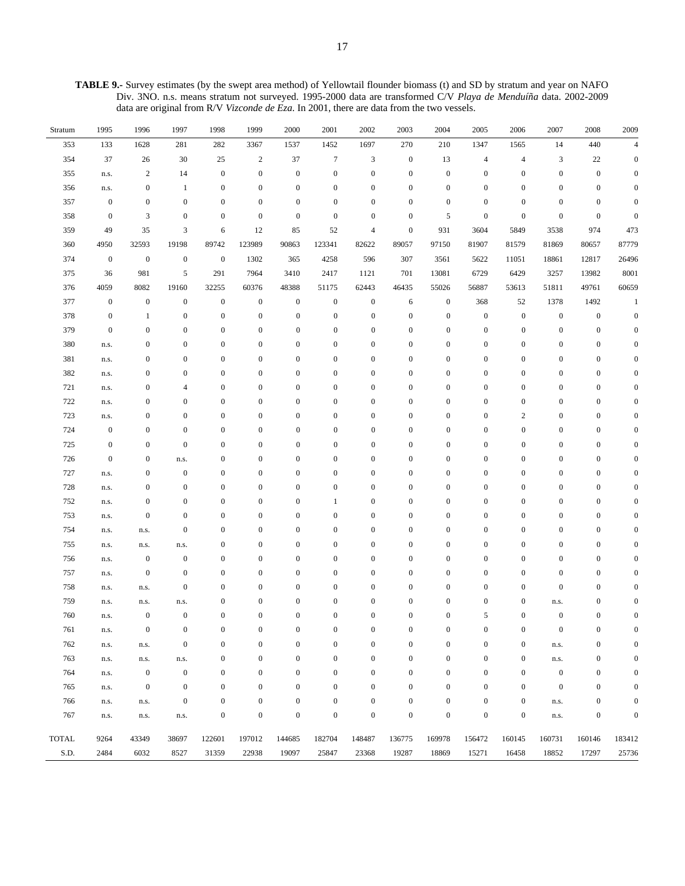**TABLE 9.-** Survey estimates (by the swept area method) of Yellowtail flounder biomass (t) and SD by stratum and year on NAFO Div. 3NO. n.s. means stratum not surveyed. 1995-2000 data are transformed C/V *Playa de Menduíña* data. 2002-2009 data are original from R/V *Vizconde de Eza*. In 2001, there are data from the two vessels.

| Stratum | 1995 | 1996 | 1997 | 1998 | 1999 | 2000 | 2001 | 2002 | 2003 | 2004 | 2005 | 2006 | 2007 | 2008 | 2009 |
|---|---|---|---|---|---|---|---|---|---|---|---|---|---|---|---|
| 353 | 133 | 1628 | 281 | 282 | 3367 | 1537 | 1452 | 1697 | 270 | 210 | 1347 | 1565 | 14 | 440 | 4 |
| 354 | 37 | 26 | 30 | 25 | 2 | 37 | 7 | 3 | 0 | 13 | 4 | 4 | 3 | 22 | 0 |
| 355 | n.s. | 2 | 14 | 0 | 0 | 0 | 0 | 0 | 0 | 0 | 0 | 0 | 0 | 0 | 0 |
| 356 | n.s. | 0 | 1 | 0 | 0 | 0 | 0 | 0 | 0 | 0 | 0 | 0 | 0 | 0 | 0 |
| 357 | 0 | 0 | 0 | 0 | 0 | 0 | 0 | 0 | 0 | 0 | 0 | 0 | 0 | 0 | 0 |
| 358 | 0 | 3 | 0 | 0 | 0 | 0 | 0 | 0 | 0 | 5 | 0 | 0 | 0 | 0 | 0 |
| 359 | 49 | 35 | 3 | 6 | 12 | 85 | 52 | 4 | 0 | 931 | 3604 | 5849 | 3538 | 974 | 473 |
| 360 | 4950 | 32593 | 19198 | 89742 | 123989 | 90863 | 123341 | 82622 | 89057 | 97150 | 81907 | 81579 | 81869 | 80657 | 87779 |
| 374 | 0 | 0 | 0 | 0 | 1302 | 365 | 4258 | 596 | 307 | 3561 | 5622 | 11051 | 18861 | 12817 | 26496 |
| 375 | 36 | 981 | 5 | 291 | 7964 | 3410 | 2417 | 1121 | 701 | 13081 | 6729 | 6429 | 3257 | 13982 | 8001 |
| 376 | 4059 | 8082 | 19160 | 32255 | 60376 | 48388 | 51175 | 62443 | 46435 | 55026 | 56887 | 53613 | 51811 | 49761 | 60659 |
| 377 | 0 | 0 | 0 | 0 | 0 | 0 | 0 | 0 | 6 | 0 | 368 | 52 | 1378 | 1492 | 1 |
| 378 | 0 | 1 | 0 | 0 | 0 | 0 | 0 | 0 | 0 | 0 | 0 | 0 | 0 | 0 | 0 |
| 379 | 0 | 0 | 0 | 0 | 0 | 0 | 0 | 0 | 0 | 0 | 0 | 0 | 0 | 0 | 0 |
| 380 | n.s. | 0 | 0 | 0 | 0 | 0 | 0 | 0 | 0 | 0 | 0 | 0 | 0 | 0 | 0 |
| 381 | n.s. | 0 | 0 | 0 | 0 | 0 | 0 | 0 | 0 | 0 | 0 | 0 | 0 | 0 | 0 |
| 382 | n.s. | 0 | 0 | 0 | 0 | 0 | 0 | 0 | 0 | 0 | 0 | 0 | 0 | 0 | 0 |
| 721 | n.s. | 0 | 4 | 0 | 0 | 0 | 0 | 0 | 0 | 0 | 0 | 0 | 0 | 0 | 0 |
| 722 | n.s. | 0 | 0 | 0 | 0 | 0 | 0 | 0 | 0 | 0 | 0 | 0 | 0 | 0 | 0 |
| 723 | n.s. | 0 | 0 | 0 | 0 | 0 | 0 | 0 | 0 | 0 | 0 | 2 | 0 | 0 | 0 |
| 724 | 0 | 0 | 0 | 0 | 0 | 0 | 0 | 0 | 0 | 0 | 0 | 0 | 0 | 0 | 0 |
| 725 | 0 | 0 | 0 | 0 | 0 | 0 | 0 | 0 | 0 | 0 | 0 | 0 | 0 | 0 | 0 |
| 726 | 0 | 0 | n.s. | 0 | 0 | 0 | 0 | 0 | 0 | 0 | 0 | 0 | 0 | 0 | 0 |
| 727 | n.s. | 0 | 0 | 0 | 0 | 0 | 0 | 0 | 0 | 0 | 0 | 0 | 0 | 0 | 0 |
| 728 | n.s. | 0 | 0 | 0 | 0 | 0 | 0 | 0 | 0 | 0 | 0 | 0 | 0 | 0 | 0 |
| 752 | n.s. | 0 | 0 | 0 | 0 | 0 | 1 | 0 | 0 | 0 | 0 | 0 | 0 | 0 | 0 |
| 753 | n.s. | 0 | 0 | 0 | 0 | 0 | 0 | 0 | 0 | 0 | 0 | 0 | 0 | 0 | 0 |
| 754 | n.s. | n.s. | 0 | 0 | 0 | 0 | 0 | 0 | 0 | 0 | 0 | 0 | 0 | 0 | 0 |
| 755 | n.s. | n.s. | n.s. | 0 | 0 | 0 | 0 | 0 | 0 | 0 | 0 | 0 | 0 | 0 | 0 |
| 756 | n.s. | 0 | 0 | 0 | 0 | 0 | 0 | 0 | 0 | 0 | 0 | 0 | 0 | 0 | 0 |
| 757 | n.s. | 0 | 0 | 0 | 0 | 0 | 0 | 0 | 0 | 0 | 0 | 0 | 0 | 0 | 0 |
| 758 | n.s. | n.s. | 0 | 0 | 0 | 0 | 0 | 0 | 0 | 0 | 0 | 0 | 0 | 0 | 0 |
| 759 | n.s. | n.s. | n.s. | 0 | 0 | 0 | 0 | 0 | 0 | 0 | 0 | 0 | n.s. | 0 | 0 |
| 760 | n.s. | 0 | 0 | 0 | 0 | 0 | 0 | 0 | 0 | 0 | 5 | 0 | 0 | 0 | 0 |
| 761 | n.s. | 0 | 0 | 0 | 0 | 0 | 0 | 0 | 0 | 0 | 0 | 0 | 0 | 0 | 0 |
| 762 | n.s. | n.s. | 0 | 0 | 0 | 0 | 0 | 0 | 0 | 0 | 0 | 0 | n.s. | 0 | 0 |
| 763 | n.s. | n.s. | n.s. | 0 | 0 | 0 | 0 | 0 | 0 | 0 | 0 | 0 | n.s. | 0 | 0 |
| 764 | n.s. | 0 | 0 | 0 | 0 | 0 | 0 | 0 | 0 | 0 | 0 | 0 | 0 | 0 | 0 |
| 765 | n.s. | 0 | 0 | 0 | 0 | 0 | 0 | 0 | 0 | 0 | 0 | 0 | 0 | 0 | 0 |
| 766 | n.s. | n.s. | 0 | 0 | 0 | 0 | 0 | 0 | 0 | 0 | 0 | 0 | n.s. | 0 | 0 |
| 767 | n.s. | n.s. | n.s. | 0 | 0 | 0 | 0 | 0 | 0 | 0 | 0 | 0 | n.s. | 0 | 0 |
| TOTAL | 9264 | 43349 | 38697 | 122601 | 197012 | 144685 | 182704 | 148487 | 136775 | 169978 | 156472 | 160145 | 160731 | 160146 | 183412 |
| S.D. | 2484 | 6032 | 8527 | 31359 | 22938 | 19097 | 25847 | 23368 | 19287 | 18869 | 15271 | 16458 | 18852 | 17297 | 25736 |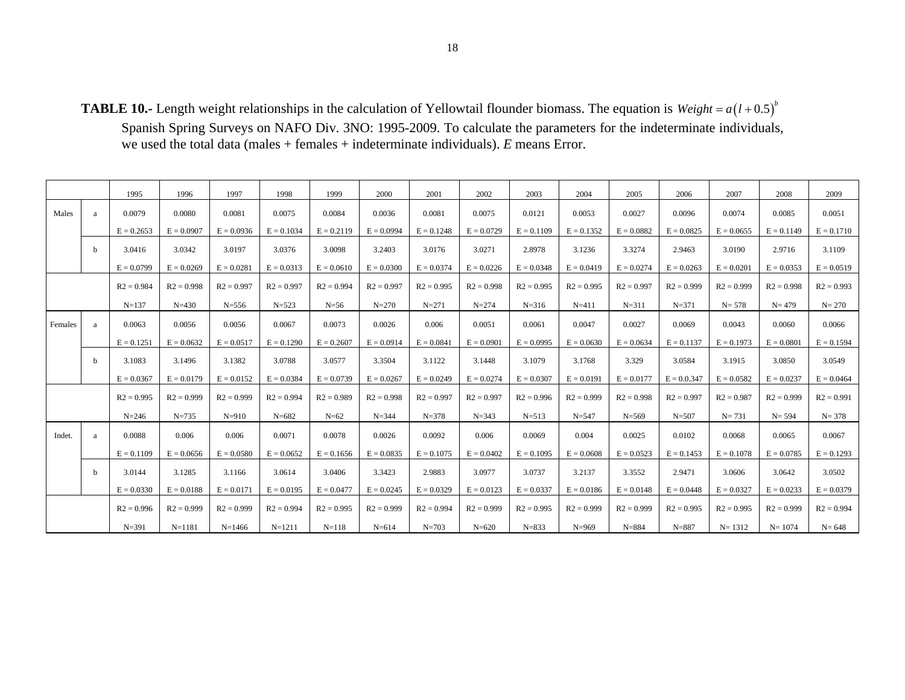**TABLE 10.-** Length weight relationships in the calculation of Yellowtail flounder biomass. The equation is $Weight = a\left(l + 0.5\right)^{b}$ Spanish Spring Surveys on NAFO Div. 3NO: 1995-2009. To calculate the parameters for the indeterminate individuals, we used the total data (males + females + indeterminate individuals). *E* means Error.

| | | 1995 | 1996 | 1997 | 1998 | 1999 | 2000 | 2001 | 2002 | 2003 | 2004 | 2005 | 2006 | 2007 | 2008 | 2009 |
|---|---|---|---|---|---|---|---|---|---|---|---|---|---|---|---|---|
| Males | a | 0.0079 | 0.0080 | 0.0081 | 0.0075 | 0.0084 | 0.0036 | 0.0081 | 0.0075 | 0.0121 | 0.0053 | 0.0027 | 0.0096 | 0.0074 | 0.0085 | 0.0051 |
| | | E = 0.2653 | E = 0.0907 | E = 0.0936 | E = 0.1034 | E = 0.2119 | E = 0.0994 | E = 0.1248 | E = 0.0729 | E = 0.1109 | E = 0.1352 | E = 0.0882 | E = 0.0825 | E = 0.0655 | E = 0.1149 | E = 0.1710 |
| | b | 3.0416 | 3.0342 | 3.0197 | 3.0376 | 3.0098 | 3.2403 | 3.0176 | 3.0271 | 2.8978 | 3.1236 | 3.3274 | 2.9463 | 3.0190 | 2.9716 | 3.1109 |
| | | E = 0.0799 | E = 0.0269 | E = 0.0281 | E = 0.0313 | E = 0.0610 | E = 0.0300 | E = 0.0374 | E = 0.0226 | E = 0.0348 | E = 0.0419 | E = 0.0274 | E = 0.0263 | E = 0.0201 | E = 0.0353 | E = 0.0519 |
| | | R2 = 0.984 | R2 = 0.998 | R2 = 0.997 | R2 = 0.997 | R2 = 0.994 | R2 = 0.997 | R2 = 0.995 | R2 = 0.998 | R2 = 0.995 | R2 = 0.995 | R2 = 0.997 | R2 = 0.999 | R2 = 0.999 | R2 = 0.998 | R2 = 0.993 |
| | | N=137 | N=430 | N=556 | N=523 | N=56 | N=270 | N=271 | N=274 | N=316 | N=411 | N=311 | N=371 | N= 578 | N= 479 | N= 270 |
| Females | a | 0.0063 | 0.0056 | 0.0056 | 0.0067 | 0.0073 | 0.0026 | 0.006 | 0.0051 | 0.0061 | 0.0047 | 0.0027 | 0.0069 | 0.0043 | 0.0060 | 0.0066 |
| | | E = 0.1251 | E = 0.0632 | E = 0.0517 | E = 0.1290 | E = 0.2607 | E = 0.0914 | E = 0.0841 | E = 0.0901 | E = 0.0995 | E = 0.0630 | E = 0.0634 | E = 0.1137 | E = 0.1973 | E = 0.0801 | E = 0.1594 |
| | b | 3.1083 | 3.1496 | 3.1382 | 3.0788 | 3.0577 | 3.3504 | 3.1122 | 3.1448 | 3.1079 | 3.1768 | 3.329 | 3.0584 | 3.1915 | 3.0850 | 3.0549 |
| | | E = 0.0367 | E = 0.0179 | E = 0.0152 | E = 0.0384 | E = 0.0739 | E = 0.0267 | E = 0.0249 | E = 0.0274 | E = 0.0307 | E = 0.0191 | E = 0.0177 | E = 0.0.347 | E = 0.0582 | E = 0.0237 | E = 0.0464 |
| | | R2 = 0.995 | R2 = 0.999 | R2 = 0.999 | R2 = 0.994 | R2 = 0.989 | R2 = 0.998 | R2 = 0.997 | R2 = 0.997 | R2 = 0.996 | R2 = 0.999 | R2 = 0.998 | R2 = 0.997 | R2 = 0.987 | R2 = 0.999 | R2 = 0.991 |
| | | N=246 | N=735 | N=910 | N=682 | N=62 | N=344 | N=378 | N=343 | N=513 | N=547 | N=569 | N=507 | N= 731 | N= 594 | N= 378 |
| Indet. | a | 0.0088 | 0.006 | 0.006 | 0.0071 | 0.0078 | 0.0026 | 0.0092 | 0.006 | 0.0069 | 0.004 | 0.0025 | 0.0102 | 0.0068 | 0.0065 | 0.0067 |
| | | E = 0.1109 | E = 0.0656 | E = 0.0580 | E = 0.0652 | E = 0.1656 | E = 0.0835 | E = 0.1075 | E = 0.0402 | E = 0.1095 | E = 0.0608 | E = 0.0523 | E = 0.1453 | E = 0.1078 | E = 0.0785 | E = 0.1293 |
| | b | 3.0144 | 3.1285 | 3.1166 | 3.0614 | 3.0406 | 3.3423 | 2.9883 | 3.0977 | 3.0737 | 3.2137 | 3.3552 | 2.9471 | 3.0606 | 3.0642 | 3.0502 |
| | | E = 0.0330 | E = 0.0188 | E = 0.0171 | E = 0.0195 | E = 0.0477 | E = 0.0245 | E = 0.0329 | E = 0.0123 | E = 0.0337 | E = 0.0186 | E = 0.0148 | E = 0.0448 | E = 0.0327 | E = 0.0233 | E = 0.0379 |
| | | R2 = 0.996 | R2 = 0.999 | R2 = 0.999 | R2 = 0.994 | R2 = 0.995 | R2 = 0.999 | R2 = 0.994 | R2 = 0.999 | R2 = 0.995 | R2 = 0.999 | R2 = 0.999 | R2 = 0.995 | R2 = 0.995 | R2 = 0.999 | R2 = 0.994 |
| | | N=391 | N=1181 | N=1466 | N=1211 | N=118 | N=614 | N=703 | N=620 | N=833 | N=969 | N=884 | N=887 | N= 1312 | N= 1074 | N= 648 |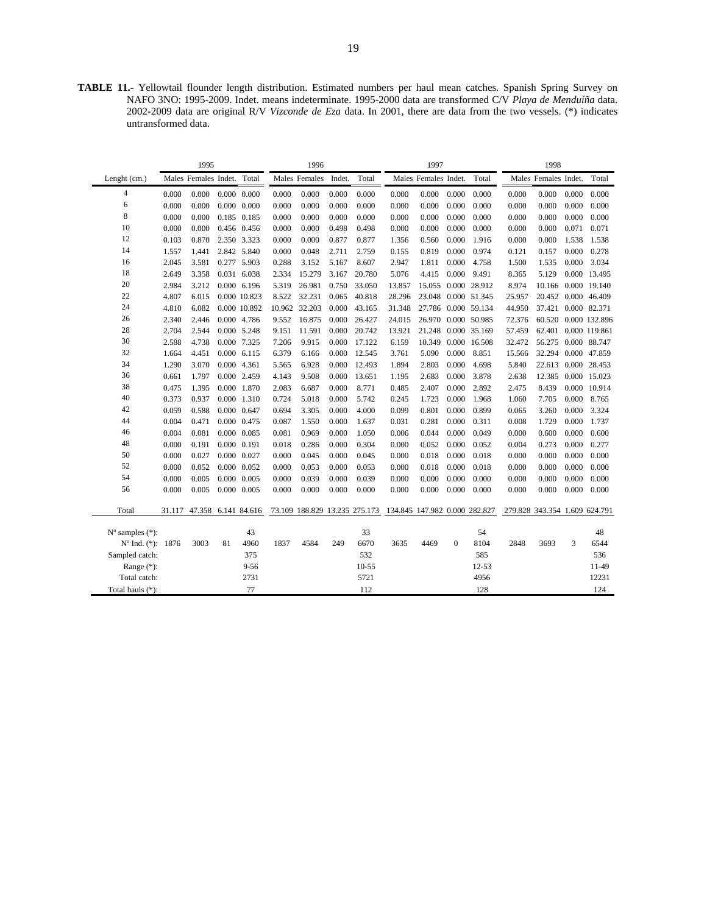**TABLE 11.-** Yellowtail flounder length distribution. Estimated numbers per haul mean catches. Spanish Spring Survey on NAFO 3NO: 1995-2009. Indet. means indeterminate. 1995-2000 data are transformed C/V *Playa de Menduíña* data. 2002-2009 data are original R/V *Vizconde de Eza* data. In 2001, there are data from the two vessels. (*) indicates untransformed data.

| | 1995 | | | | 1996 | | | | 1997 | | | | 1998 | | | |
|---|---|---|---|---|---|---|---|---|---|---|---|---|---|---|---|---|
| Lenght (cm.) | Males | Females | Indet. | Total | Males | Females | Indet. | Total | Males | Females | Indet. | Total | Males | Females | Indet. | Total |
| 4 | 0.000 | 0.000 | 0.000 | 0.000 | 0.000 | 0.000 | 0.000 | 0.000 | 0.000 | 0.000 | 0.000 | 0.000 | 0.000 | 0.000 | 0.000 | 0.000 |
| 6 | 0.000 | 0.000 | 0.000 | 0.000 | 0.000 | 0.000 | 0.000 | 0.000 | 0.000 | 0.000 | 0.000 | 0.000 | 0.000 | 0.000 | 0.000 | 0.000 |
| 8 | 0.000 | 0.000 | 0.185 | 0.185 | 0.000 | 0.000 | 0.000 | 0.000 | 0.000 | 0.000 | 0.000 | 0.000 | 0.000 | 0.000 | 0.000 | 0.000 |
| 10 | 0.000 | 0.000 | 0.456 | 0.456 | 0.000 | 0.000 | 0.498 | 0.498 | 0.000 | 0.000 | 0.000 | 0.000 | 0.000 | 0.000 | 0.071 | 0.071 |
| 12 | 0.103 | 0.870 | 2.350 | 3.323 | 0.000 | 0.000 | 0.877 | 0.877 | 1.356 | 0.560 | 0.000 | 1.916 | 0.000 | 0.000 | 1.538 | 1.538 |
| 14 | 1.557 | 1.441 | 2.842 | 5.840 | 0.000 | 0.048 | 2.711 | 2.759 | 0.155 | 0.819 | 0.000 | 0.974 | 0.121 | 0.157 | 0.000 | 0.278 |
| 16 | 2.045 | 3.581 | 0.277 | 5.903 | 0.288 | 3.152 | 5.167 | 8.607 | 2.947 | 1.811 | 0.000 | 4.758 | 1.500 | 1.535 | 0.000 | 3.034 |
| 18 | 2.649 | 3.358 | 0.031 | 6.038 | 2.334 | 15.279 | 3.167 | 20.780 | 5.076 | 4.415 | 0.000 | 9.491 | 8.365 | 5.129 | 0.000 | 13.495 |
| 20 | 2.984 | 3.212 | 0.000 | 6.196 | 5.319 | 26.981 | 0.750 | 33.050 | 13.857 | 15.055 | 0.000 | 28.912 | 8.974 | 10.166 | 0.000 | 19.140 |
| 22 | 4.807 | 6.015 | 0.000 | 10.823 | 8.522 | 32.231 | 0.065 | 40.818 | 28.296 | 23.048 | 0.000 | 51.345 | 25.957 | 20.452 | 0.000 | 46.409 |
| 24 | 4.810 | 6.082 | 0.000 | 10.892 | 10.962 | 32.203 | 0.000 | 43.165 | 31.348 | 27.786 | 0.000 | 59.134 | 44.950 | 37.421 | 0.000 | 82.371 |
| 26 | 2.340 | 2.446 | 0.000 | 4.786 | 9.552 | 16.875 | 0.000 | 26.427 | 24.015 | 26.970 | 0.000 | 50.985 | 72.376 | 60.520 | 0.000 | 132.896 |
| 28 | 2.704 | 2.544 | 0.000 | 5.248 | 9.151 | 11.591 | 0.000 | 20.742 | 13.921 | 21.248 | 0.000 | 35.169 | 57.459 | 62.401 | 0.000 | 119.861 |
| 30 | 2.588 | 4.738 | 0.000 | 7.325 | 7.206 | 9.915 | 0.000 | 17.122 | 6.159 | 10.349 | 0.000 | 16.508 | 32.472 | 56.275 | 0.000 | 88.747 |
| 32 | 1.664 | 4.451 | 0.000 | 6.115 | 6.379 | 6.166 | 0.000 | 12.545 | 3.761 | 5.090 | 0.000 | 8.851 | 15.566 | 32.294 | 0.000 | 47.859 |
| 34 | 1.290 | 3.070 | 0.000 | 4.361 | 5.565 | 6.928 | 0.000 | 12.493 | 1.894 | 2.803 | 0.000 | 4.698 | 5.840 | 22.613 | 0.000 | 28.453 |
| 36 | 0.661 | 1.797 | 0.000 | 2.459 | 4.143 | 9.508 | 0.000 | 13.651 | 1.195 | 2.683 | 0.000 | 3.878 | 2.638 | 12.385 | 0.000 | 15.023 |
| 38 | 0.475 | 1.395 | 0.000 | 1.870 | 2.083 | 6.687 | 0.000 | 8.771 | 0.485 | 2.407 | 0.000 | 2.892 | 2.475 | 8.439 | 0.000 | 10.914 |
| 40 | 0.373 | 0.937 | 0.000 | 1.310 | 0.724 | 5.018 | 0.000 | 5.742 | 0.245 | 1.723 | 0.000 | 1.968 | 1.060 | 7.705 | 0.000 | 8.765 |
| 42 | 0.059 | 0.588 | 0.000 | 0.647 | 0.694 | 3.305 | 0.000 | 4.000 | 0.099 | 0.801 | 0.000 | 0.899 | 0.065 | 3.260 | 0.000 | 3.324 |
| 44 | 0.004 | 0.471 | 0.000 | 0.475 | 0.087 | 1.550 | 0.000 | 1.637 | 0.031 | 0.281 | 0.000 | 0.311 | 0.008 | 1.729 | 0.000 | 1.737 |
| 46 | 0.004 | 0.081 | 0.000 | 0.085 | 0.081 | 0.969 | 0.000 | 1.050 | 0.006 | 0.044 | 0.000 | 0.049 | 0.000 | 0.600 | 0.000 | 0.600 |
| 48 | 0.000 | 0.191 | 0.000 | 0.191 | 0.018 | 0.286 | 0.000 | 0.304 | 0.000 | 0.052 | 0.000 | 0.052 | 0.004 | 0.273 | 0.000 | 0.277 |
| 50 | 0.000 | 0.027 | 0.000 | 0.027 | 0.000 | 0.045 | 0.000 | 0.045 | 0.000 | 0.018 | 0.000 | 0.018 | 0.000 | 0.000 | 0.000 | 0.000 |
| 52 | 0.000 | 0.052 | 0.000 | 0.052 | 0.000 | 0.053 | 0.000 | 0.053 | 0.000 | 0.018 | 0.000 | 0.018 | 0.000 | 0.000 | 0.000 | 0.000 |
| 54 | 0.000 | 0.005 | 0.000 | 0.005 | 0.000 | 0.039 | 0.000 | 0.039 | 0.000 | 0.000 | 0.000 | 0.000 | 0.000 | 0.000 | 0.000 | 0.000 |
| 56 | 0.000 | 0.005 | 0.000 | 0.005 | 0.000 | 0.000 | 0.000 | 0.000 | 0.000 | 0.000 | 0.000 | 0.000 | 0.000 | 0.000 | 0.000 | 0.000 |
| Total | 31.117 | 47.358 | 6.141 | 84.616 | 73.109 | 188.829 | 13.235 | 275.173 | 134.845 | 147.982 | 0.000 | 282.827 | 279.828 | 343.354 | 1.609 | 624.791 |
| Nº samples (*): | | | | 43 | | | | 33 | | | | 54 | | | | 48 |
| Nº Ind. (*): | 1876 | 3003 | 81 | 4960 | 1837 | 4584 | 249 | 6670 | 3635 | 4469 | 0 | 8104 | 2848 | 3693 | 3 | 6544 |
| Sampled catch: | | | | 375 | | | | 532 | | | | 585 | | | | 536 |
| Range (*): | | | | 9-56 | | | | 10-55 | | | | 12-53 | | | | 11-49 |
| Total catch: | | | | 2731 | | | | 5721 | | | | 4956 | | | | 12231 |
| Total hauls (*): | | | | 77 | | | | 112 | | | | 128 | | | | 124 |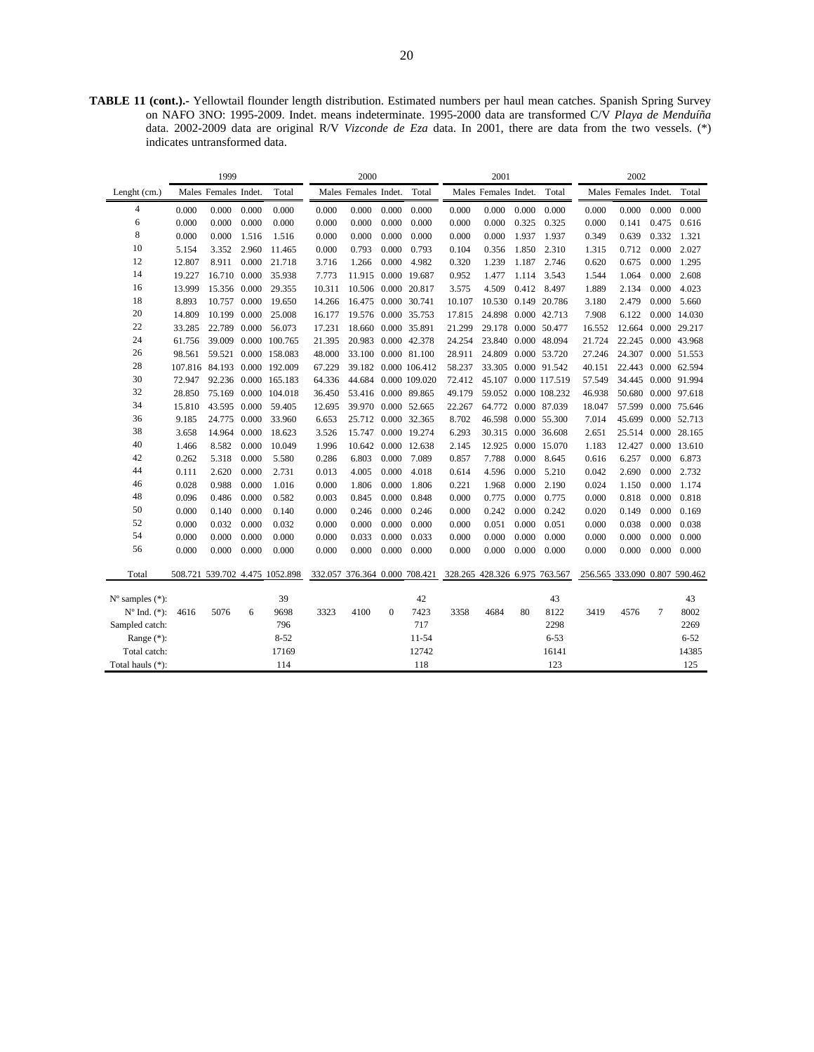**TABLE 11 (cont.).-** Yellowtail flounder length distribution. Estimated numbers per haul mean catches. Spanish Spring Survey on NAFO 3NO: 1995-2009. Indet. means indeterminate. 1995-2000 data are transformed C/V *Playa de Menduíña* data. 2002-2009 data are original R/V *Vizconde de Eza* data. In 2001, there are data from the two vessels. (*) indicates untransformed data.

| | 1999 | | | | 2000 | | | | 2001 | | | | 2002 | | | |
|---|---|---|---|---|---|---|---|---|---|---|---|---|---|---|---|---|
| Lenght (cm.) | Males | Females | Indet. | Total | Males | Females | Indet. | Total | Males | Females | Indet. | Total | Males | Females | Indet. | Total |
| 4 | 0.000 | 0.000 | 0.000 | 0.000 | 0.000 | 0.000 | 0.000 | 0.000 | 0.000 | 0.000 | 0.000 | 0.000 | 0.000 | 0.000 | 0.000 | 0.000 |
| 6 | 0.000 | 0.000 | 0.000 | 0.000 | 0.000 | 0.000 | 0.000 | 0.000 | 0.000 | 0.000 | 0.325 | 0.325 | 0.000 | 0.141 | 0.475 | 0.616 |
| 8 | 0.000 | 0.000 | 1.516 | 1.516 | 0.000 | 0.000 | 0.000 | 0.000 | 0.000 | 0.000 | 1.937 | 1.937 | 0.349 | 0.639 | 0.332 | 1.321 |
| 10 | 5.154 | 3.352 | 2.960 | 11.465 | 0.000 | 0.793 | 0.000 | 0.793 | 0.104 | 0.356 | 1.850 | 2.310 | 1.315 | 0.712 | 0.000 | 2.027 |
| 12 | 12.807 | 8.911 | 0.000 | 21.718 | 3.716 | 1.266 | 0.000 | 4.982 | 0.320 | 1.239 | 1.187 | 2.746 | 0.620 | 0.675 | 0.000 | 1.295 |
| 14 | 19.227 | 16.710 | 0.000 | 35.938 | 7.773 | 11.915 | 0.000 | 19.687 | 0.952 | 1.477 | 1.114 | 3.543 | 1.544 | 1.064 | 0.000 | 2.608 |
| 16 | 13.999 | 15.356 | 0.000 | 29.355 | 10.311 | 10.506 | 0.000 | 20.817 | 3.575 | 4.509 | 0.412 | 8.497 | 1.889 | 2.134 | 0.000 | 4.023 |
| 18 | 8.893 | 10.757 | 0.000 | 19.650 | 14.266 | 16.475 | 0.000 | 30.741 | 10.107 | 10.530 | 0.149 | 20.786 | 3.180 | 2.479 | 0.000 | 5.660 |
| 20 | 14.809 | 10.199 | 0.000 | 25.008 | 16.177 | 19.576 | 0.000 | 35.753 | 17.815 | 24.898 | 0.000 | 42.713 | 7.908 | 6.122 | 0.000 | 14.030 |
| 22 | 33.285 | 22.789 | 0.000 | 56.073 | 17.231 | 18.660 | 0.000 | 35.891 | 21.299 | 29.178 | 0.000 | 50.477 | 16.552 | 12.664 | 0.000 | 29.217 |
| 24 | 61.756 | 39.009 | 0.000 | 100.765 | 21.395 | 20.983 | 0.000 | 42.378 | 24.254 | 23.840 | 0.000 | 48.094 | 21.724 | 22.245 | 0.000 | 43.968 |
| 26 | 98.561 | 59.521 | 0.000 | 158.083 | 48.000 | 33.100 | 0.000 | 81.100 | 28.911 | 24.809 | 0.000 | 53.720 | 27.246 | 24.307 | 0.000 | 51.553 |
| 28 | 107.816 | 84.193 | 0.000 | 192.009 | 67.229 | 39.182 | 0.000 | 106.412 | 58.237 | 33.305 | 0.000 | 91.542 | 40.151 | 22.443 | 0.000 | 62.594 |
| 30 | 72.947 | 92.236 | 0.000 | 165.183 | 64.336 | 44.684 | 0.000 | 109.020 | 72.412 | 45.107 | 0.000 | 117.519 | 57.549 | 34.445 | 0.000 | 91.994 |
| 32 | 28.850 | 75.169 | 0.000 | 104.018 | 36.450 | 53.416 | 0.000 | 89.865 | 49.179 | 59.052 | 0.000 | 108.232 | 46.938 | 50.680 | 0.000 | 97.618 |
| 34 | 15.810 | 43.595 | 0.000 | 59.405 | 12.695 | 39.970 | 0.000 | 52.665 | 22.267 | 64.772 | 0.000 | 87.039 | 18.047 | 57.599 | 0.000 | 75.646 |
| 36 | 9.185 | 24.775 | 0.000 | 33.960 | 6.653 | 25.712 | 0.000 | 32.365 | 8.702 | 46.598 | 0.000 | 55.300 | 7.014 | 45.699 | 0.000 | 52.713 |
| 38 | 3.658 | 14.964 | 0.000 | 18.623 | 3.526 | 15.747 | 0.000 | 19.274 | 6.293 | 30.315 | 0.000 | 36.608 | 2.651 | 25.514 | 0.000 | 28.165 |
| 40 | 1.466 | 8.582 | 0.000 | 10.049 | 1.996 | 10.642 | 0.000 | 12.638 | 2.145 | 12.925 | 0.000 | 15.070 | 1.183 | 12.427 | 0.000 | 13.610 |
| 42 | 0.262 | 5.318 | 0.000 | 5.580 | 0.286 | 6.803 | 0.000 | 7.089 | 0.857 | 7.788 | 0.000 | 8.645 | 0.616 | 6.257 | 0.000 | 6.873 |
| 44 | 0.111 | 2.620 | 0.000 | 2.731 | 0.013 | 4.005 | 0.000 | 4.018 | 0.614 | 4.596 | 0.000 | 5.210 | 0.042 | 2.690 | 0.000 | 2.732 |
| 46 | 0.028 | 0.988 | 0.000 | 1.016 | 0.000 | 1.806 | 0.000 | 1.806 | 0.221 | 1.968 | 0.000 | 2.190 | 0.024 | 1.150 | 0.000 | 1.174 |
| 48 | 0.096 | 0.486 | 0.000 | 0.582 | 0.003 | 0.845 | 0.000 | 0.848 | 0.000 | 0.775 | 0.000 | 0.775 | 0.000 | 0.818 | 0.000 | 0.818 |
| 50 | 0.000 | 0.140 | 0.000 | 0.140 | 0.000 | 0.246 | 0.000 | 0.246 | 0.000 | 0.242 | 0.000 | 0.242 | 0.020 | 0.149 | 0.000 | 0.169 |
| 52 | 0.000 | 0.032 | 0.000 | 0.032 | 0.000 | 0.000 | 0.000 | 0.000 | 0.000 | 0.051 | 0.000 | 0.051 | 0.000 | 0.038 | 0.000 | 0.038 |
| 54 | 0.000 | 0.000 | 0.000 | 0.000 | 0.000 | 0.033 | 0.000 | 0.033 | 0.000 | 0.000 | 0.000 | 0.000 | 0.000 | 0.000 | 0.000 | 0.000 |
| 56 | 0.000 | 0.000 | 0.000 | 0.000 | 0.000 | 0.000 | 0.000 | 0.000 | 0.000 | 0.000 | 0.000 | 0.000 | 0.000 | 0.000 | 0.000 | 0.000 |
| Total | 508.721 | 539.702 | 4.475 | 1052.898 | 332.057 | 376.364 | 0.000 | 708.421 | 328.265 | 428.326 | 6.975 | 763.567 | 256.565 | 333.090 | 0.807 | 590.462 |
| Nº samples (*): | | | | 39 | | | | 42 | | | | 43 | | | | 43 |
| Nº Ind. (*): | 4616 | 5076 | 6 | 9698 | 3323 | 4100 | 0 | 7423 | 3358 | 4684 | 80 | 8122 | 3419 | 4576 | 7 | 8002 |
| Sampled catch: | | | | 796 | | | | 717 | | | | 2298 | | | | 2269 |
| Range (*): | | | | 8-52 | | | | 11-54 | | | | 6-53 | | | | 6-52 |
| Total catch: | | | | 17169 | | | | 12742 | | | | 16141 | | | | 14385 |
| Total hauls (*): | | | | 114 | | | | 118 | | | | 123 | | | | 125 |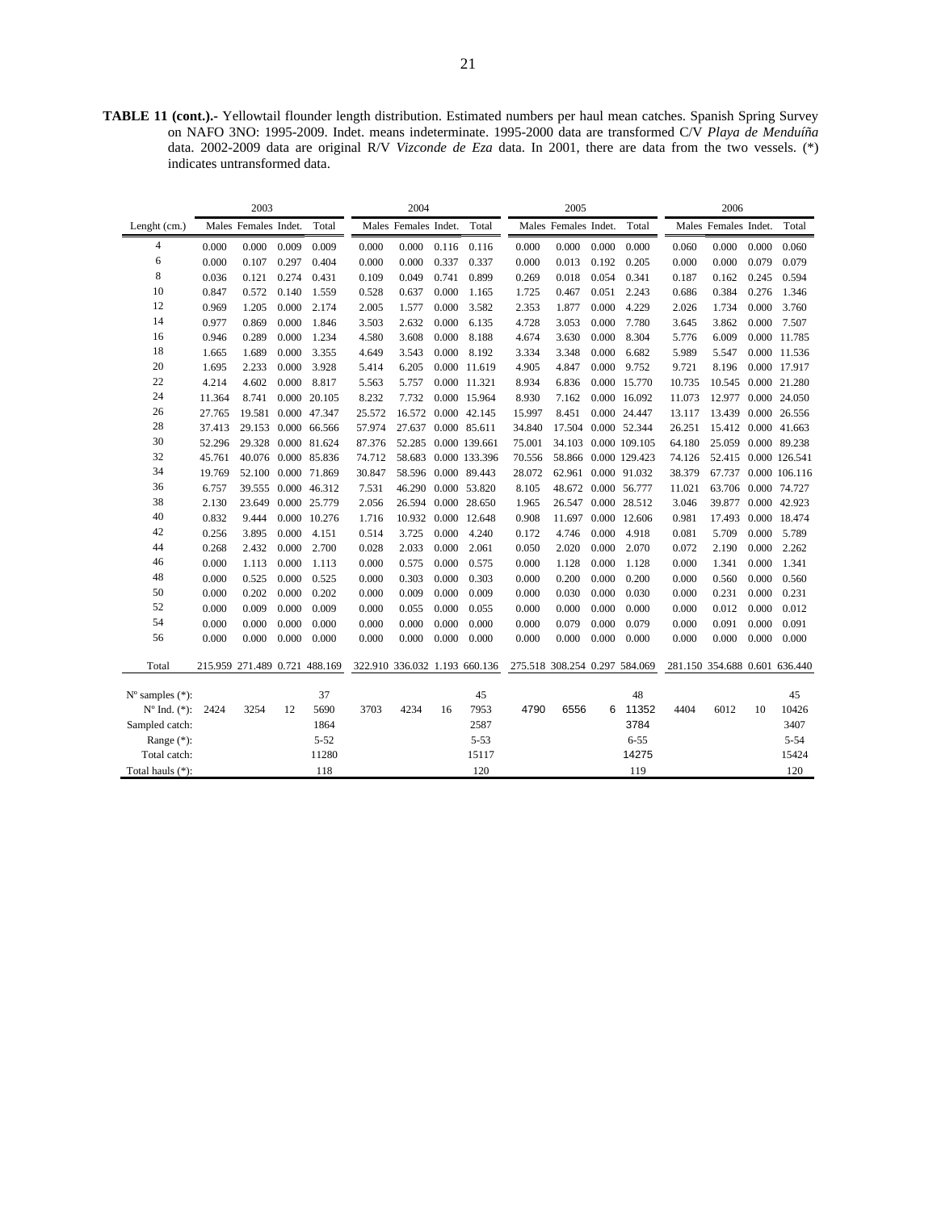**TABLE 11 (cont.).-** Yellowtail flounder length distribution. Estimated numbers per haul mean catches. Spanish Spring Survey on NAFO 3NO: 1995-2009. Indet. means indeterminate. 1995-2000 data are transformed C/V *Playa de Menduíña* data. 2002-2009 data are original R/V *Vizconde de Eza* data. In 2001, there are data from the two vessels. (*) indicates untransformed data.

| | 2003 | | | | 2004 | | | | 2005 | | | | 2006 | | | |
|---|---|---|---|---|---|---|---|---|---|---|---|---|---|---|---|---|
| Lenght (cm.) | Males | Females | Indet. | Total | Males | Females | Indet. | Total | Males | Females | Indet. | Total | Males | Females | Indet. | Total |
| 4 | 0.000 | 0.000 | 0.009 | 0.009 | 0.000 | 0.000 | 0.116 | 0.116 | 0.000 | 0.000 | 0.000 | 0.000 | 0.060 | 0.000 | 0.000 | 0.060 |
| 6 | 0.000 | 0.107 | 0.297 | 0.404 | 0.000 | 0.000 | 0.337 | 0.337 | 0.000 | 0.013 | 0.192 | 0.205 | 0.000 | 0.000 | 0.079 | 0.079 |
| 8 | 0.036 | 0.121 | 0.274 | 0.431 | 0.109 | 0.049 | 0.741 | 0.899 | 0.269 | 0.018 | 0.054 | 0.341 | 0.187 | 0.162 | 0.245 | 0.594 |
| 10 | 0.847 | 0.572 | 0.140 | 1.559 | 0.528 | 0.637 | 0.000 | 1.165 | 1.725 | 0.467 | 0.051 | 2.243 | 0.686 | 0.384 | 0.276 | 1.346 |
| 12 | 0.969 | 1.205 | 0.000 | 2.174 | 2.005 | 1.577 | 0.000 | 3.582 | 2.353 | 1.877 | 0.000 | 4.229 | 2.026 | 1.734 | 0.000 | 3.760 |
| 14 | 0.977 | 0.869 | 0.000 | 1.846 | 3.503 | 2.632 | 0.000 | 6.135 | 4.728 | 3.053 | 0.000 | 7.780 | 3.645 | 3.862 | 0.000 | 7.507 |
| 16 | 0.946 | 0.289 | 0.000 | 1.234 | 4.580 | 3.608 | 0.000 | 8.188 | 4.674 | 3.630 | 0.000 | 8.304 | 5.776 | 6.009 | 0.000 | 11.785 |
| 18 | 1.665 | 1.689 | 0.000 | 3.355 | 4.649 | 3.543 | 0.000 | 8.192 | 3.334 | 3.348 | 0.000 | 6.682 | 5.989 | 5.547 | 0.000 | 11.536 |
| 20 | 1.695 | 2.233 | 0.000 | 3.928 | 5.414 | 6.205 | 0.000 | 11.619 | 4.905 | 4.847 | 0.000 | 9.752 | 9.721 | 8.196 | 0.000 | 17.917 |
| 22 | 4.214 | 4.602 | 0.000 | 8.817 | 5.563 | 5.757 | 0.000 | 11.321 | 8.934 | 6.836 | 0.000 | 15.770 | 10.735 | 10.545 | 0.000 | 21.280 |
| 24 | 11.364 | 8.741 | 0.000 | 20.105 | 8.232 | 7.732 | 0.000 | 15.964 | 8.930 | 7.162 | 0.000 | 16.092 | 11.073 | 12.977 | 0.000 | 24.050 |
| 26 | 27.765 | 19.581 | 0.000 | 47.347 | 25.572 | 16.572 | 0.000 | 42.145 | 15.997 | 8.451 | 0.000 | 24.447 | 13.117 | 13.439 | 0.000 | 26.556 |
| 28 | 37.413 | 29.153 | 0.000 | 66.566 | 57.974 | 27.637 | 0.000 | 85.611 | 34.840 | 17.504 | 0.000 | 52.344 | 26.251 | 15.412 | 0.000 | 41.663 |
| 30 | 52.296 | 29.328 | 0.000 | 81.624 | 87.376 | 52.285 | 0.000 | 139.661 | 75.001 | 34.103 | 0.000 | 109.105 | 64.180 | 25.059 | 0.000 | 89.238 |
| 32 | 45.761 | 40.076 | 0.000 | 85.836 | 74.712 | 58.683 | 0.000 | 133.396 | 70.556 | 58.866 | 0.000 | 129.423 | 74.126 | 52.415 | 0.000 | 126.541 |
| 34 | 19.769 | 52.100 | 0.000 | 71.869 | 30.847 | 58.596 | 0.000 | 89.443 | 28.072 | 62.961 | 0.000 | 91.032 | 38.379 | 67.737 | 0.000 | 106.116 |
| 36 | 6.757 | 39.555 | 0.000 | 46.312 | 7.531 | 46.290 | 0.000 | 53.820 | 8.105 | 48.672 | 0.000 | 56.777 | 11.021 | 63.706 | 0.000 | 74.727 |
| 38 | 2.130 | 23.649 | 0.000 | 25.779 | 2.056 | 26.594 | 0.000 | 28.650 | 1.965 | 26.547 | 0.000 | 28.512 | 3.046 | 39.877 | 0.000 | 42.923 |
| 40 | 0.832 | 9.444 | 0.000 | 10.276 | 1.716 | 10.932 | 0.000 | 12.648 | 0.908 | 11.697 | 0.000 | 12.606 | 0.981 | 17.493 | 0.000 | 18.474 |
| 42 | 0.256 | 3.895 | 0.000 | 4.151 | 0.514 | 3.725 | 0.000 | 4.240 | 0.172 | 4.746 | 0.000 | 4.918 | 0.081 | 5.709 | 0.000 | 5.789 |
| 44 | 0.268 | 2.432 | 0.000 | 2.700 | 0.028 | 2.033 | 0.000 | 2.061 | 0.050 | 2.020 | 0.000 | 2.070 | 0.072 | 2.190 | 0.000 | 2.262 |
| 46 | 0.000 | 1.113 | 0.000 | 1.113 | 0.000 | 0.575 | 0.000 | 0.575 | 0.000 | 1.128 | 0.000 | 1.128 | 0.000 | 1.341 | 0.000 | 1.341 |
| 48 | 0.000 | 0.525 | 0.000 | 0.525 | 0.000 | 0.303 | 0.000 | 0.303 | 0.000 | 0.200 | 0.000 | 0.200 | 0.000 | 0.560 | 0.000 | 0.560 |
| 50 | 0.000 | 0.202 | 0.000 | 0.202 | 0.000 | 0.009 | 0.000 | 0.009 | 0.000 | 0.030 | 0.000 | 0.030 | 0.000 | 0.231 | 0.000 | 0.231 |
| 52 | 0.000 | 0.009 | 0.000 | 0.009 | 0.000 | 0.055 | 0.000 | 0.055 | 0.000 | 0.000 | 0.000 | 0.000 | 0.000 | 0.012 | 0.000 | 0.012 |
| 54 | 0.000 | 0.000 | 0.000 | 0.000 | 0.000 | 0.000 | 0.000 | 0.000 | 0.000 | 0.079 | 0.000 | 0.079 | 0.000 | 0.091 | 0.000 | 0.091 |
| 56 | 0.000 | 0.000 | 0.000 | 0.000 | 0.000 | 0.000 | 0.000 | 0.000 | 0.000 | 0.000 | 0.000 | 0.000 | 0.000 | 0.000 | 0.000 | 0.000 |
| Total | 215.959 | 271.489 | 0.721 | 488.169 | 322.910 | 336.032 | 1.193 | 660.136 | 275.518 | 308.254 | 0.297 | 584.069 | 281.150 | 354.688 | 0.601 | 636.440 |
| Nº samples (*): | | | | 37 | | | | 45 | | | | 48 | | | | 45 |
| Nº Ind. (*): | 2424 | 3254 | 12 | 5690 | 3703 | 4234 | 16 | 7953 | 4790 | 6556 | 6 | 11352 | 4404 | 6012 | 10 | 10426 |
| Sampled catch: | | | | 1864 | | | | 2587 | | | | 3784 | | | | 3407 |
| Range (*): | | | | 5-52 | | | | 5-53 | | | | 6-55 | | | | 5-54 |
| Total catch: | | | | 11280 | | | | 15117 | | | | 14275 | | | | 15424 |
| Total hauls (*): | | | | 118 | | | | 120 | | | | 119 | | | | 120 |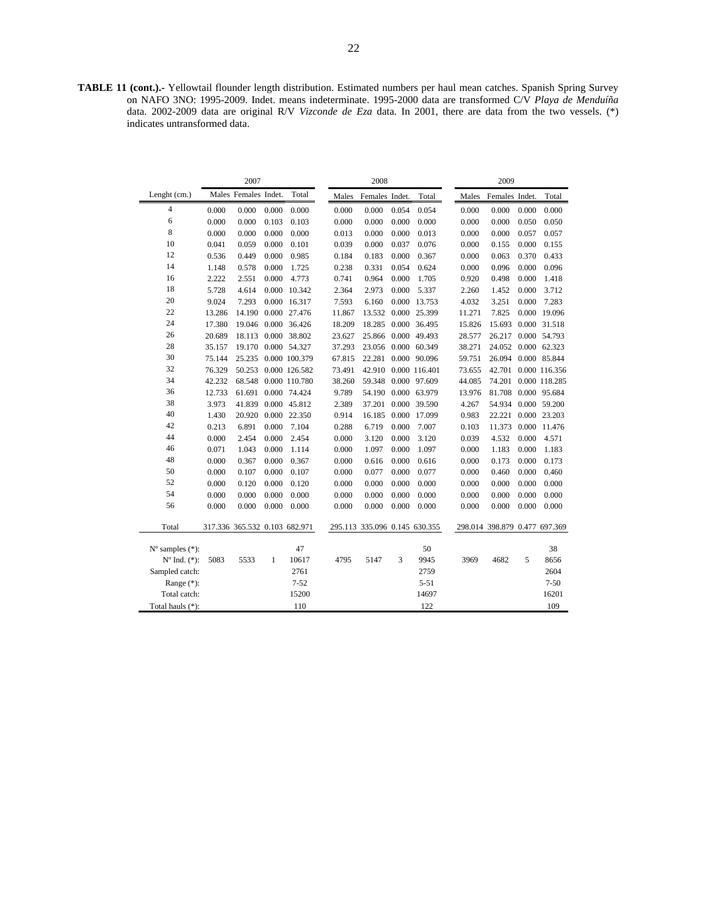**TABLE 11 (cont.).-** Yellowtail flounder length distribution. Estimated numbers per haul mean catches. Spanish Spring Survey on NAFO 3NO: 1995-2009. Indet. means indeterminate. 1995-2000 data are transformed C/V *Playa de Menduíña* data. 2002-2009 data are original R/V *Vizconde de Eza* data. In 2001, there are data from the two vessels. (*) indicates untransformed data.

| | 2007 | | | | 2008 | | | | 2009 | | | |
|---|---|---|---|---|---|---|---|---|---|---|---|---|
| Lenght (cm.) | Males | Females | Indet. | Total | Males | Females | Indet. | Total | Males | Females | Indet. | Total |
| 4 | 0.000 | 0.000 | 0.000 | 0.000 | 0.000 | 0.000 | 0.054 | 0.054 | 0.000 | 0.000 | 0.000 | 0.000 |
| 6 | 0.000 | 0.000 | 0.103 | 0.103 | 0.000 | 0.000 | 0.000 | 0.000 | 0.000 | 0.000 | 0.050 | 0.050 |
| 8 | 0.000 | 0.000 | 0.000 | 0.000 | 0.013 | 0.000 | 0.000 | 0.013 | 0.000 | 0.000 | 0.057 | 0.057 |
| 10 | 0.041 | 0.059 | 0.000 | 0.101 | 0.039 | 0.000 | 0.037 | 0.076 | 0.000 | 0.155 | 0.000 | 0.155 |
| 12 | 0.536 | 0.449 | 0.000 | 0.985 | 0.184 | 0.183 | 0.000 | 0.367 | 0.000 | 0.063 | 0.370 | 0.433 |
| 14 | 1.148 | 0.578 | 0.000 | 1.725 | 0.238 | 0.331 | 0.054 | 0.624 | 0.000 | 0.096 | 0.000 | 0.096 |
| 16 | 2.222 | 2.551 | 0.000 | 4.773 | 0.741 | 0.964 | 0.000 | 1.705 | 0.920 | 0.498 | 0.000 | 1.418 |
| 18 | 5.728 | 4.614 | 0.000 | 10.342 | 2.364 | 2.973 | 0.000 | 5.337 | 2.260 | 1.452 | 0.000 | 3.712 |
| 20 | 9.024 | 7.293 | 0.000 | 16.317 | 7.593 | 6.160 | 0.000 | 13.753 | 4.032 | 3.251 | 0.000 | 7.283 |
| 22 | 13.286 | 14.190 | 0.000 | 27.476 | 11.867 | 13.532 | 0.000 | 25.399 | 11.271 | 7.825 | 0.000 | 19.096 |
| 24 | 17.380 | 19.046 | 0.000 | 36.426 | 18.209 | 18.285 | 0.000 | 36.495 | 15.826 | 15.693 | 0.000 | 31.518 |
| 26 | 20.689 | 18.113 | 0.000 | 38.802 | 23.627 | 25.866 | 0.000 | 49.493 | 28.577 | 26.217 | 0.000 | 54.793 |
| 28 | 35.157 | 19.170 | 0.000 | 54.327 | 37.293 | 23.056 | 0.000 | 60.349 | 38.271 | 24.052 | 0.000 | 62.323 |
| 30 | 75.144 | 25.235 | 0.000 | 100.379 | 67.815 | 22.281 | 0.000 | 90.096 | 59.751 | 26.094 | 0.000 | 85.844 |
| 32 | 76.329 | 50.253 | 0.000 | 126.582 | 73.491 | 42.910 | 0.000 | 116.401 | 73.655 | 42.701 | 0.000 | 116.356 |
| 34 | 42.232 | 68.548 | 0.000 | 110.780 | 38.260 | 59.348 | 0.000 | 97.609 | 44.085 | 74.201 | 0.000 | 118.285 |
| 36 | 12.733 | 61.691 | 0.000 | 74.424 | 9.789 | 54.190 | 0.000 | 63.979 | 13.976 | 81.708 | 0.000 | 95.684 |
| 38 | 3.973 | 41.839 | 0.000 | 45.812 | 2.389 | 37.201 | 0.000 | 39.590 | 4.267 | 54.934 | 0.000 | 59.200 |
| 40 | 1.430 | 20.920 | 0.000 | 22.350 | 0.914 | 16.185 | 0.000 | 17.099 | 0.983 | 22.221 | 0.000 | 23.203 |
| 42 | 0.213 | 6.891 | 0.000 | 7.104 | 0.288 | 6.719 | 0.000 | 7.007 | 0.103 | 11.373 | 0.000 | 11.476 |
| 44 | 0.000 | 2.454 | 0.000 | 2.454 | 0.000 | 3.120 | 0.000 | 3.120 | 0.039 | 4.532 | 0.000 | 4.571 |
| 46 | 0.071 | 1.043 | 0.000 | 1.114 | 0.000 | 1.097 | 0.000 | 1.097 | 0.000 | 1.183 | 0.000 | 1.183 |
| 48 | 0.000 | 0.367 | 0.000 | 0.367 | 0.000 | 0.616 | 0.000 | 0.616 | 0.000 | 0.173 | 0.000 | 0.173 |
| 50 | 0.000 | 0.107 | 0.000 | 0.107 | 0.000 | 0.077 | 0.000 | 0.077 | 0.000 | 0.460 | 0.000 | 0.460 |
| 52 | 0.000 | 0.120 | 0.000 | 0.120 | 0.000 | 0.000 | 0.000 | 0.000 | 0.000 | 0.000 | 0.000 | 0.000 |
| 54 | 0.000 | 0.000 | 0.000 | 0.000 | 0.000 | 0.000 | 0.000 | 0.000 | 0.000 | 0.000 | 0.000 | 0.000 |
| 56 | 0.000 | 0.000 | 0.000 | 0.000 | 0.000 | 0.000 | 0.000 | 0.000 | 0.000 | 0.000 | 0.000 | 0.000 |
| Total | 317.336 | 365.532 | 0.103 | 682.971 | 295.113 | 335.096 | 0.145 | 630.355 | 298.014 | 398.879 | 0.477 | 697.369 |
| Nº samples (*): | | | | 47 | | | | 50 | | | | 38 |
| Nº Ind. (*): | 5083 | 5533 | 1 | 10617 | 4795 | 5147 | 3 | 9945 | 3969 | 4682 | 5 | 8656 |
| Sampled catch: | | | | 2761 | | | | 2759 | | | | 2604 |
| Range (*): | | | | 7-52 | | | | 5-51 | | | | 7-50 |
| Total catch: | | | | 15200 | | | | 14697 | | | | 16201 |
| Total hauls (*): | | | | 110 | | | | 122 | | | | 109 |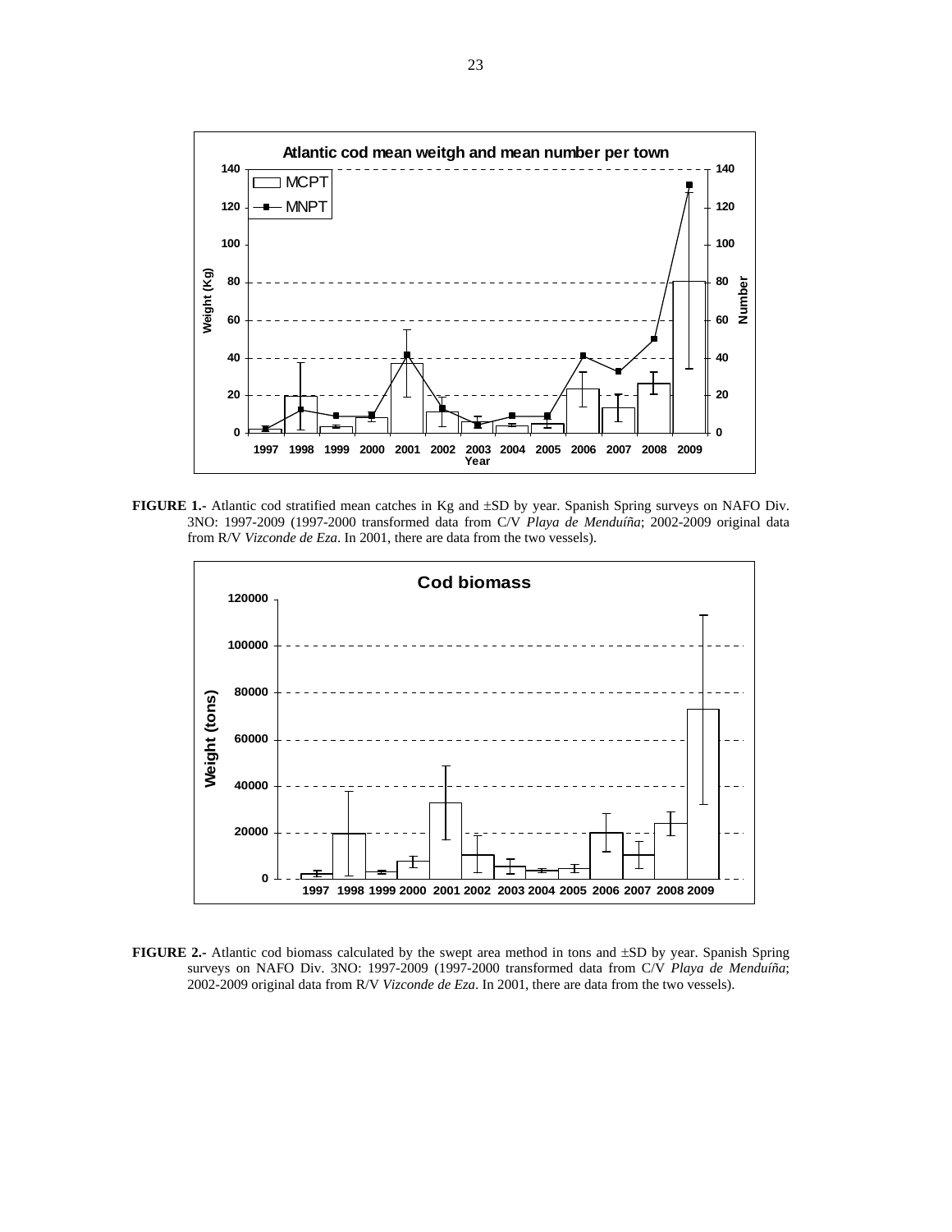**FIGURE 1.-** Atlantic cod stratified mean catches in Kg and ±SD by year. Spanish Spring surveys on NAFO Div. 3NO: 1997-2009 (1997-2000 transformed data from C/V *Playa de Menduíña*; 2002-2009 original data from R/V *Vizconde de Eza*. In 2001, there are data from the two vessels).

**FIGURE 2.-** Atlantic cod biomass calculated by the swept area method in tons and ±SD by year. Spanish Spring surveys on NAFO Div. 3NO: 1997-2009 (1997-2000 transformed data from C/V *Playa de Menduíña*; 2002-2009 original data from R/V *Vizconde de Eza*. In 2001, there are data from the two vessels).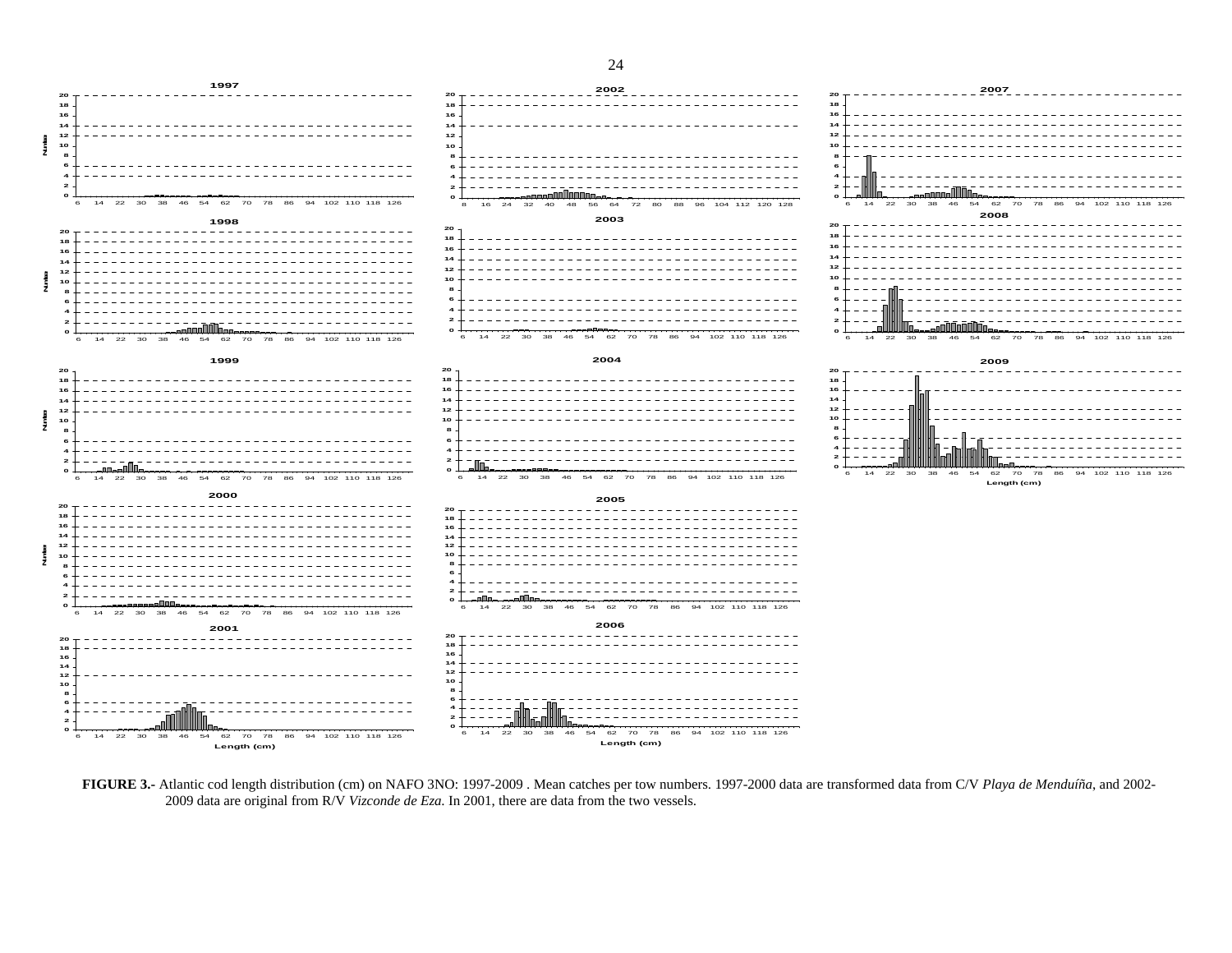**FIGURE 3.-** Atlantic cod length distribution (cm) on NAFO 3NO: 1997-2009 . Mean catches per tow numbers. 1997-2000 data are transformed data from C/V *Playa de Menduíña*, and 2002-2009 data are original from R/V *Vizconde de Eza.* In 2001, there are data from the two vessels.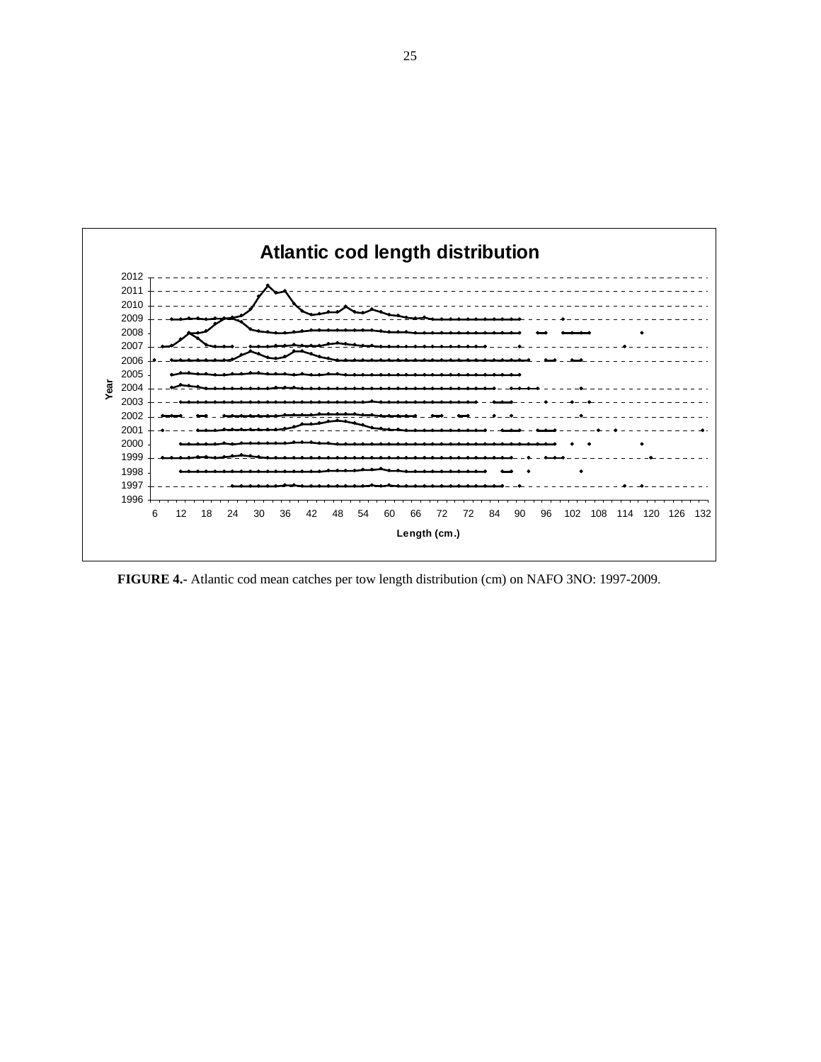**FIGURE 4.-** Atlantic cod mean catches per tow length distribution (cm) on NAFO 3NO: 1997-2009.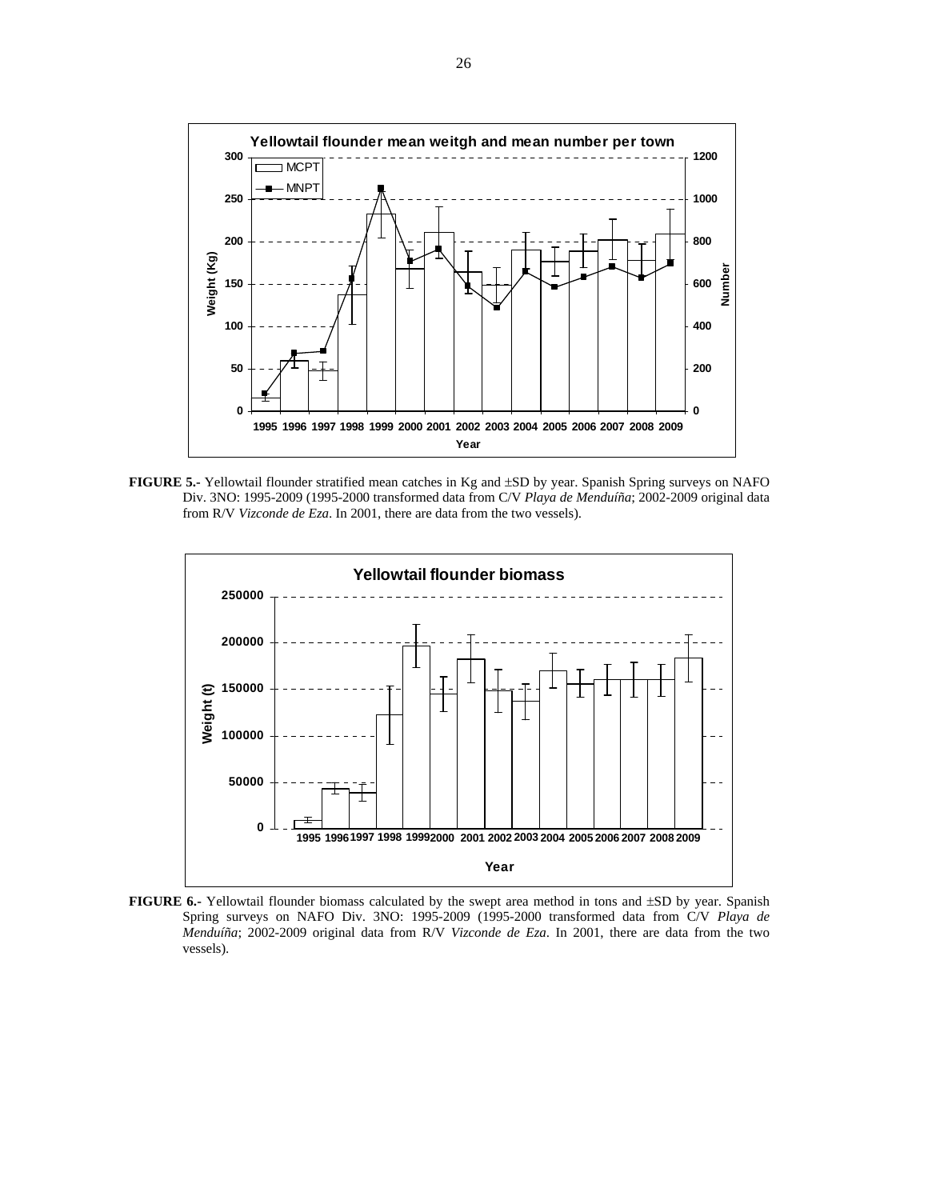**FIGURE 5.-** Yellowtail flounder stratified mean catches in Kg and ±SD by year. Spanish Spring surveys on NAFO Div. 3NO: 1995-2009 (1995-2000 transformed data from C/V *Playa de Menduíña*; 2002-2009 original data from R/V *Vizconde de Eza*. In 2001, there are data from the two vessels).

**FIGURE 6.-** Yellowtail flounder biomass calculated by the swept area method in tons and ±SD by year. Spanish Spring surveys on NAFO Div. 3NO: 1995-2009 (1995-2000 transformed data from C/V *Playa de Menduíña*; 2002-2009 original data from R/V *Vizconde de Eza*. In 2001, there are data from the two vessels).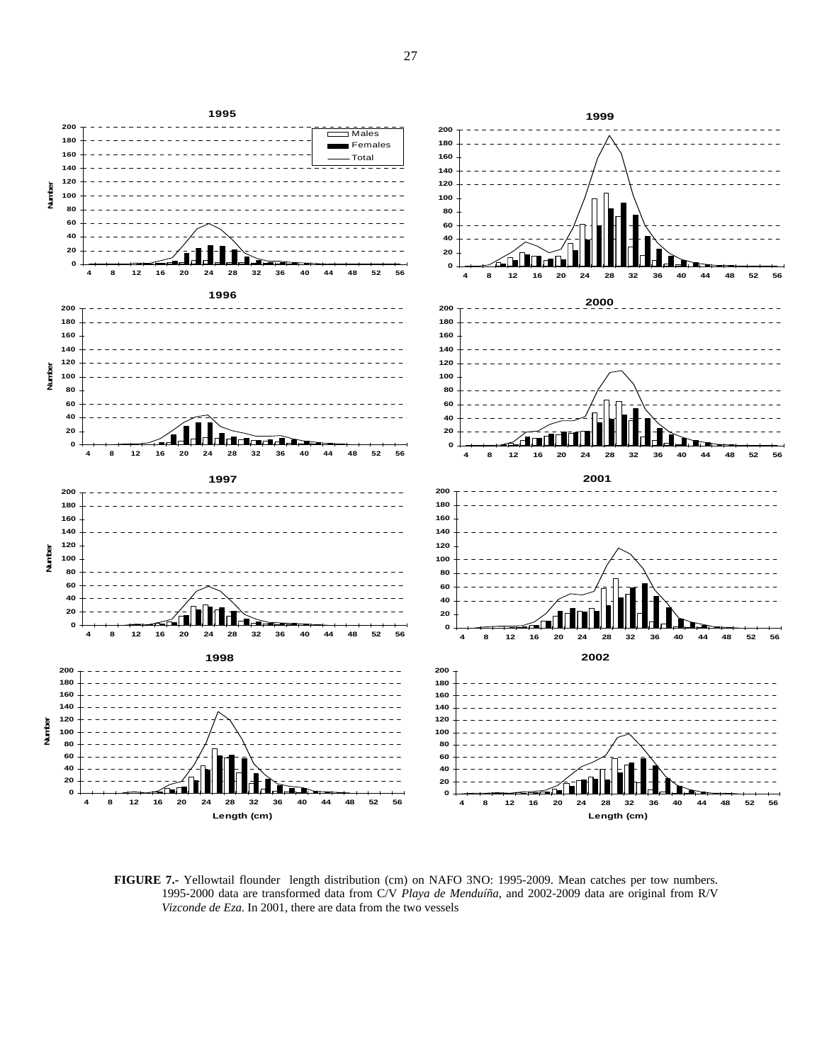**FIGURE 7.-** Yellowtail flounder length distribution (cm) on NAFO 3NO: 1995-2009. Mean catches per tow numbers. 1995-2000 data are transformed data from C/V *Playa de Menduíña*, and 2002-2009 data are original from R/V *Vizconde de Eza*. In 2001, there are data from the two vessels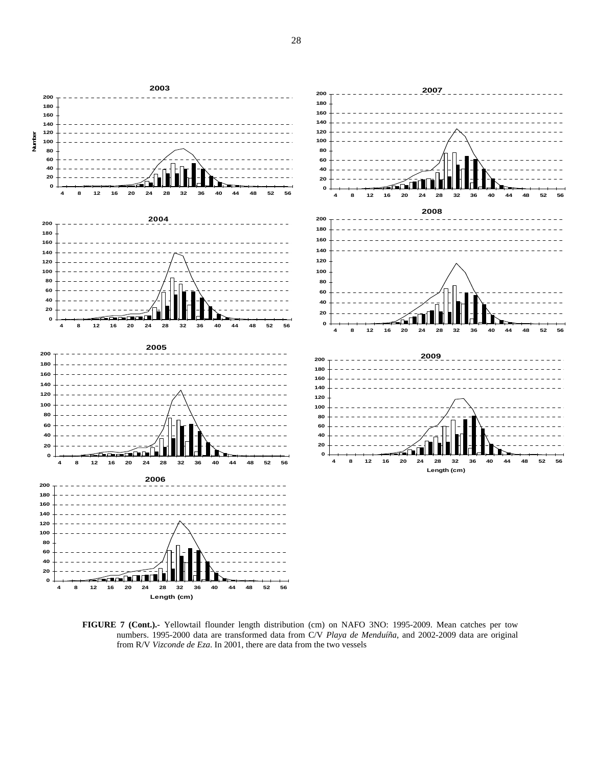**FIGURE 7 (Cont.).-** Yellowtail flounder length distribution (cm) on NAFO 3NO: 1995-2009. Mean catches per tow numbers. 1995-2000 data are transformed data from C/V *Playa de Menduíña*, and 2002-2009 data are original from R/V *Vizconde de Eza*. In 2001, there are data from the two vessels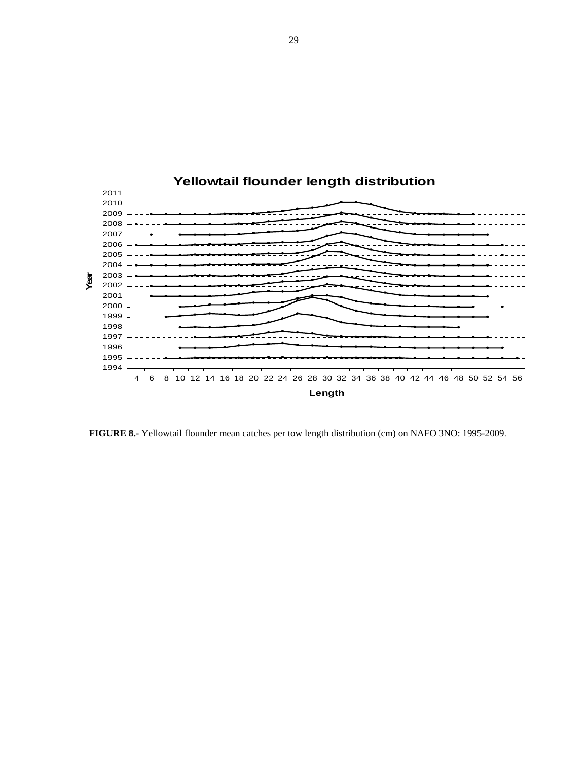Yellowtail flounder length distribution

Year

2011
2010
2009
2008
2007
2006
2005
2004
2003
2002
2001
2000
1999
1998
1997
1996
1995
1994

4 6 8 10 12 14 16 18 20 22 24 26 28 30 32 34 36 38 40 42 44 46 48 50 52 54 56

Length

**FIGURE 8.-** Yellowtail flounder mean catches per tow length distribution (cm) on NAFO 3NO: 1995-2009.